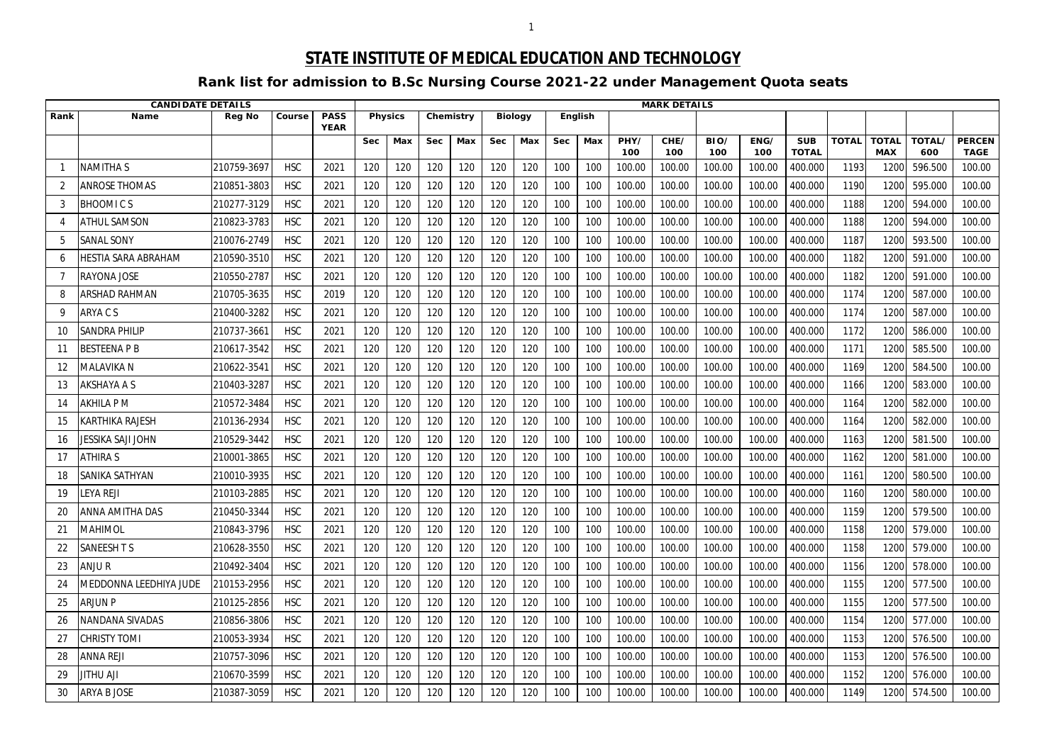# STATE INSTITUTE OF MEDICAL EDUCATION AND TECHNOLOGY

## Rank list for admission to B.Sc Nursing Course 2021-22 under Management Quota seats

| CANDIDATE DETAILS | | | | | MARK DETAILS | | | | | | | | | | | | | | | | | | | |
|---|---|---|---|---|---|---|---|---|---|---|---|---|---|---|---|---|---|---|---|---|---|---|---|---|
| Rank | Name | Reg No | Course | PASS YEAR | Physics | | Chemistry | | Biology | | English | | | | | | | | | | | | |
| | | | | | Sec | Max | Sec | Max | Sec | Max | Sec | Max | PHY/ 100 | CHE/ 100 | BIO/ 100 | ENG/ 100 | SUB TOTAL | TOTAL | TOTAL MAX | TOTAL/ 600 | PERCENTAGE |
| 1 | NAMITHA S | 210759-3697 | HSC | 2021 | 120 | 120 | 120 | 120 | 120 | 120 | 100 | 100 | 100.00 | 100.00 | 100.00 | 100.00 | 400.000 | 1193 | 1200 | 596.500 | 100.00 |
| 2 | ANROSE THOMAS | 210851-3803 | HSC | 2021 | 120 | 120 | 120 | 120 | 120 | 120 | 100 | 100 | 100.00 | 100.00 | 100.00 | 100.00 | 400.000 | 1190 | 1200 | 595.000 | 100.00 |
| 3 | BHOOMI C S | 210277-3129 | HSC | 2021 | 120 | 120 | 120 | 120 | 120 | 120 | 100 | 100 | 100.00 | 100.00 | 100.00 | 100.00 | 400.000 | 1188 | 1200 | 594.000 | 100.00 |
| 4 | ATHUL SAMSON | 210823-3783 | HSC | 2021 | 120 | 120 | 120 | 120 | 120 | 120 | 100 | 100 | 100.00 | 100.00 | 100.00 | 100.00 | 400.000 | 1188 | 1200 | 594.000 | 100.00 |
| 5 | SANAL SONY | 210076-2749 | HSC | 2021 | 120 | 120 | 120 | 120 | 120 | 120 | 100 | 100 | 100.00 | 100.00 | 100.00 | 100.00 | 400.000 | 1187 | 1200 | 593.500 | 100.00 |
| 6 | HESTIA SARA ABRAHAM | 210590-3510 | HSC | 2021 | 120 | 120 | 120 | 120 | 120 | 120 | 100 | 100 | 100.00 | 100.00 | 100.00 | 100.00 | 400.000 | 1182 | 1200 | 591.000 | 100.00 |
| 7 | RAYONA JOSE | 210550-2787 | HSC | 2021 | 120 | 120 | 120 | 120 | 120 | 120 | 100 | 100 | 100.00 | 100.00 | 100.00 | 100.00 | 400.000 | 1182 | 1200 | 591.000 | 100.00 |
| 8 | ARSHAD RAHMAN | 210705-3635 | HSC | 2019 | 120 | 120 | 120 | 120 | 120 | 120 | 100 | 100 | 100.00 | 100.00 | 100.00 | 100.00 | 400.000 | 1174 | 1200 | 587.000 | 100.00 |
| 9 | ARYA C S | 210400-3282 | HSC | 2021 | 120 | 120 | 120 | 120 | 120 | 120 | 100 | 100 | 100.00 | 100.00 | 100.00 | 100.00 | 400.000 | 1174 | 1200 | 587.000 | 100.00 |
| 10 | SANDRA PHILIP | 210737-3661 | HSC | 2021 | 120 | 120 | 120 | 120 | 120 | 120 | 100 | 100 | 100.00 | 100.00 | 100.00 | 100.00 | 400.000 | 1172 | 1200 | 586.000 | 100.00 |
| 11 | BESTEENA P B | 210617-3542 | HSC | 2021 | 120 | 120 | 120 | 120 | 120 | 120 | 100 | 100 | 100.00 | 100.00 | 100.00 | 100.00 | 400.000 | 1171 | 1200 | 585.500 | 100.00 |
| 12 | MALAVIKA N | 210622-3541 | HSC | 2021 | 120 | 120 | 120 | 120 | 120 | 120 | 100 | 100 | 100.00 | 100.00 | 100.00 | 100.00 | 400.000 | 1169 | 1200 | 584.500 | 100.00 |
| 13 | AKSHAYA A S | 210403-3287 | HSC | 2021 | 120 | 120 | 120 | 120 | 120 | 120 | 100 | 100 | 100.00 | 100.00 | 100.00 | 100.00 | 400.000 | 1166 | 1200 | 583.000 | 100.00 |
| 14 | AKHILA P M | 210572-3484 | HSC | 2021 | 120 | 120 | 120 | 120 | 120 | 120 | 100 | 100 | 100.00 | 100.00 | 100.00 | 100.00 | 400.000 | 1164 | 1200 | 582.000 | 100.00 |
| 15 | KARTHIKA RAJESH | 210136-2934 | HSC | 2021 | 120 | 120 | 120 | 120 | 120 | 120 | 100 | 100 | 100.00 | 100.00 | 100.00 | 100.00 | 400.000 | 1164 | 1200 | 582.000 | 100.00 |
| 16 | JESSIKA SAJI JOHN | 210529-3442 | HSC | 2021 | 120 | 120 | 120 | 120 | 120 | 120 | 100 | 100 | 100.00 | 100.00 | 100.00 | 100.00 | 400.000 | 1163 | 1200 | 581.500 | 100.00 |
| 17 | ATHIRA S | 210001-3865 | HSC | 2021 | 120 | 120 | 120 | 120 | 120 | 120 | 100 | 100 | 100.00 | 100.00 | 100.00 | 100.00 | 400.000 | 1162 | 1200 | 581.000 | 100.00 |
| 18 | SANIKA SATHYAN | 210010-3935 | HSC | 2021 | 120 | 120 | 120 | 120 | 120 | 120 | 100 | 100 | 100.00 | 100.00 | 100.00 | 100.00 | 400.000 | 1161 | 1200 | 580.500 | 100.00 |
| 19 | LEYA REJI | 210103-2885 | HSC | 2021 | 120 | 120 | 120 | 120 | 120 | 120 | 100 | 100 | 100.00 | 100.00 | 100.00 | 100.00 | 400.000 | 1160 | 1200 | 580.000 | 100.00 |
| 20 | ANNA AMITHA DAS | 210450-3344 | HSC | 2021 | 120 | 120 | 120 | 120 | 120 | 120 | 100 | 100 | 100.00 | 100.00 | 100.00 | 100.00 | 400.000 | 1159 | 1200 | 579.500 | 100.00 |
| 21 | MAHIMOL | 210843-3796 | HSC | 2021 | 120 | 120 | 120 | 120 | 120 | 120 | 100 | 100 | 100.00 | 100.00 | 100.00 | 100.00 | 400.000 | 1158 | 1200 | 579.000 | 100.00 |
| 22 | SANEESH T S | 210628-3550 | HSC | 2021 | 120 | 120 | 120 | 120 | 120 | 120 | 100 | 100 | 100.00 | 100.00 | 100.00 | 100.00 | 400.000 | 1158 | 1200 | 579.000 | 100.00 |
| 23 | ANJU R | 210492-3404 | HSC | 2021 | 120 | 120 | 120 | 120 | 120 | 120 | 100 | 100 | 100.00 | 100.00 | 100.00 | 100.00 | 400.000 | 1156 | 1200 | 578.000 | 100.00 |
| 24 | MEDDONNA LEEDHIYA JUDE | 210153-2956 | HSC | 2021 | 120 | 120 | 120 | 120 | 120 | 120 | 100 | 100 | 100.00 | 100.00 | 100.00 | 100.00 | 400.000 | 1155 | 1200 | 577.500 | 100.00 |
| 25 | ARJUN P | 210125-2856 | HSC | 2021 | 120 | 120 | 120 | 120 | 120 | 120 | 100 | 100 | 100.00 | 100.00 | 100.00 | 100.00 | 400.000 | 1155 | 1200 | 577.500 | 100.00 |
| 26 | NANDANA SIVADAS | 210856-3806 | HSC | 2021 | 120 | 120 | 120 | 120 | 120 | 120 | 100 | 100 | 100.00 | 100.00 | 100.00 | 100.00 | 400.000 | 1154 | 1200 | 577.000 | 100.00 |
| 27 | CHRISTY TOMI | 210053-3934 | HSC | 2021 | 120 | 120 | 120 | 120 | 120 | 120 | 100 | 100 | 100.00 | 100.00 | 100.00 | 100.00 | 400.000 | 1153 | 1200 | 576.500 | 100.00 |
| 28 | ANNA REJI | 210757-3096 | HSC | 2021 | 120 | 120 | 120 | 120 | 120 | 120 | 100 | 100 | 100.00 | 100.00 | 100.00 | 100.00 | 400.000 | 1153 | 1200 | 576.500 | 100.00 |
| 29 | JITHU AJI | 210670-3599 | HSC | 2021 | 120 | 120 | 120 | 120 | 120 | 120 | 100 | 100 | 100.00 | 100.00 | 100.00 | 100.00 | 400.000 | 1152 | 1200 | 576.000 | 100.00 |
| 30 | ARYA B JOSE | 210387-3059 | HSC | 2021 | 120 | 120 | 120 | 120 | 120 | 120 | 100 | 100 | 100.00 | 100.00 | 100.00 | 100.00 | 400.000 | 1149 | 1200 | 574.500 | 100.00 |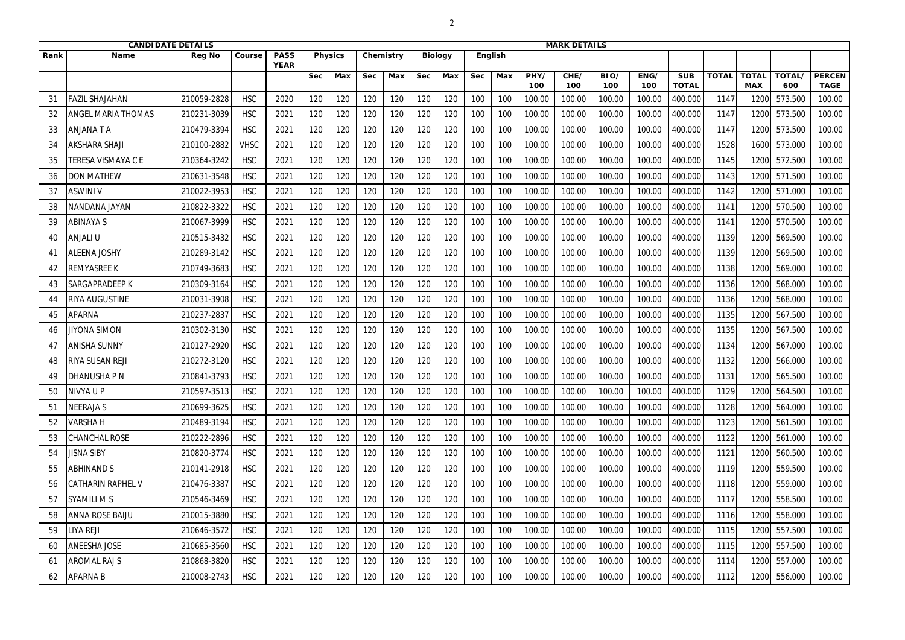| CANDIDATE DETAILS | | | | | MARK DETAILS | | | | | | | | | | | | | | | | | | | |
|---|---|---|---|---|---|---|---|---|---|---|---|---|---|---|---|---|---|---|---|---|---|---|---|---|
| Rank | Name | Reg No | Course | PASS YEAR | Physics | | Chemistry | | Biology | | English | | | | | | | | | | | | |
| | | | | | Sec | Max | Sec | Max | Sec | Max | Sec | Max | PHY/ 100 | CHE/ 100 | BIO/ 100 | ENG/ 100 | SUB TOTAL | TOTAL | TOTAL MAX | TOTAL/ 600 | PERCENTAGE |
| 31 | FAZIL SHAJAHAN | 210059-2828 | HSC | 2020 | 120 | 120 | 120 | 120 | 120 | 120 | 100 | 100 | 100.00 | 100.00 | 100.00 | 100.00 | 400.000 | 1147 | 1200 | 573.500 | 100.00 |
| 32 | ANGEL MARIA THOMAS | 210231-3039 | HSC | 2021 | 120 | 120 | 120 | 120 | 120 | 120 | 100 | 100 | 100.00 | 100.00 | 100.00 | 100.00 | 400.000 | 1147 | 1200 | 573.500 | 100.00 |
| 33 | ANJANA T A | 210479-3394 | HSC | 2021 | 120 | 120 | 120 | 120 | 120 | 120 | 100 | 100 | 100.00 | 100.00 | 100.00 | 100.00 | 400.000 | 1147 | 1200 | 573.500 | 100.00 |
| 34 | AKSHARA SHAJI | 210100-2882 | VHSC | 2021 | 120 | 120 | 120 | 120 | 120 | 120 | 100 | 100 | 100.00 | 100.00 | 100.00 | 100.00 | 400.000 | 1528 | 1600 | 573.000 | 100.00 |
| 35 | TERESA VISMAYA C E | 210364-3242 | HSC | 2021 | 120 | 120 | 120 | 120 | 120 | 120 | 100 | 100 | 100.00 | 100.00 | 100.00 | 100.00 | 400.000 | 1145 | 1200 | 572.500 | 100.00 |
| 36 | DON MATHEW | 210631-3548 | HSC | 2021 | 120 | 120 | 120 | 120 | 120 | 120 | 100 | 100 | 100.00 | 100.00 | 100.00 | 100.00 | 400.000 | 1143 | 1200 | 571.500 | 100.00 |
| 37 | ASWINI V | 210022-3953 | HSC | 2021 | 120 | 120 | 120 | 120 | 120 | 120 | 100 | 100 | 100.00 | 100.00 | 100.00 | 100.00 | 400.000 | 1142 | 1200 | 571.000 | 100.00 |
| 38 | NANDANA JAYAN | 210822-3322 | HSC | 2021 | 120 | 120 | 120 | 120 | 120 | 120 | 100 | 100 | 100.00 | 100.00 | 100.00 | 100.00 | 400.000 | 1141 | 1200 | 570.500 | 100.00 |
| 39 | ABINAYA S | 210067-3999 | HSC | 2021 | 120 | 120 | 120 | 120 | 120 | 120 | 100 | 100 | 100.00 | 100.00 | 100.00 | 100.00 | 400.000 | 1141 | 1200 | 570.500 | 100.00 |
| 40 | ANJALI U | 210515-3432 | HSC | 2021 | 120 | 120 | 120 | 120 | 120 | 120 | 100 | 100 | 100.00 | 100.00 | 100.00 | 100.00 | 400.000 | 1139 | 1200 | 569.500 | 100.00 |
| 41 | ALEENA JOSHY | 210289-3142 | HSC | 2021 | 120 | 120 | 120 | 120 | 120 | 120 | 100 | 100 | 100.00 | 100.00 | 100.00 | 100.00 | 400.000 | 1139 | 1200 | 569.500 | 100.00 |
| 42 | REMYASREE K | 210749-3683 | HSC | 2021 | 120 | 120 | 120 | 120 | 120 | 120 | 100 | 100 | 100.00 | 100.00 | 100.00 | 100.00 | 400.000 | 1138 | 1200 | 569.000 | 100.00 |
| 43 | SARGAPRADEEP K | 210309-3164 | HSC | 2021 | 120 | 120 | 120 | 120 | 120 | 120 | 100 | 100 | 100.00 | 100.00 | 100.00 | 100.00 | 400.000 | 1136 | 1200 | 568.000 | 100.00 |
| 44 | RIYA AUGUSTINE | 210031-3908 | HSC | 2021 | 120 | 120 | 120 | 120 | 120 | 120 | 100 | 100 | 100.00 | 100.00 | 100.00 | 100.00 | 400.000 | 1136 | 1200 | 568.000 | 100.00 |
| 45 | APARNA | 210237-2837 | HSC | 2021 | 120 | 120 | 120 | 120 | 120 | 120 | 100 | 100 | 100.00 | 100.00 | 100.00 | 100.00 | 400.000 | 1135 | 1200 | 567.500 | 100.00 |
| 46 | JIYONA SIMON | 210302-3130 | HSC | 2021 | 120 | 120 | 120 | 120 | 120 | 120 | 100 | 100 | 100.00 | 100.00 | 100.00 | 100.00 | 400.000 | 1135 | 1200 | 567.500 | 100.00 |
| 47 | ANISHA SUNNY | 210127-2920 | HSC | 2021 | 120 | 120 | 120 | 120 | 120 | 120 | 100 | 100 | 100.00 | 100.00 | 100.00 | 100.00 | 400.000 | 1134 | 1200 | 567.000 | 100.00 |
| 48 | RIYA SUSAN REJI | 210272-3120 | HSC | 2021 | 120 | 120 | 120 | 120 | 120 | 120 | 100 | 100 | 100.00 | 100.00 | 100.00 | 100.00 | 400.000 | 1132 | 1200 | 566.000 | 100.00 |
| 49 | DHANUSHA P N | 210841-3793 | HSC | 2021 | 120 | 120 | 120 | 120 | 120 | 120 | 100 | 100 | 100.00 | 100.00 | 100.00 | 100.00 | 400.000 | 1131 | 1200 | 565.500 | 100.00 |
| 50 | NIVYA U P | 210597-3513 | HSC | 2021 | 120 | 120 | 120 | 120 | 120 | 120 | 100 | 100 | 100.00 | 100.00 | 100.00 | 100.00 | 400.000 | 1129 | 1200 | 564.500 | 100.00 |
| 51 | NEERAJA S | 210699-3625 | HSC | 2021 | 120 | 120 | 120 | 120 | 120 | 120 | 100 | 100 | 100.00 | 100.00 | 100.00 | 100.00 | 400.000 | 1128 | 1200 | 564.000 | 100.00 |
| 52 | VARSHA H | 210489-3194 | HSC | 2021 | 120 | 120 | 120 | 120 | 120 | 120 | 100 | 100 | 100.00 | 100.00 | 100.00 | 100.00 | 400.000 | 1123 | 1200 | 561.500 | 100.00 |
| 53 | CHANCHAL ROSE | 210222-2896 | HSC | 2021 | 120 | 120 | 120 | 120 | 120 | 120 | 100 | 100 | 100.00 | 100.00 | 100.00 | 100.00 | 400.000 | 1122 | 1200 | 561.000 | 100.00 |
| 54 | JISNA SIBY | 210820-3774 | HSC | 2021 | 120 | 120 | 120 | 120 | 120 | 120 | 100 | 100 | 100.00 | 100.00 | 100.00 | 100.00 | 400.000 | 1121 | 1200 | 560.500 | 100.00 |
| 55 | ABHINAND S | 210141-2918 | HSC | 2021 | 120 | 120 | 120 | 120 | 120 | 120 | 100 | 100 | 100.00 | 100.00 | 100.00 | 100.00 | 400.000 | 1119 | 1200 | 559.500 | 100.00 |
| 56 | CATHARIN RAPHEL V | 210476-3387 | HSC | 2021 | 120 | 120 | 120 | 120 | 120 | 120 | 100 | 100 | 100.00 | 100.00 | 100.00 | 100.00 | 400.000 | 1118 | 1200 | 559.000 | 100.00 |
| 57 | SYAMILI M S | 210546-3469 | HSC | 2021 | 120 | 120 | 120 | 120 | 120 | 120 | 100 | 100 | 100.00 | 100.00 | 100.00 | 100.00 | 400.000 | 1117 | 1200 | 558.500 | 100.00 |
| 58 | ANNA ROSE BAIJU | 210015-3880 | HSC | 2021 | 120 | 120 | 120 | 120 | 120 | 120 | 100 | 100 | 100.00 | 100.00 | 100.00 | 100.00 | 400.000 | 1116 | 1200 | 558.000 | 100.00 |
| 59 | LIYA REJI | 210646-3572 | HSC | 2021 | 120 | 120 | 120 | 120 | 120 | 120 | 100 | 100 | 100.00 | 100.00 | 100.00 | 100.00 | 400.000 | 1115 | 1200 | 557.500 | 100.00 |
| 60 | ANEESHA JOSE | 210685-3560 | HSC | 2021 | 120 | 120 | 120 | 120 | 120 | 120 | 100 | 100 | 100.00 | 100.00 | 100.00 | 100.00 | 400.000 | 1115 | 1200 | 557.500 | 100.00 |
| 61 | AROMAL RAJ S | 210868-3820 | HSC | 2021 | 120 | 120 | 120 | 120 | 120 | 120 | 100 | 100 | 100.00 | 100.00 | 100.00 | 100.00 | 400.000 | 1114 | 1200 | 557.000 | 100.00 |
| 62 | APARNA B | 210008-2743 | HSC | 2021 | 120 | 120 | 120 | 120 | 120 | 120 | 100 | 100 | 100.00 | 100.00 | 100.00 | 100.00 | 400.000 | 1112 | 1200 | 556.000 | 100.00 |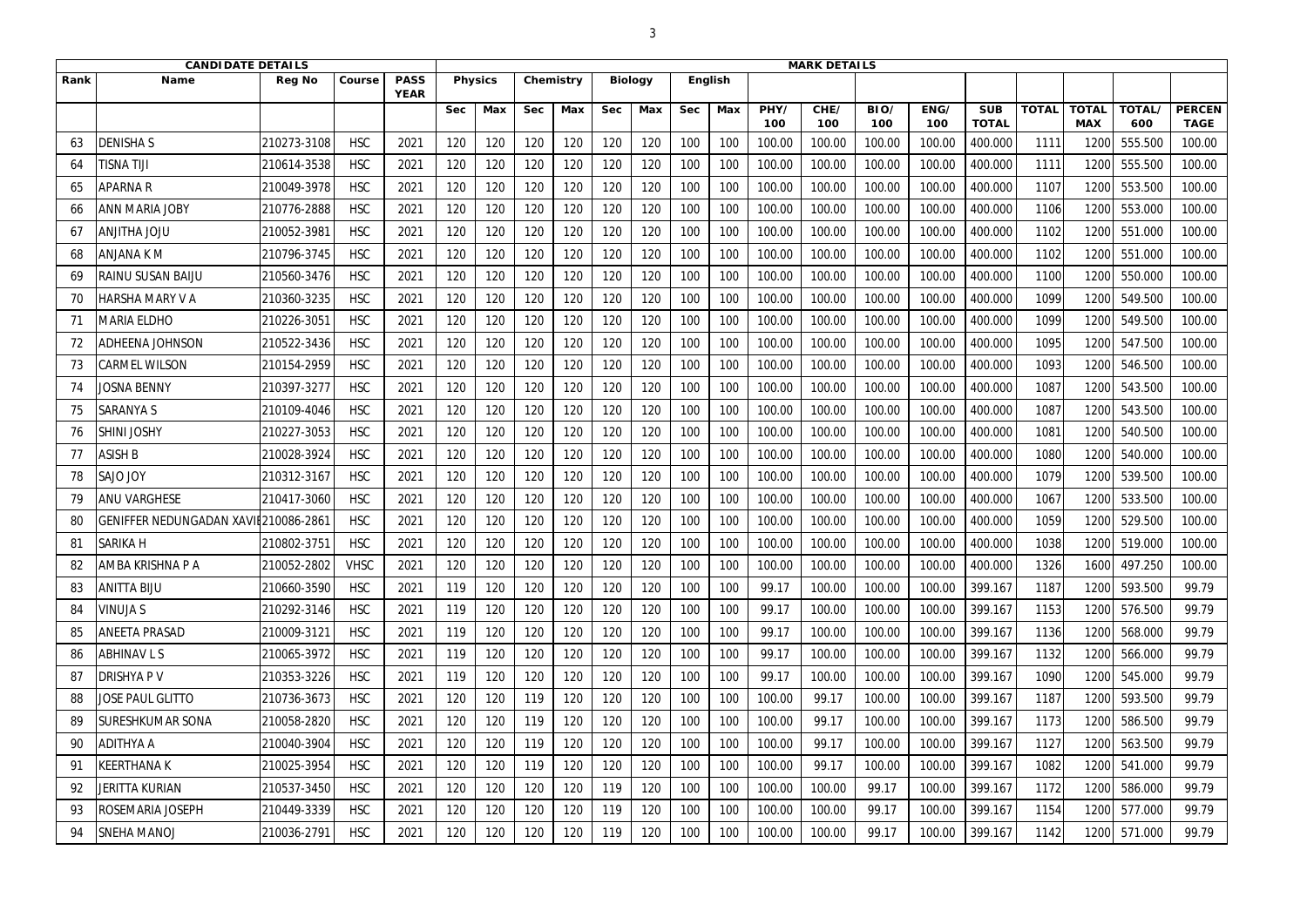| CANDIDATE DETAILS | | | | | MARK DETAILS | | | | | | | | | | | | | | | | | | |
|---|---|---|---|---|---|---|---|---|---|---|---|---|---|---|---|---|---|---|---|---|---|---|---|
| Rank | Name | Reg No | Course | PASS YEAR | Physics | | Chemistry | | Biology | | English | | | | | | | | | | | |
| | | | | | Sec | Max | Sec | Max | Sec | Max | Sec | Max | PHY/ 100 | CHE/ 100 | BIO/ 100 | ENG/ 100 | SUB TOTAL | TOTAL | TOTAL MAX | TOTAL/ 600 | PERCEN TAGE |
| 63 | DENISHA S | 210273-3108 | HSC | 2021 | 120 | 120 | 120 | 120 | 120 | 120 | 100 | 100 | 100.00 | 100.00 | 100.00 | 100.00 | 400.000 | 1111 | 1200 | 555.500 | 100.00 |
| 64 | TISNA TIJI | 210614-3538 | HSC | 2021 | 120 | 120 | 120 | 120 | 120 | 120 | 100 | 100 | 100.00 | 100.00 | 100.00 | 100.00 | 400.000 | 1111 | 1200 | 555.500 | 100.00 |
| 65 | APARNA R | 210049-3978 | HSC | 2021 | 120 | 120 | 120 | 120 | 120 | 120 | 100 | 100 | 100.00 | 100.00 | 100.00 | 100.00 | 400.000 | 1107 | 1200 | 553.500 | 100.00 |
| 66 | ANN MARIA JOBY | 210776-2888 | HSC | 2021 | 120 | 120 | 120 | 120 | 120 | 120 | 100 | 100 | 100.00 | 100.00 | 100.00 | 100.00 | 400.000 | 1106 | 1200 | 553.000 | 100.00 |
| 67 | ANJITHA JOJU | 210052-3981 | HSC | 2021 | 120 | 120 | 120 | 120 | 120 | 120 | 100 | 100 | 100.00 | 100.00 | 100.00 | 100.00 | 400.000 | 1102 | 1200 | 551.000 | 100.00 |
| 68 | ANJANA K M | 210796-3745 | HSC | 2021 | 120 | 120 | 120 | 120 | 120 | 120 | 100 | 100 | 100.00 | 100.00 | 100.00 | 100.00 | 400.000 | 1102 | 1200 | 551.000 | 100.00 |
| 69 | RAINU SUSAN BAIJU | 210560-3476 | HSC | 2021 | 120 | 120 | 120 | 120 | 120 | 120 | 100 | 100 | 100.00 | 100.00 | 100.00 | 100.00 | 400.000 | 1100 | 1200 | 550.000 | 100.00 |
| 70 | HARSHA MARY V A | 210360-3235 | HSC | 2021 | 120 | 120 | 120 | 120 | 120 | 120 | 100 | 100 | 100.00 | 100.00 | 100.00 | 100.00 | 400.000 | 1099 | 1200 | 549.500 | 100.00 |
| 71 | MARIA ELDHO | 210226-3051 | HSC | 2021 | 120 | 120 | 120 | 120 | 120 | 120 | 100 | 100 | 100.00 | 100.00 | 100.00 | 100.00 | 400.000 | 1099 | 1200 | 549.500 | 100.00 |
| 72 | ADHEENA JOHNSON | 210522-3436 | HSC | 2021 | 120 | 120 | 120 | 120 | 120 | 120 | 100 | 100 | 100.00 | 100.00 | 100.00 | 100.00 | 400.000 | 1095 | 1200 | 547.500 | 100.00 |
| 73 | CARMEL WILSON | 210154-2959 | HSC | 2021 | 120 | 120 | 120 | 120 | 120 | 120 | 100 | 100 | 100.00 | 100.00 | 100.00 | 100.00 | 400.000 | 1093 | 1200 | 546.500 | 100.00 |
| 74 | JOSNA BENNY | 210397-3277 | HSC | 2021 | 120 | 120 | 120 | 120 | 120 | 120 | 100 | 100 | 100.00 | 100.00 | 100.00 | 100.00 | 400.000 | 1087 | 1200 | 543.500 | 100.00 |
| 75 | SARANYA S | 210109-4046 | HSC | 2021 | 120 | 120 | 120 | 120 | 120 | 120 | 100 | 100 | 100.00 | 100.00 | 100.00 | 100.00 | 400.000 | 1087 | 1200 | 543.500 | 100.00 |
| 76 | SHINI JOSHY | 210227-3053 | HSC | 2021 | 120 | 120 | 120 | 120 | 120 | 120 | 100 | 100 | 100.00 | 100.00 | 100.00 | 100.00 | 400.000 | 1081 | 1200 | 540.500 | 100.00 |
| 77 | ASISH B | 210028-3924 | HSC | 2021 | 120 | 120 | 120 | 120 | 120 | 120 | 100 | 100 | 100.00 | 100.00 | 100.00 | 100.00 | 400.000 | 1080 | 1200 | 540.000 | 100.00 |
| 78 | SAJO JOY | 210312-3167 | HSC | 2021 | 120 | 120 | 120 | 120 | 120 | 120 | 100 | 100 | 100.00 | 100.00 | 100.00 | 100.00 | 400.000 | 1079 | 1200 | 539.500 | 100.00 |
| 79 | ANU VARGHESE | 210417-3060 | HSC | 2021 | 120 | 120 | 120 | 120 | 120 | 120 | 100 | 100 | 100.00 | 100.00 | 100.00 | 100.00 | 400.000 | 1067 | 1200 | 533.500 | 100.00 |
| 80 | GENIFFER NEDUNGADAN XAVI | 210086-2861 | HSC | 2021 | 120 | 120 | 120 | 120 | 120 | 120 | 100 | 100 | 100.00 | 100.00 | 100.00 | 100.00 | 400.000 | 1059 | 1200 | 529.500 | 100.00 |
| 81 | SARIKA H | 210802-3751 | HSC | 2021 | 120 | 120 | 120 | 120 | 120 | 120 | 100 | 100 | 100.00 | 100.00 | 100.00 | 100.00 | 400.000 | 1038 | 1200 | 519.000 | 100.00 |
| 82 | AMBA KRISHNA P A | 210052-2802 | VHSC | 2021 | 120 | 120 | 120 | 120 | 120 | 120 | 100 | 100 | 100.00 | 100.00 | 100.00 | 100.00 | 400.000 | 1326 | 1600 | 497.250 | 100.00 |
| 83 | ANITTA BIJU | 210660-3590 | HSC | 2021 | 119 | 120 | 120 | 120 | 120 | 120 | 100 | 100 | 99.17 | 100.00 | 100.00 | 100.00 | 399.167 | 1187 | 1200 | 593.500 | 99.79 |
| 84 | VINUJA S | 210292-3146 | HSC | 2021 | 119 | 120 | 120 | 120 | 120 | 120 | 100 | 100 | 99.17 | 100.00 | 100.00 | 100.00 | 399.167 | 1153 | 1200 | 576.500 | 99.79 |
| 85 | ANEETA PRASAD | 210009-3121 | HSC | 2021 | 119 | 120 | 120 | 120 | 120 | 120 | 100 | 100 | 99.17 | 100.00 | 100.00 | 100.00 | 399.167 | 1136 | 1200 | 568.000 | 99.79 |
| 86 | ABHINAV L S | 210065-3972 | HSC | 2021 | 119 | 120 | 120 | 120 | 120 | 120 | 100 | 100 | 99.17 | 100.00 | 100.00 | 100.00 | 399.167 | 1132 | 1200 | 566.000 | 99.79 |
| 87 | DRISHYA P V | 210353-3226 | HSC | 2021 | 119 | 120 | 120 | 120 | 120 | 120 | 100 | 100 | 99.17 | 100.00 | 100.00 | 100.00 | 399.167 | 1090 | 1200 | 545.000 | 99.79 |
| 88 | JOSE PAUL GLITTO | 210736-3673 | HSC | 2021 | 120 | 120 | 119 | 120 | 120 | 120 | 100 | 100 | 100.00 | 99.17 | 100.00 | 100.00 | 399.167 | 1187 | 1200 | 593.500 | 99.79 |
| 89 | SURESHKUMAR SONA | 210058-2820 | HSC | 2021 | 120 | 120 | 119 | 120 | 120 | 120 | 100 | 100 | 100.00 | 99.17 | 100.00 | 100.00 | 399.167 | 1173 | 1200 | 586.500 | 99.79 |
| 90 | ADITHYA A | 210040-3904 | HSC | 2021 | 120 | 120 | 119 | 120 | 120 | 120 | 100 | 100 | 100.00 | 99.17 | 100.00 | 100.00 | 399.167 | 1127 | 1200 | 563.500 | 99.79 |
| 91 | KEERTHANA K | 210025-3954 | HSC | 2021 | 120 | 120 | 119 | 120 | 120 | 120 | 100 | 100 | 100.00 | 99.17 | 100.00 | 100.00 | 399.167 | 1082 | 1200 | 541.000 | 99.79 |
| 92 | JERITTA KURIAN | 210537-3450 | HSC | 2021 | 120 | 120 | 120 | 120 | 119 | 120 | 100 | 100 | 100.00 | 100.00 | 99.17 | 100.00 | 399.167 | 1172 | 1200 | 586.000 | 99.79 |
| 93 | ROSEMARIA JOSEPH | 210449-3339 | HSC | 2021 | 120 | 120 | 120 | 120 | 119 | 120 | 100 | 100 | 100.00 | 100.00 | 99.17 | 100.00 | 399.167 | 1154 | 1200 | 577.000 | 99.79 |
| 94 | SNEHA MANOJ | 210036-2791 | HSC | 2021 | 120 | 120 | 120 | 120 | 119 | 120 | 100 | 100 | 100.00 | 100.00 | 99.17 | 100.00 | 399.167 | 1142 | 1200 | 571.000 | 99.79 |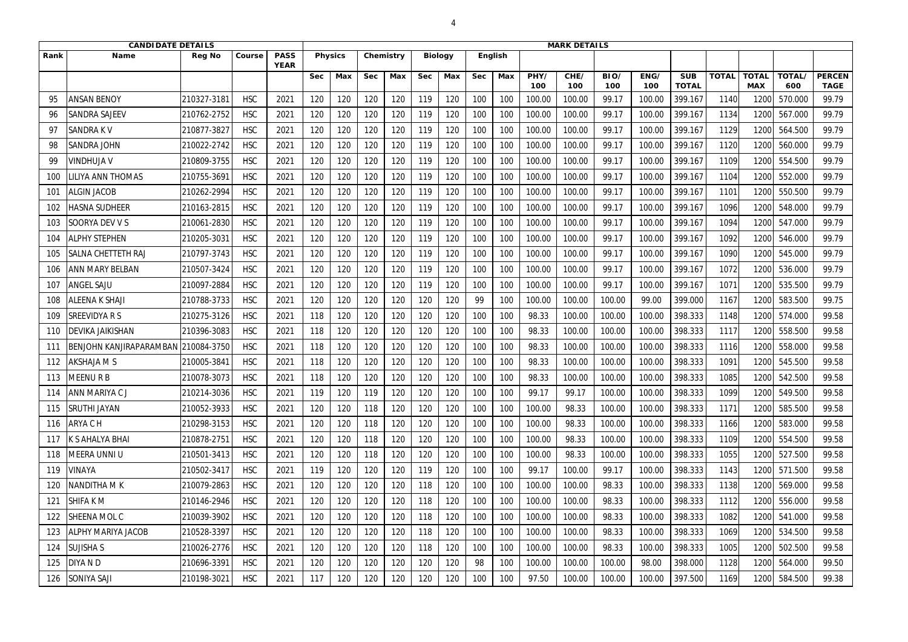| CANDIDATE DETAILS | | | | MARK DETAILS | | | | | | | | | | | | | | | | | | |
|---|---|---|---|---|---|---|---|---|---|---|---|---|---|---|---|---|---|---|---|---|---|---|
| Rank | Name | Reg No | Course | PASS YEAR | Physics | | Chemistry | | Biology | | English | | | | | | | | | | |
| | | | | | Sec | Max | Sec | Max | Sec | Max | Sec | Max | PHY/ 100 | CHE/ 100 | BIO/ 100 | ENG/ 100 | SUB TOTAL | TOTAL | TOTAL MAX | TOTAL/ 600 | PERCENTAGE |
| 95 | ANSAN BENOY | 210327-3181 | HSC | 2021 | 120 | 120 | 120 | 120 | 119 | 120 | 100 | 100 | 100.00 | 100.00 | 99.17 | 100.00 | 399.167 | 1140 | 1200 | 570.000 | 99.79 |
| 96 | SANDRA SAJEEV | 210762-2752 | HSC | 2021 | 120 | 120 | 120 | 120 | 119 | 120 | 100 | 100 | 100.00 | 100.00 | 99.17 | 100.00 | 399.167 | 1134 | 1200 | 567.000 | 99.79 |
| 97 | SANDRA K V | 210877-3827 | HSC | 2021 | 120 | 120 | 120 | 120 | 119 | 120 | 100 | 100 | 100.00 | 100.00 | 99.17 | 100.00 | 399.167 | 1129 | 1200 | 564.500 | 99.79 |
| 98 | SANDRA JOHN | 210022-2742 | HSC | 2021 | 120 | 120 | 120 | 120 | 119 | 120 | 100 | 100 | 100.00 | 100.00 | 99.17 | 100.00 | 399.167 | 1120 | 1200 | 560.000 | 99.79 |
| 99 | VINDHUJA V | 210809-3755 | HSC | 2021 | 120 | 120 | 120 | 120 | 119 | 120 | 100 | 100 | 100.00 | 100.00 | 99.17 | 100.00 | 399.167 | 1109 | 1200 | 554.500 | 99.79 |
| 100 | LILIYA ANN THOMAS | 210755-3691 | HSC | 2021 | 120 | 120 | 120 | 120 | 119 | 120 | 100 | 100 | 100.00 | 100.00 | 99.17 | 100.00 | 399.167 | 1104 | 1200 | 552.000 | 99.79 |
| 101 | ALGIN JACOB | 210262-2994 | HSC | 2021 | 120 | 120 | 120 | 120 | 119 | 120 | 100 | 100 | 100.00 | 100.00 | 99.17 | 100.00 | 399.167 | 1101 | 1200 | 550.500 | 99.79 |
| 102 | HASNA SUDHEER | 210163-2815 | HSC | 2021 | 120 | 120 | 120 | 120 | 119 | 120 | 100 | 100 | 100.00 | 100.00 | 99.17 | 100.00 | 399.167 | 1096 | 1200 | 548.000 | 99.79 |
| 103 | SOORYA DEV V S | 210061-2830 | HSC | 2021 | 120 | 120 | 120 | 120 | 119 | 120 | 100 | 100 | 100.00 | 100.00 | 99.17 | 100.00 | 399.167 | 1094 | 1200 | 547.000 | 99.79 |
| 104 | ALPHY STEPHEN | 210205-3031 | HSC | 2021 | 120 | 120 | 120 | 120 | 119 | 120 | 100 | 100 | 100.00 | 100.00 | 99.17 | 100.00 | 399.167 | 1092 | 1200 | 546.000 | 99.79 |
| 105 | SALNA CHETTETH RAJ | 210797-3743 | HSC | 2021 | 120 | 120 | 120 | 120 | 119 | 120 | 100 | 100 | 100.00 | 100.00 | 99.17 | 100.00 | 399.167 | 1090 | 1200 | 545.000 | 99.79 |
| 106 | ANN MARY BELBAN | 210507-3424 | HSC | 2021 | 120 | 120 | 120 | 120 | 119 | 120 | 100 | 100 | 100.00 | 100.00 | 99.17 | 100.00 | 399.167 | 1072 | 1200 | 536.000 | 99.79 |
| 107 | ANGEL SAJU | 210097-2884 | HSC | 2021 | 120 | 120 | 120 | 120 | 119 | 120 | 100 | 100 | 100.00 | 100.00 | 99.17 | 100.00 | 399.167 | 1071 | 1200 | 535.500 | 99.79 |
| 108 | ALEENA K SHAJI | 210788-3733 | HSC | 2021 | 120 | 120 | 120 | 120 | 120 | 120 | 99 | 100 | 100.00 | 100.00 | 100.00 | 99.00 | 399.000 | 1167 | 1200 | 583.500 | 99.75 |
| 109 | SREEVIDYA R S | 210275-3126 | HSC | 2021 | 118 | 120 | 120 | 120 | 120 | 120 | 100 | 100 | 98.33 | 100.00 | 100.00 | 100.00 | 398.333 | 1148 | 1200 | 574.000 | 99.58 |
| 110 | DEVIKA JAIKISHAN | 210396-3083 | HSC | 2021 | 118 | 120 | 120 | 120 | 120 | 120 | 100 | 100 | 98.33 | 100.00 | 100.00 | 100.00 | 398.333 | 1117 | 1200 | 558.500 | 99.58 |
| 111 | BENJOHN KANJIRAPARAMBAN | 210084-3750 | HSC | 2021 | 118 | 120 | 120 | 120 | 120 | 120 | 100 | 100 | 98.33 | 100.00 | 100.00 | 100.00 | 398.333 | 1116 | 1200 | 558.000 | 99.58 |
| 112 | AKSHAJA M S | 210005-3841 | HSC | 2021 | 118 | 120 | 120 | 120 | 120 | 120 | 100 | 100 | 98.33 | 100.00 | 100.00 | 100.00 | 398.333 | 1091 | 1200 | 545.500 | 99.58 |
| 113 | MEENU R B | 210078-3073 | HSC | 2021 | 118 | 120 | 120 | 120 | 120 | 120 | 100 | 100 | 98.33 | 100.00 | 100.00 | 100.00 | 398.333 | 1085 | 1200 | 542.500 | 99.58 |
| 114 | ANN MARIYA C J | 210214-3036 | HSC | 2021 | 119 | 120 | 119 | 120 | 120 | 120 | 100 | 100 | 99.17 | 99.17 | 100.00 | 100.00 | 398.333 | 1099 | 1200 | 549.500 | 99.58 |
| 115 | SRUTHI JAYAN | 210052-3933 | HSC | 2021 | 120 | 120 | 118 | 120 | 120 | 120 | 100 | 100 | 100.00 | 98.33 | 100.00 | 100.00 | 398.333 | 1171 | 1200 | 585.500 | 99.58 |
| 116 | ARYA C H | 210298-3153 | HSC | 2021 | 120 | 120 | 118 | 120 | 120 | 120 | 100 | 100 | 100.00 | 98.33 | 100.00 | 100.00 | 398.333 | 1166 | 1200 | 583.000 | 99.58 |
| 117 | K S AHALYA BHAI | 210878-2751 | HSC | 2021 | 120 | 120 | 118 | 120 | 120 | 120 | 100 | 100 | 100.00 | 98.33 | 100.00 | 100.00 | 398.333 | 1109 | 1200 | 554.500 | 99.58 |
| 118 | MEERA UNNI U | 210501-3413 | HSC | 2021 | 120 | 120 | 118 | 120 | 120 | 120 | 100 | 100 | 100.00 | 98.33 | 100.00 | 100.00 | 398.333 | 1055 | 1200 | 527.500 | 99.58 |
| 119 | VINAYA | 210502-3417 | HSC | 2021 | 119 | 120 | 120 | 120 | 119 | 120 | 100 | 100 | 99.17 | 100.00 | 99.17 | 100.00 | 398.333 | 1143 | 1200 | 571.500 | 99.58 |
| 120 | NANDITHA M K | 210079-2863 | HSC | 2021 | 120 | 120 | 120 | 120 | 118 | 120 | 100 | 100 | 100.00 | 100.00 | 98.33 | 100.00 | 398.333 | 1138 | 1200 | 569.000 | 99.58 |
| 121 | SHIFA K M | 210146-2946 | HSC | 2021 | 120 | 120 | 120 | 120 | 118 | 120 | 100 | 100 | 100.00 | 100.00 | 98.33 | 100.00 | 398.333 | 1112 | 1200 | 556.000 | 99.58 |
| 122 | SHEENA MOL C | 210039-3902 | HSC | 2021 | 120 | 120 | 120 | 120 | 118 | 120 | 100 | 100 | 100.00 | 100.00 | 98.33 | 100.00 | 398.333 | 1082 | 1200 | 541.000 | 99.58 |
| 123 | ALPHY MARIYA JACOB | 210528-3397 | HSC | 2021 | 120 | 120 | 120 | 120 | 118 | 120 | 100 | 100 | 100.00 | 100.00 | 98.33 | 100.00 | 398.333 | 1069 | 1200 | 534.500 | 99.58 |
| 124 | SUJISHA S | 210026-2776 | HSC | 2021 | 120 | 120 | 120 | 120 | 118 | 120 | 100 | 100 | 100.00 | 100.00 | 98.33 | 100.00 | 398.333 | 1005 | 1200 | 502.500 | 99.58 |
| 125 | DIYA N D | 210696-3391 | HSC | 2021 | 120 | 120 | 120 | 120 | 120 | 120 | 98 | 100 | 100.00 | 100.00 | 100.00 | 98.00 | 398.000 | 1128 | 1200 | 564.000 | 99.50 |
| 126 | SONIYA SAJI | 210198-3021 | HSC | 2021 | 117 | 120 | 120 | 120 | 120 | 120 | 100 | 100 | 97.50 | 100.00 | 100.00 | 100.00 | 397.500 | 1169 | 1200 | 584.500 | 99.38 |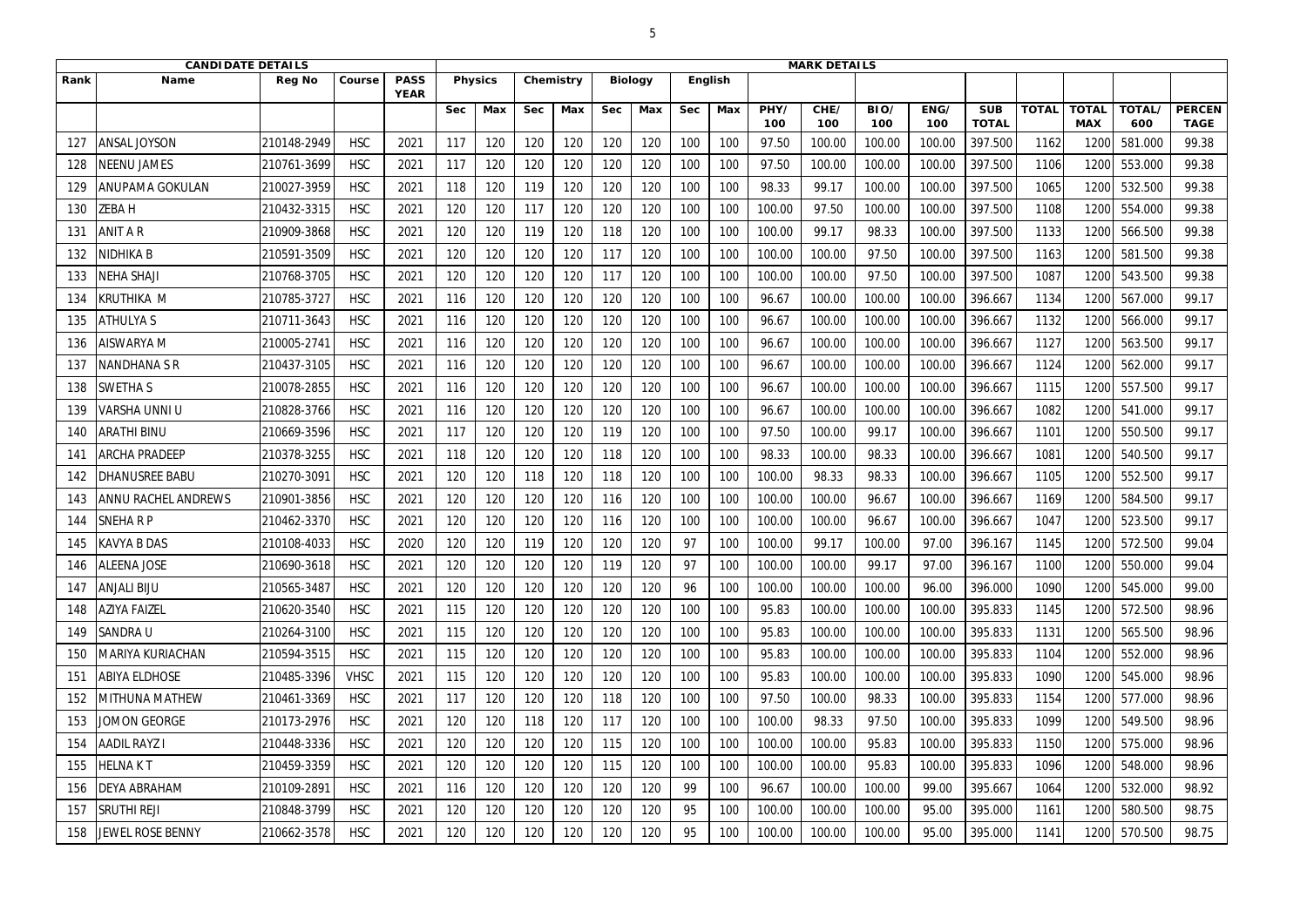| CANDIDATE DETAILS | | | | | MARK DETAILS | | | | | | | | | | | | | | | | | | |
|---|---|---|---|---|---|---|---|---|---|---|---|---|---|---|---|---|---|---|---|---|---|---|---|
| Rank | Name | Reg No | Course | PASS YEAR | Physics | | Chemistry | | Biology | | English | | | | | | | | | | | |
| | | | | | Sec | Max | Sec | Max | Sec | Max | Sec | Max | PHY/ 100 | CHE/ 100 | BIO/ 100 | ENG/ 100 | SUB TOTAL | TOTAL | TOTAL MAX | TOTAL/ 600 | PERCENTAGE |
| 127 | ANSAL JOYSON | 210148-2949 | HSC | 2021 | 117 | 120 | 120 | 120 | 120 | 120 | 100 | 100 | 97.50 | 100.00 | 100.00 | 100.00 | 397.500 | 1162 | 1200 | 581.000 | 99.38 |
| 128 | NEENU JAMES | 210761-3699 | HSC | 2021 | 117 | 120 | 120 | 120 | 120 | 120 | 100 | 100 | 97.50 | 100.00 | 100.00 | 100.00 | 397.500 | 1106 | 1200 | 553.000 | 99.38 |
| 129 | ANUPAMA GOKULAN | 210027-3959 | HSC | 2021 | 118 | 120 | 119 | 120 | 120 | 120 | 100 | 100 | 98.33 | 99.17 | 100.00 | 100.00 | 397.500 | 1065 | 1200 | 532.500 | 99.38 |
| 130 | ZEBA H | 210432-3315 | HSC | 2021 | 120 | 120 | 117 | 120 | 120 | 120 | 100 | 100 | 100.00 | 97.50 | 100.00 | 100.00 | 397.500 | 1108 | 1200 | 554.000 | 99.38 |
| 131 | ANIT A R | 210909-3868 | HSC | 2021 | 120 | 120 | 119 | 120 | 118 | 120 | 100 | 100 | 100.00 | 99.17 | 98.33 | 100.00 | 397.500 | 1133 | 1200 | 566.500 | 99.38 |
| 132 | NIDHIKA B | 210591-3509 | HSC | 2021 | 120 | 120 | 120 | 120 | 117 | 120 | 100 | 100 | 100.00 | 100.00 | 97.50 | 100.00 | 397.500 | 1163 | 1200 | 581.500 | 99.38 |
| 133 | NEHA SHAJI | 210768-3705 | HSC | 2021 | 120 | 120 | 120 | 120 | 117 | 120 | 100 | 100 | 100.00 | 100.00 | 97.50 | 100.00 | 397.500 | 1087 | 1200 | 543.500 | 99.38 |
| 134 | KRUTHIKA M | 210785-3727 | HSC | 2021 | 116 | 120 | 120 | 120 | 120 | 120 | 100 | 100 | 96.67 | 100.00 | 100.00 | 100.00 | 396.667 | 1134 | 1200 | 567.000 | 99.17 |
| 135 | ATHULYA S | 210711-3643 | HSC | 2021 | 116 | 120 | 120 | 120 | 120 | 120 | 100 | 100 | 96.67 | 100.00 | 100.00 | 100.00 | 396.667 | 1132 | 1200 | 566.000 | 99.17 |
| 136 | AISWARYA M | 210005-2741 | HSC | 2021 | 116 | 120 | 120 | 120 | 120 | 120 | 100 | 100 | 96.67 | 100.00 | 100.00 | 100.00 | 396.667 | 1127 | 1200 | 563.500 | 99.17 |
| 137 | NANDHANA S R | 210437-3105 | HSC | 2021 | 116 | 120 | 120 | 120 | 120 | 120 | 100 | 100 | 96.67 | 100.00 | 100.00 | 100.00 | 396.667 | 1124 | 1200 | 562.000 | 99.17 |
| 138 | SWETHA S | 210078-2855 | HSC | 2021 | 116 | 120 | 120 | 120 | 120 | 120 | 100 | 100 | 96.67 | 100.00 | 100.00 | 100.00 | 396.667 | 1115 | 1200 | 557.500 | 99.17 |
| 139 | VARSHA UNNI U | 210828-3766 | HSC | 2021 | 116 | 120 | 120 | 120 | 120 | 120 | 100 | 100 | 96.67 | 100.00 | 100.00 | 100.00 | 396.667 | 1082 | 1200 | 541.000 | 99.17 |
| 140 | ARATHI BINU | 210669-3596 | HSC | 2021 | 117 | 120 | 120 | 120 | 119 | 120 | 100 | 100 | 97.50 | 100.00 | 99.17 | 100.00 | 396.667 | 1101 | 1200 | 550.500 | 99.17 |
| 141 | ARCHA PRADEEP | 210378-3255 | HSC | 2021 | 118 | 120 | 120 | 120 | 118 | 120 | 100 | 100 | 98.33 | 100.00 | 98.33 | 100.00 | 396.667 | 1081 | 1200 | 540.500 | 99.17 |
| 142 | DHANUSREE BABU | 210270-3091 | HSC | 2021 | 120 | 120 | 118 | 120 | 118 | 120 | 100 | 100 | 100.00 | 98.33 | 98.33 | 100.00 | 396.667 | 1105 | 1200 | 552.500 | 99.17 |
| 143 | ANNU RACHEL ANDREWS | 210901-3856 | HSC | 2021 | 120 | 120 | 120 | 120 | 116 | 120 | 100 | 100 | 100.00 | 100.00 | 96.67 | 100.00 | 396.667 | 1169 | 1200 | 584.500 | 99.17 |
| 144 | SNEHA R P | 210462-3370 | HSC | 2021 | 120 | 120 | 120 | 120 | 116 | 120 | 100 | 100 | 100.00 | 100.00 | 96.67 | 100.00 | 396.667 | 1047 | 1200 | 523.500 | 99.17 |
| 145 | KAVYA B DAS | 210108-4033 | HSC | 2020 | 120 | 120 | 119 | 120 | 120 | 120 | 97 | 100 | 100.00 | 99.17 | 100.00 | 97.00 | 396.167 | 1145 | 1200 | 572.500 | 99.04 |
| 146 | ALEENA JOSE | 210690-3618 | HSC | 2021 | 120 | 120 | 120 | 120 | 119 | 120 | 97 | 100 | 100.00 | 100.00 | 99.17 | 97.00 | 396.167 | 1100 | 1200 | 550.000 | 99.04 |
| 147 | ANJALI BIJU | 210565-3487 | HSC | 2021 | 120 | 120 | 120 | 120 | 120 | 120 | 96 | 100 | 100.00 | 100.00 | 100.00 | 96.00 | 396.000 | 1090 | 1200 | 545.000 | 99.00 |
| 148 | AZIYA FAIZEL | 210620-3540 | HSC | 2021 | 115 | 120 | 120 | 120 | 120 | 120 | 100 | 100 | 95.83 | 100.00 | 100.00 | 100.00 | 395.833 | 1145 | 1200 | 572.500 | 98.96 |
| 149 | SANDRA U | 210264-3100 | HSC | 2021 | 115 | 120 | 120 | 120 | 120 | 120 | 100 | 100 | 95.83 | 100.00 | 100.00 | 100.00 | 395.833 | 1131 | 1200 | 565.500 | 98.96 |
| 150 | MARIYA KURIACHAN | 210594-3515 | HSC | 2021 | 115 | 120 | 120 | 120 | 120 | 120 | 100 | 100 | 95.83 | 100.00 | 100.00 | 100.00 | 395.833 | 1104 | 1200 | 552.000 | 98.96 |
| 151 | ABIYA ELDHOSE | 210485-3396 | VHSC | 2021 | 115 | 120 | 120 | 120 | 120 | 120 | 100 | 100 | 95.83 | 100.00 | 100.00 | 100.00 | 395.833 | 1090 | 1200 | 545.000 | 98.96 |
| 152 | MITHUNA MATHEW | 210461-3369 | HSC | 2021 | 117 | 120 | 120 | 120 | 118 | 120 | 100 | 100 | 97.50 | 100.00 | 98.33 | 100.00 | 395.833 | 1154 | 1200 | 577.000 | 98.96 |
| 153 | JOMON GEORGE | 210173-2976 | HSC | 2021 | 120 | 120 | 118 | 120 | 117 | 120 | 100 | 100 | 100.00 | 98.33 | 97.50 | 100.00 | 395.833 | 1099 | 1200 | 549.500 | 98.96 |
| 154 | AADIL RAYZ I | 210448-3336 | HSC | 2021 | 120 | 120 | 120 | 120 | 115 | 120 | 100 | 100 | 100.00 | 100.00 | 95.83 | 100.00 | 395.833 | 1150 | 1200 | 575.000 | 98.96 |
| 155 | HELNA K T | 210459-3359 | HSC | 2021 | 120 | 120 | 120 | 120 | 115 | 120 | 100 | 100 | 100.00 | 100.00 | 95.83 | 100.00 | 395.833 | 1096 | 1200 | 548.000 | 98.96 |
| 156 | DEYA ABRAHAM | 210109-2891 | HSC | 2021 | 116 | 120 | 120 | 120 | 120 | 120 | 99 | 100 | 96.67 | 100.00 | 100.00 | 99.00 | 395.667 | 1064 | 1200 | 532.000 | 98.92 |
| 157 | SRUTHI REJI | 210848-3799 | HSC | 2021 | 120 | 120 | 120 | 120 | 120 | 120 | 95 | 100 | 100.00 | 100.00 | 100.00 | 95.00 | 395.000 | 1161 | 1200 | 580.500 | 98.75 |
| 158 | JEWEL ROSE BENNY | 210662-3578 | HSC | 2021 | 120 | 120 | 120 | 120 | 120 | 120 | 95 | 100 | 100.00 | 100.00 | 100.00 | 95.00 | 395.000 | 1141 | 1200 | 570.500 | 98.75 |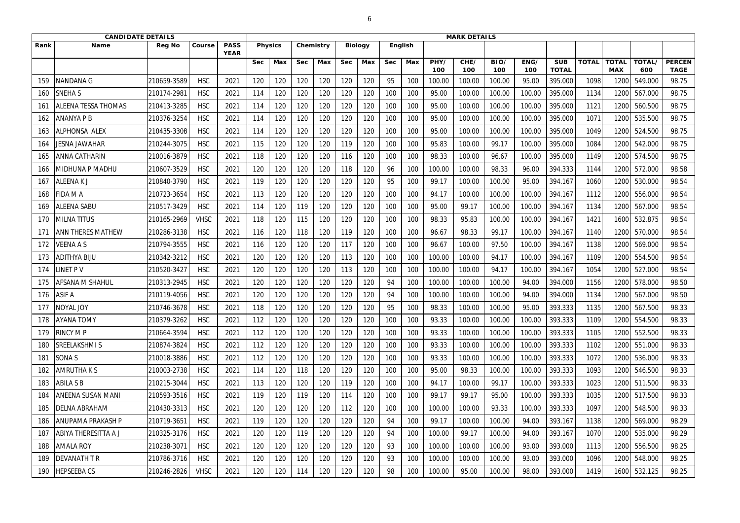| CANDIDATE DETAILS | | | | | MARK DETAILS | | | | | | | | | | | | | | | | | | | |
|---|---|---|---|---|---|---|---|---|---|---|---|---|---|---|---|---|---|---|---|---|---|---|---|---|
| Rank | Name | Reg No | Course | PASS YEAR | Physics | | Chemistry | | Biology | | English | | | | | | | | | | | | | |
| | | | | | Sec | Max | Sec | Max | Sec | Max | Sec | Max | PHY/ 100 | CHE/ 100 | BIO/ 100 | ENG/ 100 | SUB TOTAL | TOTAL | TOTAL MAX | TOTAL/ 600 | PERCENTAGE |
| 159 | NANDANA G | 210659-3589 | HSC | 2021 | 120 | 120 | 120 | 120 | 120 | 120 | 95 | 100 | 100.00 | 100.00 | 100.00 | 95.00 | 395.000 | 1098 | 1200 | 549.000 | 98.75 |
| 160 | SNEHA S | 210174-2981 | HSC | 2021 | 114 | 120 | 120 | 120 | 120 | 120 | 100 | 100 | 95.00 | 100.00 | 100.00 | 100.00 | 395.000 | 1134 | 1200 | 567.000 | 98.75 |
| 161 | ALEENA TESSA THOMAS | 210413-3285 | HSC | 2021 | 114 | 120 | 120 | 120 | 120 | 120 | 100 | 100 | 95.00 | 100.00 | 100.00 | 100.00 | 395.000 | 1121 | 1200 | 560.500 | 98.75 |
| 162 | ANANYA P B | 210376-3254 | HSC | 2021 | 114 | 120 | 120 | 120 | 120 | 120 | 100 | 100 | 95.00 | 100.00 | 100.00 | 100.00 | 395.000 | 1071 | 1200 | 535.500 | 98.75 |
| 163 | ALPHONSA ALEX | 210435-3308 | HSC | 2021 | 114 | 120 | 120 | 120 | 120 | 120 | 100 | 100 | 95.00 | 100.00 | 100.00 | 100.00 | 395.000 | 1049 | 1200 | 524.500 | 98.75 |
| 164 | JESNA JAWAHAR | 210244-3075 | HSC | 2021 | 115 | 120 | 120 | 120 | 119 | 120 | 100 | 100 | 95.83 | 100.00 | 99.17 | 100.00 | 395.000 | 1084 | 1200 | 542.000 | 98.75 |
| 165 | ANNA CATHARIN | 210016-3879 | HSC | 2021 | 118 | 120 | 120 | 120 | 116 | 120 | 100 | 100 | 98.33 | 100.00 | 96.67 | 100.00 | 395.000 | 1149 | 1200 | 574.500 | 98.75 |
| 166 | MIDHUNA P MADHU | 210607-3529 | HSC | 2021 | 120 | 120 | 120 | 120 | 118 | 120 | 96 | 100 | 100.00 | 100.00 | 98.33 | 96.00 | 394.333 | 1144 | 1200 | 572.000 | 98.58 |
| 167 | ALEENA K J | 210840-3790 | HSC | 2021 | 119 | 120 | 120 | 120 | 120 | 120 | 95 | 100 | 99.17 | 100.00 | 100.00 | 95.00 | 394.167 | 1060 | 1200 | 530.000 | 98.54 |
| 168 | FIDA M A | 210723-3654 | HSC | 2021 | 113 | 120 | 120 | 120 | 120 | 120 | 100 | 100 | 94.17 | 100.00 | 100.00 | 100.00 | 394.167 | 1112 | 1200 | 556.000 | 98.54 |
| 169 | ALEENA SABU | 210517-3429 | HSC | 2021 | 114 | 120 | 119 | 120 | 120 | 120 | 100 | 100 | 95.00 | 99.17 | 100.00 | 100.00 | 394.167 | 1134 | 1200 | 567.000 | 98.54 |
| 170 | MILNA TITUS | 210165-2969 | VHSC | 2021 | 118 | 120 | 115 | 120 | 120 | 120 | 100 | 100 | 98.33 | 95.83 | 100.00 | 100.00 | 394.167 | 1421 | 1600 | 532.875 | 98.54 |
| 171 | ANN THERES MATHEW | 210286-3138 | HSC | 2021 | 116 | 120 | 118 | 120 | 119 | 120 | 100 | 100 | 96.67 | 98.33 | 99.17 | 100.00 | 394.167 | 1140 | 1200 | 570.000 | 98.54 |
| 172 | VEENA A S | 210794-3555 | HSC | 2021 | 116 | 120 | 120 | 120 | 117 | 120 | 100 | 100 | 96.67 | 100.00 | 97.50 | 100.00 | 394.167 | 1138 | 1200 | 569.000 | 98.54 |
| 173 | ADITHYA BIJU | 210342-3212 | HSC | 2021 | 120 | 120 | 120 | 120 | 113 | 120 | 100 | 100 | 100.00 | 100.00 | 94.17 | 100.00 | 394.167 | 1109 | 1200 | 554.500 | 98.54 |
| 174 | LINET P V | 210520-3427 | HSC | 2021 | 120 | 120 | 120 | 120 | 113 | 120 | 100 | 100 | 100.00 | 100.00 | 94.17 | 100.00 | 394.167 | 1054 | 1200 | 527.000 | 98.54 |
| 175 | AFSANA M SHAHUL | 210313-2945 | HSC | 2021 | 120 | 120 | 120 | 120 | 120 | 120 | 94 | 100 | 100.00 | 100.00 | 100.00 | 94.00 | 394.000 | 1156 | 1200 | 578.000 | 98.50 |
| 176 | ASIF A | 210119-4056 | HSC | 2021 | 120 | 120 | 120 | 120 | 120 | 120 | 94 | 100 | 100.00 | 100.00 | 100.00 | 94.00 | 394.000 | 1134 | 1200 | 567.000 | 98.50 |
| 177 | NOYAL JOY | 210746-3678 | HSC | 2021 | 118 | 120 | 120 | 120 | 120 | 120 | 95 | 100 | 98.33 | 100.00 | 100.00 | 95.00 | 393.333 | 1135 | 1200 | 567.500 | 98.33 |
| 178 | AYANA TOMY | 210379-3262 | HSC | 2021 | 112 | 120 | 120 | 120 | 120 | 120 | 100 | 100 | 93.33 | 100.00 | 100.00 | 100.00 | 393.333 | 1109 | 1200 | 554.500 | 98.33 |
| 179 | RINCY M P | 210664-3594 | HSC | 2021 | 112 | 120 | 120 | 120 | 120 | 120 | 100 | 100 | 93.33 | 100.00 | 100.00 | 100.00 | 393.333 | 1105 | 1200 | 552.500 | 98.33 |
| 180 | SREELAKSHMI S | 210874-3824 | HSC | 2021 | 112 | 120 | 120 | 120 | 120 | 120 | 100 | 100 | 93.33 | 100.00 | 100.00 | 100.00 | 393.333 | 1102 | 1200 | 551.000 | 98.33 |
| 181 | SONA S | 210018-3886 | HSC | 2021 | 112 | 120 | 120 | 120 | 120 | 120 | 100 | 100 | 93.33 | 100.00 | 100.00 | 100.00 | 393.333 | 1072 | 1200 | 536.000 | 98.33 |
| 182 | AMRUTHA K S | 210003-2738 | HSC | 2021 | 114 | 120 | 118 | 120 | 120 | 120 | 100 | 100 | 95.00 | 98.33 | 100.00 | 100.00 | 393.333 | 1093 | 1200 | 546.500 | 98.33 |
| 183 | ABILA S B | 210215-3044 | HSC | 2021 | 113 | 120 | 120 | 120 | 119 | 120 | 100 | 100 | 94.17 | 100.00 | 99.17 | 100.00 | 393.333 | 1023 | 1200 | 511.500 | 98.33 |
| 184 | ANEENA SUSAN MANI | 210593-3516 | HSC | 2021 | 119 | 120 | 119 | 120 | 114 | 120 | 100 | 100 | 99.17 | 99.17 | 95.00 | 100.00 | 393.333 | 1035 | 1200 | 517.500 | 98.33 |
| 185 | DELNA ABRAHAM | 210430-3313 | HSC | 2021 | 120 | 120 | 120 | 120 | 112 | 120 | 100 | 100 | 100.00 | 100.00 | 93.33 | 100.00 | 393.333 | 1097 | 1200 | 548.500 | 98.33 |
| 186 | ANUPAMA PRAKASH P | 210719-3651 | HSC | 2021 | 119 | 120 | 120 | 120 | 120 | 120 | 94 | 100 | 99.17 | 100.00 | 100.00 | 94.00 | 393.167 | 1138 | 1200 | 569.000 | 98.29 |
| 187 | ABIYA THERESITTA A J | 210325-3176 | HSC | 2021 | 120 | 120 | 119 | 120 | 120 | 120 | 94 | 100 | 100.00 | 99.17 | 100.00 | 94.00 | 393.167 | 1070 | 1200 | 535.000 | 98.29 |
| 188 | AMALA ROY | 210238-3071 | HSC | 2021 | 120 | 120 | 120 | 120 | 120 | 120 | 93 | 100 | 100.00 | 100.00 | 100.00 | 93.00 | 393.000 | 1113 | 1200 | 556.500 | 98.25 |
| 189 | DEVANATH T R | 210786-3716 | HSC | 2021 | 120 | 120 | 120 | 120 | 120 | 120 | 93 | 100 | 100.00 | 100.00 | 100.00 | 93.00 | 393.000 | 1096 | 1200 | 548.000 | 98.25 |
| 190 | HEPSEEBA CS | 210246-2826 | VHSC | 2021 | 120 | 120 | 114 | 120 | 120 | 120 | 98 | 100 | 100.00 | 95.00 | 100.00 | 98.00 | 393.000 | 1419 | 1600 | 532.125 | 98.25 |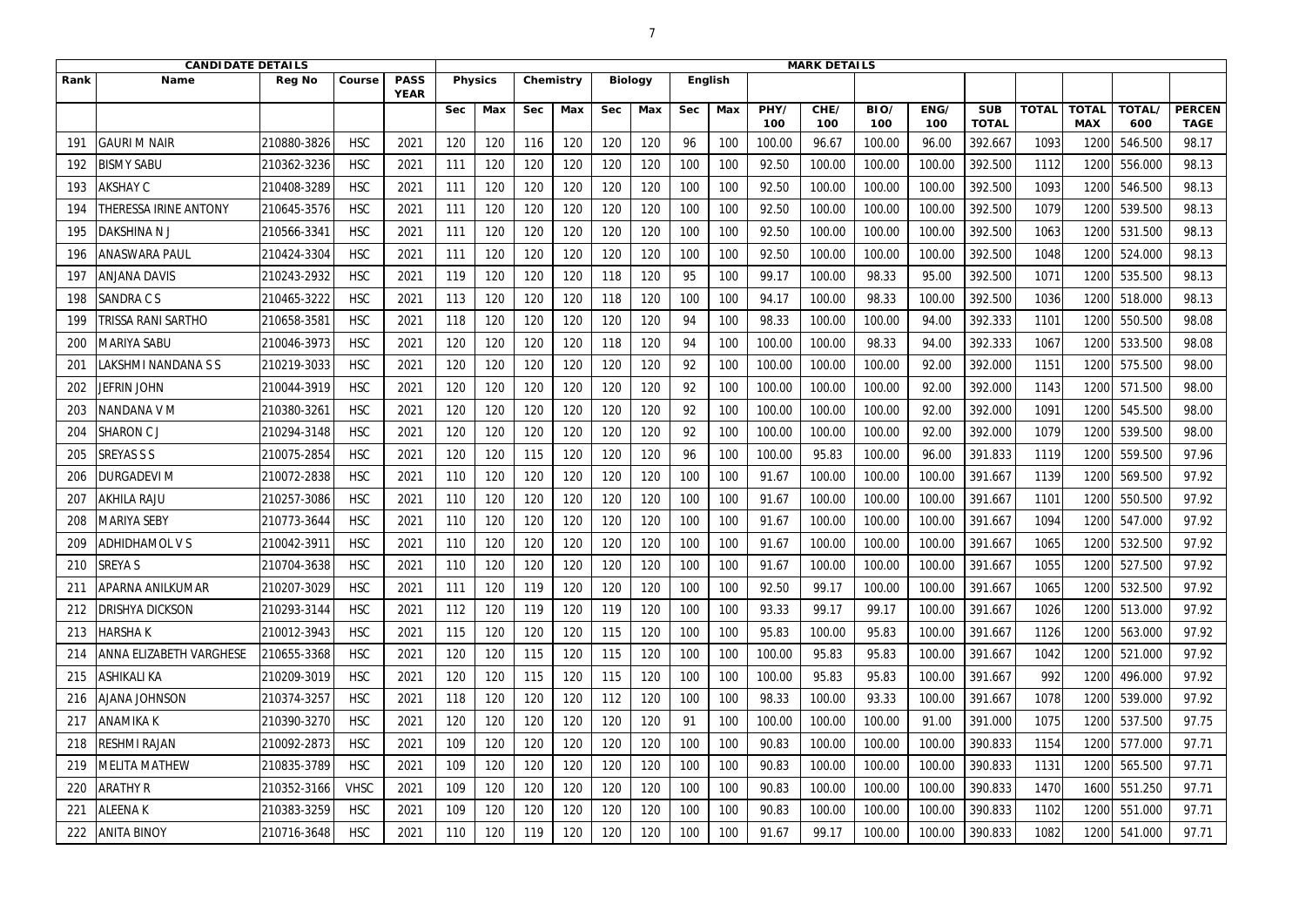| CANDIDATE DETAILS | | | | MARK DETAILS | | | | | | | | | | | | | | | | | | |
|---|---|---|---|---|---|---|---|---|---|---|---|---|---|---|---|---|---|---|---|---|---|---|
| Rank | Name | Reg No | Course | PASS YEAR | Physics | | Chemistry | | Biology | | English | | | | | | | | | | | |
| | | | | | Sec | Max | Sec | Max | Sec | Max | Sec | Max | PHY/ 100 | CHE/ 100 | BIO/ 100 | ENG/ 100 | SUB TOTAL | TOTAL | TOTAL MAX | TOTAL/ 600 | PERCEN TAGE |
| 191 | GAURI M NAIR | 210880-3826 | HSC | 2021 | 120 | 120 | 116 | 120 | 120 | 120 | 96 | 100 | 100.00 | 96.67 | 100.00 | 96.00 | 392.667 | 1093 | 1200 | 546.500 | 98.17 |
| 192 | BISMY SABU | 210362-3236 | HSC | 2021 | 111 | 120 | 120 | 120 | 120 | 120 | 100 | 100 | 92.50 | 100.00 | 100.00 | 100.00 | 392.500 | 1112 | 1200 | 556.000 | 98.13 |
| 193 | AKSHAY C | 210408-3289 | HSC | 2021 | 111 | 120 | 120 | 120 | 120 | 120 | 100 | 100 | 92.50 | 100.00 | 100.00 | 100.00 | 392.500 | 1093 | 1200 | 546.500 | 98.13 |
| 194 | THERESSA IRINE ANTONY | 210645-3576 | HSC | 2021 | 111 | 120 | 120 | 120 | 120 | 120 | 100 | 100 | 92.50 | 100.00 | 100.00 | 100.00 | 392.500 | 1079 | 1200 | 539.500 | 98.13 |
| 195 | DAKSHINA N J | 210566-3341 | HSC | 2021 | 111 | 120 | 120 | 120 | 120 | 120 | 100 | 100 | 92.50 | 100.00 | 100.00 | 100.00 | 392.500 | 1063 | 1200 | 531.500 | 98.13 |
| 196 | ANASWARA PAUL | 210424-3304 | HSC | 2021 | 111 | 120 | 120 | 120 | 120 | 120 | 100 | 100 | 92.50 | 100.00 | 100.00 | 100.00 | 392.500 | 1048 | 1200 | 524.000 | 98.13 |
| 197 | ANJANA DAVIS | 210243-2932 | HSC | 2021 | 119 | 120 | 120 | 120 | 118 | 120 | 95 | 100 | 99.17 | 100.00 | 98.33 | 95.00 | 392.500 | 1071 | 1200 | 535.500 | 98.13 |
| 198 | SANDRA C S | 210465-3222 | HSC | 2021 | 113 | 120 | 120 | 120 | 118 | 120 | 100 | 100 | 94.17 | 100.00 | 98.33 | 100.00 | 392.500 | 1036 | 1200 | 518.000 | 98.13 |
| 199 | TRISSA RANI SARTHO | 210658-3581 | HSC | 2021 | 118 | 120 | 120 | 120 | 120 | 120 | 94 | 100 | 98.33 | 100.00 | 100.00 | 94.00 | 392.333 | 1101 | 1200 | 550.500 | 98.08 |
| 200 | MARIYA SABU | 210046-3973 | HSC | 2021 | 120 | 120 | 120 | 120 | 118 | 120 | 94 | 100 | 100.00 | 100.00 | 98.33 | 94.00 | 392.333 | 1067 | 1200 | 533.500 | 98.08 |
| 201 | LAKSHMI NANDANA S S | 210219-3033 | HSC | 2021 | 120 | 120 | 120 | 120 | 120 | 120 | 92 | 100 | 100.00 | 100.00 | 100.00 | 92.00 | 392.000 | 1151 | 1200 | 575.500 | 98.00 |
| 202 | JEFRIN JOHN | 210044-3919 | HSC | 2021 | 120 | 120 | 120 | 120 | 120 | 120 | 92 | 100 | 100.00 | 100.00 | 100.00 | 92.00 | 392.000 | 1143 | 1200 | 571.500 | 98.00 |
| 203 | NANDANA V M | 210380-3261 | HSC | 2021 | 120 | 120 | 120 | 120 | 120 | 120 | 92 | 100 | 100.00 | 100.00 | 100.00 | 92.00 | 392.000 | 1091 | 1200 | 545.500 | 98.00 |
| 204 | SHARON C J | 210294-3148 | HSC | 2021 | 120 | 120 | 120 | 120 | 120 | 120 | 92 | 100 | 100.00 | 100.00 | 100.00 | 92.00 | 392.000 | 1079 | 1200 | 539.500 | 98.00 |
| 205 | SREYAS S S | 210075-2854 | HSC | 2021 | 120 | 120 | 115 | 120 | 120 | 120 | 96 | 100 | 100.00 | 95.83 | 100.00 | 96.00 | 391.833 | 1119 | 1200 | 559.500 | 97.96 |
| 206 | DURGADEVI M | 210072-2838 | HSC | 2021 | 110 | 120 | 120 | 120 | 120 | 120 | 100 | 100 | 91.67 | 100.00 | 100.00 | 100.00 | 391.667 | 1139 | 1200 | 569.500 | 97.92 |
| 207 | AKHILA RAJU | 210257-3086 | HSC | 2021 | 110 | 120 | 120 | 120 | 120 | 120 | 100 | 100 | 91.67 | 100.00 | 100.00 | 100.00 | 391.667 | 1101 | 1200 | 550.500 | 97.92 |
| 208 | MARIYA SEBY | 210773-3644 | HSC | 2021 | 110 | 120 | 120 | 120 | 120 | 120 | 100 | 100 | 91.67 | 100.00 | 100.00 | 100.00 | 391.667 | 1094 | 1200 | 547.000 | 97.92 |
| 209 | ADHIDHAMOL V S | 210042-3911 | HSC | 2021 | 110 | 120 | 120 | 120 | 120 | 120 | 100 | 100 | 91.67 | 100.00 | 100.00 | 100.00 | 391.667 | 1065 | 1200 | 532.500 | 97.92 |
| 210 | SREYA S | 210704-3638 | HSC | 2021 | 110 | 120 | 120 | 120 | 120 | 120 | 100 | 100 | 91.67 | 100.00 | 100.00 | 100.00 | 391.667 | 1055 | 1200 | 527.500 | 97.92 |
| 211 | APARNA ANILKUMAR | 210207-3029 | HSC | 2021 | 111 | 120 | 119 | 120 | 120 | 120 | 100 | 100 | 92.50 | 99.17 | 100.00 | 100.00 | 391.667 | 1065 | 1200 | 532.500 | 97.92 |
| 212 | DRISHYA DICKSON | 210293-3144 | HSC | 2021 | 112 | 120 | 119 | 120 | 119 | 120 | 100 | 100 | 93.33 | 99.17 | 99.17 | 100.00 | 391.667 | 1026 | 1200 | 513.000 | 97.92 |
| 213 | HARSHA K | 210012-3943 | HSC | 2021 | 115 | 120 | 120 | 120 | 115 | 120 | 100 | 100 | 95.83 | 100.00 | 95.83 | 100.00 | 391.667 | 1126 | 1200 | 563.000 | 97.92 |
| 214 | ANNA ELIZABETH VARGHESE | 210655-3368 | HSC | 2021 | 120 | 120 | 115 | 120 | 115 | 120 | 100 | 100 | 100.00 | 95.83 | 95.83 | 100.00 | 391.667 | 1042 | 1200 | 521.000 | 97.92 |
| 215 | ASHIKALI KA | 210209-3019 | HSC | 2021 | 120 | 120 | 115 | 120 | 115 | 120 | 100 | 100 | 100.00 | 95.83 | 95.83 | 100.00 | 391.667 | 992 | 1200 | 496.000 | 97.92 |
| 216 | AJANA JOHNSON | 210374-3257 | HSC | 2021 | 118 | 120 | 120 | 120 | 112 | 120 | 100 | 100 | 98.33 | 100.00 | 93.33 | 100.00 | 391.667 | 1078 | 1200 | 539.000 | 97.92 |
| 217 | ANAMIKA K | 210390-3270 | HSC | 2021 | 120 | 120 | 120 | 120 | 120 | 120 | 91 | 100 | 100.00 | 100.00 | 100.00 | 91.00 | 391.000 | 1075 | 1200 | 537.500 | 97.75 |
| 218 | RESHMI RAJAN | 210092-2873 | HSC | 2021 | 109 | 120 | 120 | 120 | 120 | 120 | 100 | 100 | 90.83 | 100.00 | 100.00 | 100.00 | 390.833 | 1154 | 1200 | 577.000 | 97.71 |
| 219 | MELITA MATHEW | 210835-3789 | HSC | 2021 | 109 | 120 | 120 | 120 | 120 | 120 | 100 | 100 | 90.83 | 100.00 | 100.00 | 100.00 | 390.833 | 1131 | 1200 | 565.500 | 97.71 |
| 220 | ARATHY R | 210352-3166 | VHSC | 2021 | 109 | 120 | 120 | 120 | 120 | 120 | 100 | 100 | 90.83 | 100.00 | 100.00 | 100.00 | 390.833 | 1470 | 1600 | 551.250 | 97.71 |
| 221 | ALEENA K | 210383-3259 | HSC | 2021 | 109 | 120 | 120 | 120 | 120 | 120 | 100 | 100 | 90.83 | 100.00 | 100.00 | 100.00 | 390.833 | 1102 | 1200 | 551.000 | 97.71 |
| 222 | ANITA BINOY | 210716-3648 | HSC | 2021 | 110 | 120 | 119 | 120 | 120 | 120 | 100 | 100 | 91.67 | 99.17 | 100.00 | 100.00 | 390.833 | 1082 | 1200 | 541.000 | 97.71 |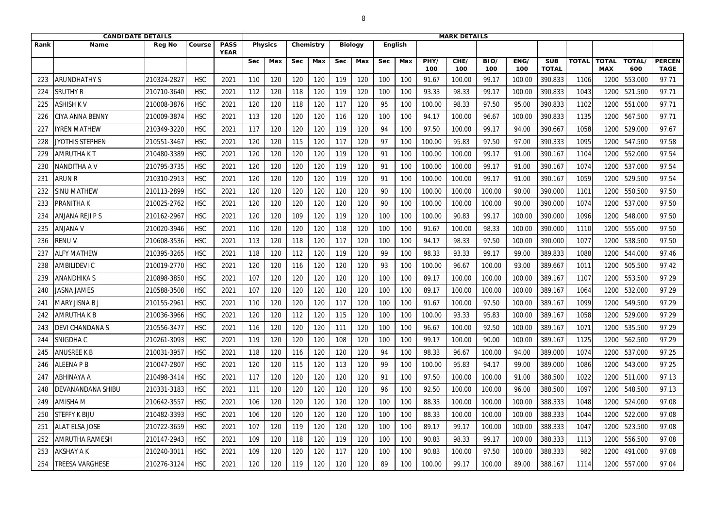| CANDIDATE DETAILS | | | | | MARK DETAILS | | | | | | | | | | | | | | | | | | |
|---|---|---|---|---|---|---|---|---|---|---|---|---|---|---|---|---|---|---|---|---|---|---|---|
| Rank | Name | Reg No | Course | PASS YEAR | Physics | | Chemistry | | Biology | | English | | | | | | | | | | | |
| | | | | | Sec | Max | Sec | Max | Sec | Max | Sec | Max | PHY/ 100 | CHE/ 100 | BIO/ 100 | ENG/ 100 | SUB TOTAL | TOTAL | TOTAL MAX | TOTAL/ 600 | PERCENTAGE |
| 223 | ARUNDHATHY S | 210324-2827 | HSC | 2021 | 110 | 120 | 120 | 120 | 119 | 120 | 100 | 100 | 91.67 | 100.00 | 99.17 | 100.00 | 390.833 | 1106 | 1200 | 553.000 | 97.71 |
| 224 | SRUTHY R | 210710-3640 | HSC | 2021 | 112 | 120 | 118 | 120 | 119 | 120 | 100 | 100 | 93.33 | 98.33 | 99.17 | 100.00 | 390.833 | 1043 | 1200 | 521.500 | 97.71 |
| 225 | ASHISH K V | 210008-3876 | HSC | 2021 | 120 | 120 | 118 | 120 | 117 | 120 | 95 | 100 | 100.00 | 98.33 | 97.50 | 95.00 | 390.833 | 1102 | 1200 | 551.000 | 97.71 |
| 226 | CIYA ANNA BENNY | 210009-3874 | HSC | 2021 | 113 | 120 | 120 | 120 | 116 | 120 | 100 | 100 | 94.17 | 100.00 | 96.67 | 100.00 | 390.833 | 1135 | 1200 | 567.500 | 97.71 |
| 227 | IYREN MATHEW | 210349-3220 | HSC | 2021 | 117 | 120 | 120 | 120 | 119 | 120 | 94 | 100 | 97.50 | 100.00 | 99.17 | 94.00 | 390.667 | 1058 | 1200 | 529.000 | 97.67 |
| 228 | JYOTHIS STEPHEN | 210551-3467 | HSC | 2021 | 120 | 120 | 115 | 120 | 117 | 120 | 97 | 100 | 100.00 | 95.83 | 97.50 | 97.00 | 390.333 | 1095 | 1200 | 547.500 | 97.58 |
| 229 | AMRUTHA K T | 210480-3389 | HSC | 2021 | 120 | 120 | 120 | 120 | 119 | 120 | 91 | 100 | 100.00 | 100.00 | 99.17 | 91.00 | 390.167 | 1104 | 1200 | 552.000 | 97.54 |
| 230 | NANDITHA A V | 210795-3735 | HSC | 2021 | 120 | 120 | 120 | 120 | 119 | 120 | 91 | 100 | 100.00 | 100.00 | 99.17 | 91.00 | 390.167 | 1074 | 1200 | 537.000 | 97.54 |
| 231 | ARUN R | 210310-2913 | HSC | 2021 | 120 | 120 | 120 | 120 | 119 | 120 | 91 | 100 | 100.00 | 100.00 | 99.17 | 91.00 | 390.167 | 1059 | 1200 | 529.500 | 97.54 |
| 232 | SINU MATHEW | 210113-2899 | HSC | 2021 | 120 | 120 | 120 | 120 | 120 | 120 | 90 | 100 | 100.00 | 100.00 | 100.00 | 90.00 | 390.000 | 1101 | 1200 | 550.500 | 97.50 |
| 233 | PRANITHA K | 210025-2762 | HSC | 2021 | 120 | 120 | 120 | 120 | 120 | 120 | 90 | 100 | 100.00 | 100.00 | 100.00 | 90.00 | 390.000 | 1074 | 1200 | 537.000 | 97.50 |
| 234 | ANJANA REJI P S | 210162-2967 | HSC | 2021 | 120 | 120 | 109 | 120 | 119 | 120 | 100 | 100 | 100.00 | 90.83 | 99.17 | 100.00 | 390.000 | 1096 | 1200 | 548.000 | 97.50 |
| 235 | ANJANA V | 210020-3946 | HSC | 2021 | 110 | 120 | 120 | 120 | 118 | 120 | 100 | 100 | 91.67 | 100.00 | 98.33 | 100.00 | 390.000 | 1110 | 1200 | 555.000 | 97.50 |
| 236 | RENU V | 210608-3536 | HSC | 2021 | 113 | 120 | 118 | 120 | 117 | 120 | 100 | 100 | 94.17 | 98.33 | 97.50 | 100.00 | 390.000 | 1077 | 1200 | 538.500 | 97.50 |
| 237 | ALFY MATHEW | 210395-3265 | HSC | 2021 | 118 | 120 | 112 | 120 | 119 | 120 | 99 | 100 | 98.33 | 93.33 | 99.17 | 99.00 | 389.833 | 1088 | 1200 | 544.000 | 97.46 |
| 238 | AMBILIDEVI C | 210019-2770 | HSC | 2021 | 120 | 120 | 116 | 120 | 120 | 120 | 93 | 100 | 100.00 | 96.67 | 100.00 | 93.00 | 389.667 | 1011 | 1200 | 505.500 | 97.42 |
| 239 | ANANDHIKA S | 210898-3850 | HSC | 2021 | 107 | 120 | 120 | 120 | 120 | 120 | 100 | 100 | 89.17 | 100.00 | 100.00 | 100.00 | 389.167 | 1107 | 1200 | 553.500 | 97.29 |
| 240 | JASNA JAMES | 210588-3508 | HSC | 2021 | 107 | 120 | 120 | 120 | 120 | 120 | 100 | 100 | 89.17 | 100.00 | 100.00 | 100.00 | 389.167 | 1064 | 1200 | 532.000 | 97.29 |
| 241 | MARY JISNA B J | 210155-2961 | HSC | 2021 | 110 | 120 | 120 | 120 | 117 | 120 | 100 | 100 | 91.67 | 100.00 | 97.50 | 100.00 | 389.167 | 1099 | 1200 | 549.500 | 97.29 |
| 242 | AMRUTHA K B | 210036-3966 | HSC | 2021 | 120 | 120 | 112 | 120 | 115 | 120 | 100 | 100 | 100.00 | 93.33 | 95.83 | 100.00 | 389.167 | 1058 | 1200 | 529.000 | 97.29 |
| 243 | DEVI CHANDANA S | 210556-3477 | HSC | 2021 | 116 | 120 | 120 | 120 | 111 | 120 | 100 | 100 | 96.67 | 100.00 | 92.50 | 100.00 | 389.167 | 1071 | 1200 | 535.500 | 97.29 |
| 244 | SNIGDHA C | 210261-3093 | HSC | 2021 | 119 | 120 | 120 | 120 | 108 | 120 | 100 | 100 | 99.17 | 100.00 | 90.00 | 100.00 | 389.167 | 1125 | 1200 | 562.500 | 97.29 |
| 245 | ANUSREE K B | 210031-3957 | HSC | 2021 | 118 | 120 | 116 | 120 | 120 | 120 | 94 | 100 | 98.33 | 96.67 | 100.00 | 94.00 | 389.000 | 1074 | 1200 | 537.000 | 97.25 |
| 246 | ALEENA P B | 210047-2807 | HSC | 2021 | 120 | 120 | 115 | 120 | 113 | 120 | 99 | 100 | 100.00 | 95.83 | 94.17 | 99.00 | 389.000 | 1086 | 1200 | 543.000 | 97.25 |
| 247 | ABHINAYA A | 210498-3414 | HSC | 2021 | 117 | 120 | 120 | 120 | 120 | 120 | 91 | 100 | 97.50 | 100.00 | 100.00 | 91.00 | 388.500 | 1022 | 1200 | 511.000 | 97.13 |
| 248 | DEVANANDANA SHIBU | 210331-3183 | HSC | 2021 | 111 | 120 | 120 | 120 | 120 | 120 | 96 | 100 | 92.50 | 100.00 | 100.00 | 96.00 | 388.500 | 1097 | 1200 | 548.500 | 97.13 |
| 249 | AMISHA M | 210642-3557 | HSC | 2021 | 106 | 120 | 120 | 120 | 120 | 120 | 100 | 100 | 88.33 | 100.00 | 100.00 | 100.00 | 388.333 | 1048 | 1200 | 524.000 | 97.08 |
| 250 | STEFFY K BIJU | 210482-3393 | HSC | 2021 | 106 | 120 | 120 | 120 | 120 | 120 | 100 | 100 | 88.33 | 100.00 | 100.00 | 100.00 | 388.333 | 1044 | 1200 | 522.000 | 97.08 |
| 251 | ALAT ELSA JOSE | 210722-3659 | HSC | 2021 | 107 | 120 | 119 | 120 | 120 | 120 | 100 | 100 | 89.17 | 99.17 | 100.00 | 100.00 | 388.333 | 1047 | 1200 | 523.500 | 97.08 |
| 252 | AMRUTHA RAMESH | 210147-2943 | HSC | 2021 | 109 | 120 | 118 | 120 | 119 | 120 | 100 | 100 | 90.83 | 98.33 | 99.17 | 100.00 | 388.333 | 1113 | 1200 | 556.500 | 97.08 |
| 253 | AKSHAY A K | 210240-3011 | HSC | 2021 | 109 | 120 | 120 | 120 | 117 | 120 | 100 | 100 | 90.83 | 100.00 | 97.50 | 100.00 | 388.333 | 982 | 1200 | 491.000 | 97.08 |
| 254 | TREESA VARGHESE | 210276-3124 | HSC | 2021 | 120 | 120 | 119 | 120 | 120 | 120 | 89 | 100 | 100.00 | 99.17 | 100.00 | 89.00 | 388.167 | 1114 | 1200 | 557.000 | 97.04 |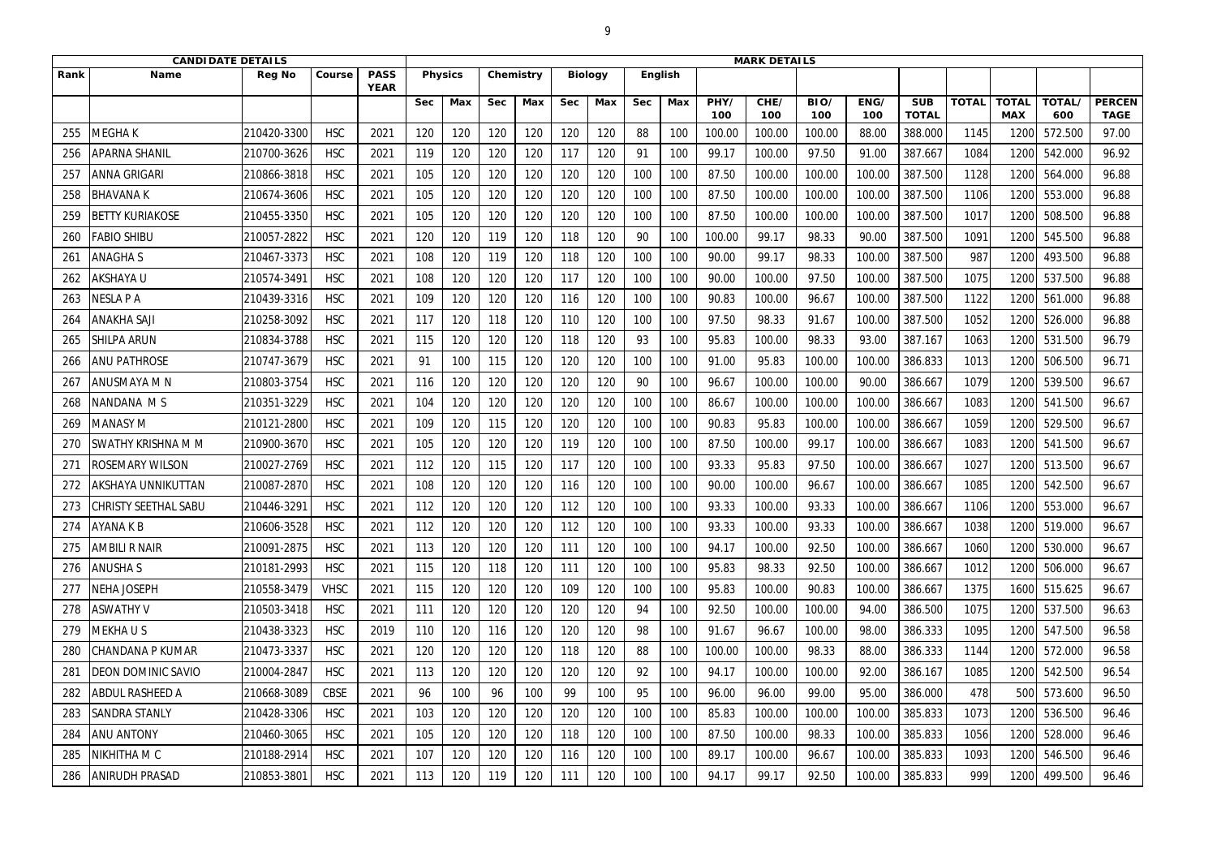| CANDIDATE DETAILS | | | | MARK DETAILS | | | | | | | | | | | | | | | | | | |
|---|---|---|---|---|---|---|---|---|---|---|---|---|---|---|---|---|---|---|---|---|---|---|
| Rank | Name | Reg No | Course | PASS YEAR | Physics | | Chemistry | | Biology | | English | | | | | | | | | | | |
| | | | | | Sec | Max | Sec | Max | Sec | Max | Sec | Max | PHY/ 100 | CHE/ 100 | BIO/ 100 | ENG/ 100 | SUB TOTAL | TOTAL | TOTAL MAX | TOTAL/ 600 | PERCENTAGE |
| 255 | MEGHA K | 210420-3300 | HSC | 2021 | 120 | 120 | 120 | 120 | 120 | 120 | 88 | 100 | 100.00 | 100.00 | 100.00 | 88.00 | 388.000 | 1145 | 1200 | 572.500 | 97.00 |
| 256 | APARNA SHANIL | 210700-3626 | HSC | 2021 | 119 | 120 | 120 | 120 | 117 | 120 | 91 | 100 | 99.17 | 100.00 | 97.50 | 91.00 | 387.667 | 1084 | 1200 | 542.000 | 96.92 |
| 257 | ANNA GRIGARI | 210866-3818 | HSC | 2021 | 105 | 120 | 120 | 120 | 120 | 120 | 100 | 100 | 87.50 | 100.00 | 100.00 | 100.00 | 387.500 | 1128 | 1200 | 564.000 | 96.88 |
| 258 | BHAVANA K | 210674-3606 | HSC | 2021 | 105 | 120 | 120 | 120 | 120 | 120 | 100 | 100 | 87.50 | 100.00 | 100.00 | 100.00 | 387.500 | 1106 | 1200 | 553.000 | 96.88 |
| 259 | BETTY KURIAKOSE | 210455-3350 | HSC | 2021 | 105 | 120 | 120 | 120 | 120 | 120 | 100 | 100 | 87.50 | 100.00 | 100.00 | 100.00 | 387.500 | 1017 | 1200 | 508.500 | 96.88 |
| 260 | FABIO SHIBU | 210057-2822 | HSC | 2021 | 120 | 120 | 119 | 120 | 118 | 120 | 90 | 100 | 100.00 | 99.17 | 98.33 | 90.00 | 387.500 | 1091 | 1200 | 545.500 | 96.88 |
| 261 | ANAGHA S | 210467-3373 | HSC | 2021 | 108 | 120 | 119 | 120 | 118 | 120 | 100 | 100 | 90.00 | 99.17 | 98.33 | 100.00 | 387.500 | 987 | 1200 | 493.500 | 96.88 |
| 262 | AKSHAYA U | 210574-3491 | HSC | 2021 | 108 | 120 | 120 | 120 | 117 | 120 | 100 | 100 | 90.00 | 100.00 | 97.50 | 100.00 | 387.500 | 1075 | 1200 | 537.500 | 96.88 |
| 263 | NESLA P A | 210439-3316 | HSC | 2021 | 109 | 120 | 120 | 120 | 116 | 120 | 100 | 100 | 90.83 | 100.00 | 96.67 | 100.00 | 387.500 | 1122 | 1200 | 561.000 | 96.88 |
| 264 | ANAKHA SAJI | 210258-3092 | HSC | 2021 | 117 | 120 | 118 | 120 | 110 | 120 | 100 | 100 | 97.50 | 98.33 | 91.67 | 100.00 | 387.500 | 1052 | 1200 | 526.000 | 96.88 |
| 265 | SHILPA ARUN | 210834-3788 | HSC | 2021 | 115 | 120 | 120 | 120 | 118 | 120 | 93 | 100 | 95.83 | 100.00 | 98.33 | 93.00 | 387.167 | 1063 | 1200 | 531.500 | 96.79 |
| 266 | ANU PATHROSE | 210747-3679 | HSC | 2021 | 91 | 100 | 115 | 120 | 120 | 120 | 100 | 100 | 91.00 | 95.83 | 100.00 | 100.00 | 386.833 | 1013 | 1200 | 506.500 | 96.71 |
| 267 | ANUSMAYA M N | 210803-3754 | HSC | 2021 | 116 | 120 | 120 | 120 | 120 | 120 | 90 | 100 | 96.67 | 100.00 | 100.00 | 90.00 | 386.667 | 1079 | 1200 | 539.500 | 96.67 |
| 268 | NANDANA M S | 210351-3229 | HSC | 2021 | 104 | 120 | 120 | 120 | 120 | 120 | 100 | 100 | 86.67 | 100.00 | 100.00 | 100.00 | 386.667 | 1083 | 1200 | 541.500 | 96.67 |
| 269 | MANASY M | 210121-2800 | HSC | 2021 | 109 | 120 | 115 | 120 | 120 | 120 | 100 | 100 | 90.83 | 95.83 | 100.00 | 100.00 | 386.667 | 1059 | 1200 | 529.500 | 96.67 |
| 270 | SWATHY KRISHNA M M | 210900-3670 | HSC | 2021 | 105 | 120 | 120 | 120 | 119 | 120 | 100 | 100 | 87.50 | 100.00 | 99.17 | 100.00 | 386.667 | 1083 | 1200 | 541.500 | 96.67 |
| 271 | ROSEMARY WILSON | 210027-2769 | HSC | 2021 | 112 | 120 | 115 | 120 | 117 | 120 | 100 | 100 | 93.33 | 95.83 | 97.50 | 100.00 | 386.667 | 1027 | 1200 | 513.500 | 96.67 |
| 272 | AKSHAYA UNNIKUTTAN | 210087-2870 | HSC | 2021 | 108 | 120 | 120 | 120 | 116 | 120 | 100 | 100 | 90.00 | 100.00 | 96.67 | 100.00 | 386.667 | 1085 | 1200 | 542.500 | 96.67 |
| 273 | CHRISTY SEETHAL SABU | 210446-3291 | HSC | 2021 | 112 | 120 | 120 | 120 | 112 | 120 | 100 | 100 | 93.33 | 100.00 | 93.33 | 100.00 | 386.667 | 1106 | 1200 | 553.000 | 96.67 |
| 274 | AYANA K B | 210606-3528 | HSC | 2021 | 112 | 120 | 120 | 120 | 112 | 120 | 100 | 100 | 93.33 | 100.00 | 93.33 | 100.00 | 386.667 | 1038 | 1200 | 519.000 | 96.67 |
| 275 | AMBILI R NAIR | 210091-2875 | HSC | 2021 | 113 | 120 | 120 | 120 | 111 | 120 | 100 | 100 | 94.17 | 100.00 | 92.50 | 100.00 | 386.667 | 1060 | 1200 | 530.000 | 96.67 |
| 276 | ANUSHA S | 210181-2993 | HSC | 2021 | 115 | 120 | 118 | 120 | 111 | 120 | 100 | 100 | 95.83 | 98.33 | 92.50 | 100.00 | 386.667 | 1012 | 1200 | 506.000 | 96.67 |
| 277 | NEHA JOSEPH | 210558-3479 | VHSC | 2021 | 115 | 120 | 120 | 120 | 109 | 120 | 100 | 100 | 95.83 | 100.00 | 90.83 | 100.00 | 386.667 | 1375 | 1600 | 515.625 | 96.67 |
| 278 | ASWATHY V | 210503-3418 | HSC | 2021 | 111 | 120 | 120 | 120 | 120 | 120 | 94 | 100 | 92.50 | 100.00 | 100.00 | 94.00 | 386.500 | 1075 | 1200 | 537.500 | 96.63 |
| 279 | MEKHA U S | 210438-3323 | HSC | 2019 | 110 | 120 | 116 | 120 | 120 | 120 | 98 | 100 | 91.67 | 96.67 | 100.00 | 98.00 | 386.333 | 1095 | 1200 | 547.500 | 96.58 |
| 280 | CHANDANA P KUMAR | 210473-3337 | HSC | 2021 | 120 | 120 | 120 | 120 | 118 | 120 | 88 | 100 | 100.00 | 100.00 | 98.33 | 88.00 | 386.333 | 1144 | 1200 | 572.000 | 96.58 |
| 281 | DEON DOMINIC SAVIO | 210004-2847 | HSC | 2021 | 113 | 120 | 120 | 120 | 120 | 120 | 92 | 100 | 94.17 | 100.00 | 100.00 | 92.00 | 386.167 | 1085 | 1200 | 542.500 | 96.54 |
| 282 | ABDUL RASHEED A | 210668-3089 | CBSE | 2021 | 96 | 100 | 96 | 100 | 99 | 100 | 95 | 100 | 96.00 | 96.00 | 99.00 | 95.00 | 386.000 | 478 | 500 | 573.600 | 96.50 |
| 283 | SANDRA STANLY | 210428-3306 | HSC | 2021 | 103 | 120 | 120 | 120 | 120 | 120 | 100 | 100 | 85.83 | 100.00 | 100.00 | 100.00 | 385.833 | 1073 | 1200 | 536.500 | 96.46 |
| 284 | ANU ANTONY | 210460-3065 | HSC | 2021 | 105 | 120 | 120 | 120 | 118 | 120 | 100 | 100 | 87.50 | 100.00 | 98.33 | 100.00 | 385.833 | 1056 | 1200 | 528.000 | 96.46 |
| 285 | NIKHITHA M C | 210188-2914 | HSC | 2021 | 107 | 120 | 120 | 120 | 116 | 120 | 100 | 100 | 89.17 | 100.00 | 96.67 | 100.00 | 385.833 | 1093 | 1200 | 546.500 | 96.46 |
| 286 | ANIRUDH PRASAD | 210853-3801 | HSC | 2021 | 113 | 120 | 119 | 120 | 111 | 120 | 100 | 100 | 94.17 | 99.17 | 92.50 | 100.00 | 385.833 | 999 | 1200 | 499.500 | 96.46 |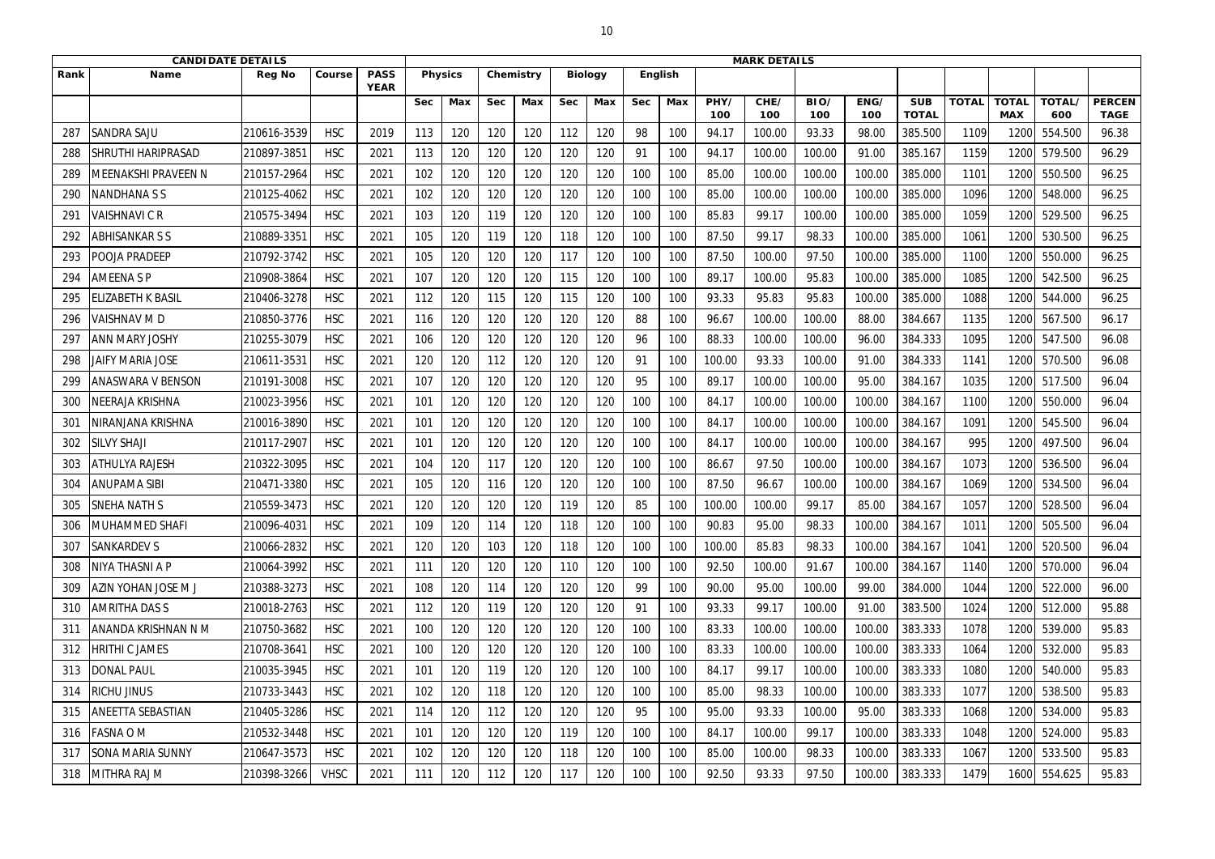| CANDIDATE DETAILS | | | | MARK DETAILS | | | | | | | | | | | | | | | | | | |
|---|---|---|---|---|---|---|---|---|---|---|---|---|---|---|---|---|---|---|---|---|---|---|
| Rank | Name | Reg No | Course | PASS YEAR | Physics | | Chemistry | | Biology | | English | | | | | | | | | | | |
| | | | | | Sec | Max | Sec | Max | Sec | Max | Sec | Max | PHY/ 100 | CHE/ 100 | BIO/ 100 | ENG/ 100 | SUB TOTAL | TOTAL | TOTAL MAX | TOTAL/ 600 | PERCEN TAGE |
| 287 | SANDRA SAJU | 210616-3539 | HSC | 2019 | 113 | 120 | 120 | 120 | 112 | 120 | 98 | 100 | 94.17 | 100.00 | 93.33 | 98.00 | 385.500 | 1109 | 1200 | 554.500 | 96.38 |
| 288 | SHRUTHI HARIPRASAD | 210897-3851 | HSC | 2021 | 113 | 120 | 120 | 120 | 120 | 120 | 91 | 100 | 94.17 | 100.00 | 100.00 | 91.00 | 385.167 | 1159 | 1200 | 579.500 | 96.29 |
| 289 | MEENAKSHI PRAVEEN N | 210157-2964 | HSC | 2021 | 102 | 120 | 120 | 120 | 120 | 120 | 100 | 100 | 85.00 | 100.00 | 100.00 | 100.00 | 385.000 | 1101 | 1200 | 550.500 | 96.25 |
| 290 | NANDHANA S S | 210125-4062 | HSC | 2021 | 102 | 120 | 120 | 120 | 120 | 120 | 100 | 100 | 85.00 | 100.00 | 100.00 | 100.00 | 385.000 | 1096 | 1200 | 548.000 | 96.25 |
| 291 | VAISHNAVI C R | 210575-3494 | HSC | 2021 | 103 | 120 | 119 | 120 | 120 | 120 | 100 | 100 | 85.83 | 99.17 | 100.00 | 100.00 | 385.000 | 1059 | 1200 | 529.500 | 96.25 |
| 292 | ABHISANKAR S S | 210889-3351 | HSC | 2021 | 105 | 120 | 119 | 120 | 118 | 120 | 100 | 100 | 87.50 | 99.17 | 98.33 | 100.00 | 385.000 | 1061 | 1200 | 530.500 | 96.25 |
| 293 | POOJA PRADEEP | 210792-3742 | HSC | 2021 | 105 | 120 | 120 | 120 | 117 | 120 | 100 | 100 | 87.50 | 100.00 | 97.50 | 100.00 | 385.000 | 1100 | 1200 | 550.000 | 96.25 |
| 294 | AMEENA S P | 210908-3864 | HSC | 2021 | 107 | 120 | 120 | 120 | 115 | 120 | 100 | 100 | 89.17 | 100.00 | 95.83 | 100.00 | 385.000 | 1085 | 1200 | 542.500 | 96.25 |
| 295 | ELIZABETH K BASIL | 210406-3278 | HSC | 2021 | 112 | 120 | 115 | 120 | 115 | 120 | 100 | 100 | 93.33 | 95.83 | 95.83 | 100.00 | 385.000 | 1088 | 1200 | 544.000 | 96.25 |
| 296 | VAISHNAV M D | 210850-3776 | HSC | 2021 | 116 | 120 | 120 | 120 | 120 | 120 | 88 | 100 | 96.67 | 100.00 | 100.00 | 88.00 | 384.667 | 1135 | 1200 | 567.500 | 96.17 |
| 297 | ANN MARY JOSHY | 210255-3079 | HSC | 2021 | 106 | 120 | 120 | 120 | 120 | 120 | 96 | 100 | 88.33 | 100.00 | 100.00 | 96.00 | 384.333 | 1095 | 1200 | 547.500 | 96.08 |
| 298 | JAIFY MARIA JOSE | 210611-3531 | HSC | 2021 | 120 | 120 | 112 | 120 | 120 | 120 | 91 | 100 | 100.00 | 93.33 | 100.00 | 91.00 | 384.333 | 1141 | 1200 | 570.500 | 96.08 |
| 299 | ANASWARA V BENSON | 210191-3008 | HSC | 2021 | 107 | 120 | 120 | 120 | 120 | 120 | 95 | 100 | 89.17 | 100.00 | 100.00 | 95.00 | 384.167 | 1035 | 1200 | 517.500 | 96.04 |
| 300 | NEERAJA KRISHNA | 210023-3956 | HSC | 2021 | 101 | 120 | 120 | 120 | 120 | 120 | 100 | 100 | 84.17 | 100.00 | 100.00 | 100.00 | 384.167 | 1100 | 1200 | 550.000 | 96.04 |
| 301 | NIRANJANA KRISHNA | 210016-3890 | HSC | 2021 | 101 | 120 | 120 | 120 | 120 | 120 | 100 | 100 | 84.17 | 100.00 | 100.00 | 100.00 | 384.167 | 1091 | 1200 | 545.500 | 96.04 |
| 302 | SILVY SHAJI | 210117-2907 | HSC | 2021 | 101 | 120 | 120 | 120 | 120 | 120 | 100 | 100 | 84.17 | 100.00 | 100.00 | 100.00 | 384.167 | 995 | 1200 | 497.500 | 96.04 |
| 303 | ATHULYA RAJESH | 210322-3095 | HSC | 2021 | 104 | 120 | 117 | 120 | 120 | 120 | 100 | 100 | 86.67 | 97.50 | 100.00 | 100.00 | 384.167 | 1073 | 1200 | 536.500 | 96.04 |
| 304 | ANUPAMA SIBI | 210471-3380 | HSC | 2021 | 105 | 120 | 116 | 120 | 120 | 120 | 100 | 100 | 87.50 | 96.67 | 100.00 | 100.00 | 384.167 | 1069 | 1200 | 534.500 | 96.04 |
| 305 | SNEHA NATH S | 210559-3473 | HSC | 2021 | 120 | 120 | 120 | 120 | 119 | 120 | 85 | 100 | 100.00 | 100.00 | 99.17 | 85.00 | 384.167 | 1057 | 1200 | 528.500 | 96.04 |
| 306 | MUHAMMED SHAFI | 210096-4031 | HSC | 2021 | 109 | 120 | 114 | 120 | 118 | 120 | 100 | 100 | 90.83 | 95.00 | 98.33 | 100.00 | 384.167 | 1011 | 1200 | 505.500 | 96.04 |
| 307 | SANKARDEV S | 210066-2832 | HSC | 2021 | 120 | 120 | 103 | 120 | 118 | 120 | 100 | 100 | 100.00 | 85.83 | 98.33 | 100.00 | 384.167 | 1041 | 1200 | 520.500 | 96.04 |
| 308 | NIYA THASNI A P | 210064-3992 | HSC | 2021 | 111 | 120 | 120 | 120 | 110 | 120 | 100 | 100 | 92.50 | 100.00 | 91.67 | 100.00 | 384.167 | 1140 | 1200 | 570.000 | 96.04 |
| 309 | AZIN YOHAN JOSE M J | 210388-3273 | HSC | 2021 | 108 | 120 | 114 | 120 | 120 | 120 | 99 | 100 | 90.00 | 95.00 | 100.00 | 99.00 | 384.000 | 1044 | 1200 | 522.000 | 96.00 |
| 310 | AMRITHA DAS S | 210018-2763 | HSC | 2021 | 112 | 120 | 119 | 120 | 120 | 120 | 91 | 100 | 93.33 | 99.17 | 100.00 | 91.00 | 383.500 | 1024 | 1200 | 512.000 | 95.88 |
| 311 | ANANDA KRISHNAN N M | 210750-3682 | HSC | 2021 | 100 | 120 | 120 | 120 | 120 | 120 | 100 | 100 | 83.33 | 100.00 | 100.00 | 100.00 | 383.333 | 1078 | 1200 | 539.000 | 95.83 |
| 312 | HRITHI C JAMES | 210708-3641 | HSC | 2021 | 100 | 120 | 120 | 120 | 120 | 120 | 100 | 100 | 83.33 | 100.00 | 100.00 | 100.00 | 383.333 | 1064 | 1200 | 532.000 | 95.83 |
| 313 | DONAL PAUL | 210035-3945 | HSC | 2021 | 101 | 120 | 119 | 120 | 120 | 120 | 100 | 100 | 84.17 | 99.17 | 100.00 | 100.00 | 383.333 | 1080 | 1200 | 540.000 | 95.83 |
| 314 | RICHU JINUS | 210733-3443 | HSC | 2021 | 102 | 120 | 118 | 120 | 120 | 120 | 100 | 100 | 85.00 | 98.33 | 100.00 | 100.00 | 383.333 | 1077 | 1200 | 538.500 | 95.83 |
| 315 | ANEETTA SEBASTIAN | 210405-3286 | HSC | 2021 | 114 | 120 | 112 | 120 | 120 | 120 | 95 | 100 | 95.00 | 93.33 | 100.00 | 95.00 | 383.333 | 1068 | 1200 | 534.000 | 95.83 |
| 316 | FASNA O M | 210532-3448 | HSC | 2021 | 101 | 120 | 120 | 120 | 119 | 120 | 100 | 100 | 84.17 | 100.00 | 99.17 | 100.00 | 383.333 | 1048 | 1200 | 524.000 | 95.83 |
| 317 | SONA MARIA SUNNY | 210647-3573 | HSC | 2021 | 102 | 120 | 120 | 120 | 118 | 120 | 100 | 100 | 85.00 | 100.00 | 98.33 | 100.00 | 383.333 | 1067 | 1200 | 533.500 | 95.83 |
| 318 | MITHRA RAJ M | 210398-3266 | VHSC | 2021 | 111 | 120 | 112 | 120 | 117 | 120 | 100 | 100 | 92.50 | 93.33 | 97.50 | 100.00 | 383.333 | 1479 | 1600 | 554.625 | 95.83 |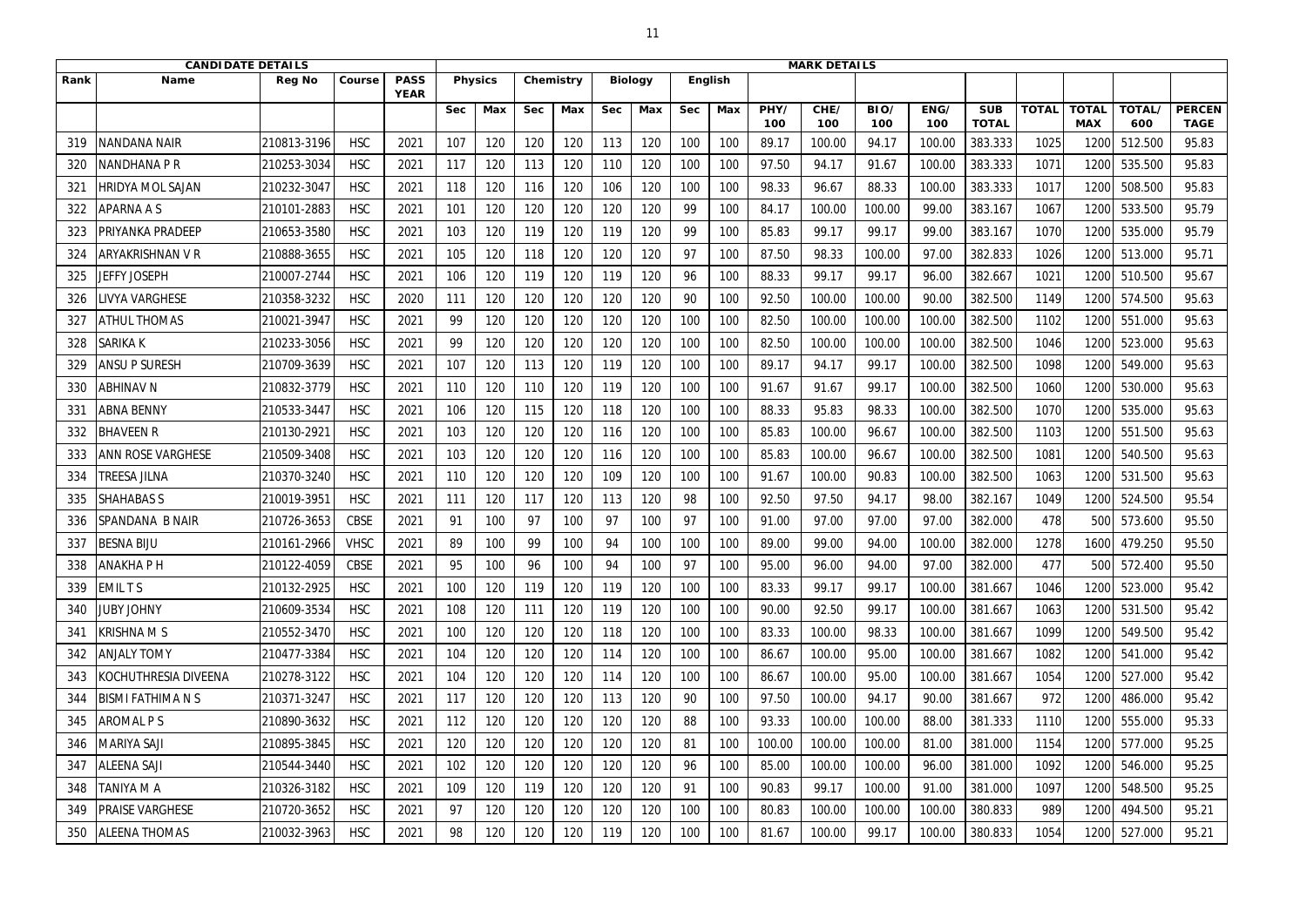| CANDIDATE DETAILS | | | | MARK DETAILS | | | | | | | | | | | | | | | | | | |
|---|---|---|---|---|---|---|---|---|---|---|---|---|---|---|---|---|---|---|---|---|---|---|
| Rank | Name | Reg No | Course | PASS YEAR | Physics | | Chemistry | | Biology | | English | | | | | | | | | | | |
| | | | | | Sec | Max | Sec | Max | Sec | Max | Sec | Max | PHY/ 100 | CHE/ 100 | BIO/ 100 | ENG/ 100 | SUB TOTAL | TOTAL | TOTAL MAX | TOTAL/ 600 | PERCENTAGE |
| 319 | NANDANA NAIR | 210813-3196 | HSC | 2021 | 107 | 120 | 120 | 120 | 113 | 120 | 100 | 100 | 89.17 | 100.00 | 94.17 | 100.00 | 383.333 | 1025 | 1200 | 512.500 | 95.83 |
| 320 | NANDHANA P R | 210253-3034 | HSC | 2021 | 117 | 120 | 113 | 120 | 110 | 120 | 100 | 100 | 97.50 | 94.17 | 91.67 | 100.00 | 383.333 | 1071 | 1200 | 535.500 | 95.83 |
| 321 | HRIDYA MOL SAJAN | 210232-3047 | HSC | 2021 | 118 | 120 | 116 | 120 | 106 | 120 | 100 | 100 | 98.33 | 96.67 | 88.33 | 100.00 | 383.333 | 1017 | 1200 | 508.500 | 95.83 |
| 322 | APARNA A S | 210101-2883 | HSC | 2021 | 101 | 120 | 120 | 120 | 120 | 120 | 99 | 100 | 84.17 | 100.00 | 100.00 | 99.00 | 383.167 | 1067 | 1200 | 533.500 | 95.79 |
| 323 | PRIYANKA PRADEEP | 210653-3580 | HSC | 2021 | 103 | 120 | 119 | 120 | 119 | 120 | 99 | 100 | 85.83 | 99.17 | 99.17 | 99.00 | 383.167 | 1070 | 1200 | 535.000 | 95.79 |
| 324 | ARYAKRISHNAN V R | 210888-3655 | HSC | 2021 | 105 | 120 | 118 | 120 | 120 | 120 | 97 | 100 | 87.50 | 98.33 | 100.00 | 97.00 | 382.833 | 1026 | 1200 | 513.000 | 95.71 |
| 325 | JEFFY JOSEPH | 210007-2744 | HSC | 2021 | 106 | 120 | 119 | 120 | 119 | 120 | 96 | 100 | 88.33 | 99.17 | 99.17 | 96.00 | 382.667 | 1021 | 1200 | 510.500 | 95.67 |
| 326 | LIVYA VARGHESE | 210358-3232 | HSC | 2020 | 111 | 120 | 120 | 120 | 120 | 120 | 90 | 100 | 92.50 | 100.00 | 100.00 | 90.00 | 382.500 | 1149 | 1200 | 574.500 | 95.63 |
| 327 | ATHUL THOMAS | 210021-3947 | HSC | 2021 | 99 | 120 | 120 | 120 | 120 | 120 | 100 | 100 | 82.50 | 100.00 | 100.00 | 100.00 | 382.500 | 1102 | 1200 | 551.000 | 95.63 |
| 328 | SARIKA K | 210233-3056 | HSC | 2021 | 99 | 120 | 120 | 120 | 120 | 120 | 100 | 100 | 82.50 | 100.00 | 100.00 | 100.00 | 382.500 | 1046 | 1200 | 523.000 | 95.63 |
| 329 | ANSU P SURESH | 210709-3639 | HSC | 2021 | 107 | 120 | 113 | 120 | 119 | 120 | 100 | 100 | 89.17 | 94.17 | 99.17 | 100.00 | 382.500 | 1098 | 1200 | 549.000 | 95.63 |
| 330 | ABHINAV N | 210832-3779 | HSC | 2021 | 110 | 120 | 110 | 120 | 119 | 120 | 100 | 100 | 91.67 | 91.67 | 99.17 | 100.00 | 382.500 | 1060 | 1200 | 530.000 | 95.63 |
| 331 | ABNA BENNY | 210533-3447 | HSC | 2021 | 106 | 120 | 115 | 120 | 118 | 120 | 100 | 100 | 88.33 | 95.83 | 98.33 | 100.00 | 382.500 | 1070 | 1200 | 535.000 | 95.63 |
| 332 | BHAVEEN R | 210130-2921 | HSC | 2021 | 103 | 120 | 120 | 120 | 116 | 120 | 100 | 100 | 85.83 | 100.00 | 96.67 | 100.00 | 382.500 | 1103 | 1200 | 551.500 | 95.63 |
| 333 | ANN ROSE VARGHESE | 210509-3408 | HSC | 2021 | 103 | 120 | 120 | 120 | 116 | 120 | 100 | 100 | 85.83 | 100.00 | 96.67 | 100.00 | 382.500 | 1081 | 1200 | 540.500 | 95.63 |
| 334 | TREESA JILNA | 210370-3240 | HSC | 2021 | 110 | 120 | 120 | 120 | 109 | 120 | 100 | 100 | 91.67 | 100.00 | 90.83 | 100.00 | 382.500 | 1063 | 1200 | 531.500 | 95.63 |
| 335 | SHAHABAS S | 210019-3951 | HSC | 2021 | 111 | 120 | 117 | 120 | 113 | 120 | 98 | 100 | 92.50 | 97.50 | 94.17 | 98.00 | 382.167 | 1049 | 1200 | 524.500 | 95.54 |
| 336 | SPANDANA B NAIR | 210726-3653 | CBSE | 2021 | 91 | 100 | 97 | 100 | 97 | 100 | 97 | 100 | 91.00 | 97.00 | 97.00 | 97.00 | 382.000 | 478 | 500 | 573.600 | 95.50 |
| 337 | BESNA BIJU | 210161-2966 | VHSC | 2021 | 89 | 100 | 99 | 100 | 94 | 100 | 100 | 100 | 89.00 | 99.00 | 94.00 | 100.00 | 382.000 | 1278 | 1600 | 479.250 | 95.50 |
| 338 | ANAKHA P H | 210122-4059 | CBSE | 2021 | 95 | 100 | 96 | 100 | 94 | 100 | 97 | 100 | 95.00 | 96.00 | 94.00 | 97.00 | 382.000 | 477 | 500 | 572.400 | 95.50 |
| 339 | EMIL T S | 210132-2925 | HSC | 2021 | 100 | 120 | 119 | 120 | 119 | 120 | 100 | 100 | 83.33 | 99.17 | 99.17 | 100.00 | 381.667 | 1046 | 1200 | 523.000 | 95.42 |
| 340 | JUBY JOHNY | 210609-3534 | HSC | 2021 | 108 | 120 | 111 | 120 | 119 | 120 | 100 | 100 | 90.00 | 92.50 | 99.17 | 100.00 | 381.667 | 1063 | 1200 | 531.500 | 95.42 |
| 341 | KRISHNA M S | 210552-3470 | HSC | 2021 | 100 | 120 | 120 | 120 | 118 | 120 | 100 | 100 | 83.33 | 100.00 | 98.33 | 100.00 | 381.667 | 1099 | 1200 | 549.500 | 95.42 |
| 342 | ANJALY TOMY | 210477-3384 | HSC | 2021 | 104 | 120 | 120 | 120 | 114 | 120 | 100 | 100 | 86.67 | 100.00 | 95.00 | 100.00 | 381.667 | 1082 | 1200 | 541.000 | 95.42 |
| 343 | KOCHUTHRESIA DIVEENA | 210278-3122 | HSC | 2021 | 104 | 120 | 120 | 120 | 114 | 120 | 100 | 100 | 86.67 | 100.00 | 95.00 | 100.00 | 381.667 | 1054 | 1200 | 527.000 | 95.42 |
| 344 | BISMI FATHIMA N S | 210371-3247 | HSC | 2021 | 117 | 120 | 120 | 120 | 113 | 120 | 90 | 100 | 97.50 | 100.00 | 94.17 | 90.00 | 381.667 | 972 | 1200 | 486.000 | 95.42 |
| 345 | AROMAL P S | 210890-3632 | HSC | 2021 | 112 | 120 | 120 | 120 | 120 | 120 | 88 | 100 | 93.33 | 100.00 | 100.00 | 88.00 | 381.333 | 1110 | 1200 | 555.000 | 95.33 |
| 346 | MARIYA SAJI | 210895-3845 | HSC | 2021 | 120 | 120 | 120 | 120 | 120 | 120 | 81 | 100 | 100.00 | 100.00 | 100.00 | 81.00 | 381.000 | 1154 | 1200 | 577.000 | 95.25 |
| 347 | ALEENA SAJI | 210544-3440 | HSC | 2021 | 102 | 120 | 120 | 120 | 120 | 120 | 96 | 100 | 85.00 | 100.00 | 100.00 | 96.00 | 381.000 | 1092 | 1200 | 546.000 | 95.25 |
| 348 | TANIYA M A | 210326-3182 | HSC | 2021 | 109 | 120 | 119 | 120 | 120 | 120 | 91 | 100 | 90.83 | 99.17 | 100.00 | 91.00 | 381.000 | 1097 | 1200 | 548.500 | 95.25 |
| 349 | PRAISE VARGHESE | 210720-3652 | HSC | 2021 | 97 | 120 | 120 | 120 | 120 | 120 | 100 | 100 | 80.83 | 100.00 | 100.00 | 100.00 | 380.833 | 989 | 1200 | 494.500 | 95.21 |
| 350 | ALEENA THOMAS | 210032-3963 | HSC | 2021 | 98 | 120 | 120 | 120 | 119 | 120 | 100 | 100 | 81.67 | 100.00 | 99.17 | 100.00 | 380.833 | 1054 | 1200 | 527.000 | 95.21 |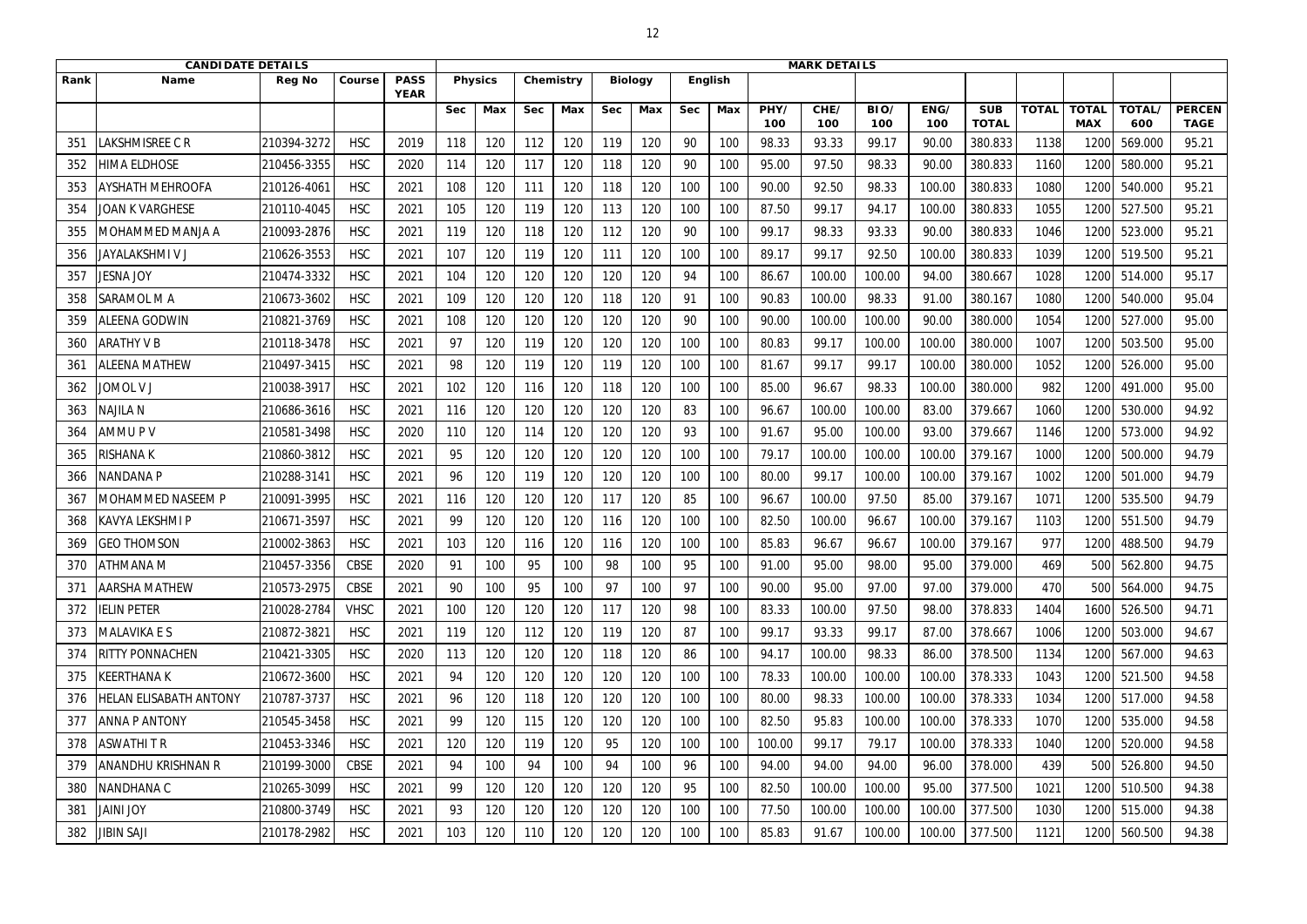| CANDIDATE DETAILS | | | | | MARK DETAILS | | | | | | | | | | | | | | | | | |
|---|---|---|---|---|---|---|---|---|---|---|---|---|---|---|---|---|---|---|---|---|---|---|
| Rank | Name | Reg No | Course | PASS YEAR | Physics | | Chemistry | | Biology | | English | | | | | | | | | | |
| | | | | | Sec | Max | Sec | Max | Sec | Max | Sec | Max | PHY/ 100 | CHE/ 100 | BIO/ 100 | ENG/ 100 | SUB TOTAL | TOTAL | TOTAL MAX | TOTAL/ 600 | PERCENTAGE |
| 351 | LAKSHMISREE C R | 210394-3272 | HSC | 2019 | 118 | 120 | 112 | 120 | 119 | 120 | 90 | 100 | 98.33 | 93.33 | 99.17 | 90.00 | 380.833 | 1138 | 1200 | 569.000 | 95.21 |
| 352 | HIMA ELDHOSE | 210456-3355 | HSC | 2020 | 114 | 120 | 117 | 120 | 118 | 120 | 90 | 100 | 95.00 | 97.50 | 98.33 | 90.00 | 380.833 | 1160 | 1200 | 580.000 | 95.21 |
| 353 | AYSHATH MEHROOFA | 210126-4061 | HSC | 2021 | 108 | 120 | 111 | 120 | 118 | 120 | 100 | 100 | 90.00 | 92.50 | 98.33 | 100.00 | 380.833 | 1080 | 1200 | 540.000 | 95.21 |
| 354 | JOAN K VARGHESE | 210110-4045 | HSC | 2021 | 105 | 120 | 119 | 120 | 113 | 120 | 100 | 100 | 87.50 | 99.17 | 94.17 | 100.00 | 380.833 | 1055 | 1200 | 527.500 | 95.21 |
| 355 | MOHAMMED MANJA A | 210093-2876 | HSC | 2021 | 119 | 120 | 118 | 120 | 112 | 120 | 90 | 100 | 99.17 | 98.33 | 93.33 | 90.00 | 380.833 | 1046 | 1200 | 523.000 | 95.21 |
| 356 | JAYALAKSHMI V J | 210626-3553 | HSC | 2021 | 107 | 120 | 119 | 120 | 111 | 120 | 100 | 100 | 89.17 | 99.17 | 92.50 | 100.00 | 380.833 | 1039 | 1200 | 519.500 | 95.21 |
| 357 | JESNA JOY | 210474-3332 | HSC | 2021 | 104 | 120 | 120 | 120 | 120 | 120 | 94 | 100 | 86.67 | 100.00 | 100.00 | 94.00 | 380.667 | 1028 | 1200 | 514.000 | 95.17 |
| 358 | SARAMOL M A | 210673-3602 | HSC | 2021 | 109 | 120 | 120 | 120 | 118 | 120 | 91 | 100 | 90.83 | 100.00 | 98.33 | 91.00 | 380.167 | 1080 | 1200 | 540.000 | 95.04 |
| 359 | ALEENA GODWIN | 210821-3769 | HSC | 2021 | 108 | 120 | 120 | 120 | 120 | 120 | 90 | 100 | 90.00 | 100.00 | 100.00 | 90.00 | 380.000 | 1054 | 1200 | 527.000 | 95.00 |
| 360 | ARATHY V B | 210118-3478 | HSC | 2021 | 97 | 120 | 119 | 120 | 120 | 120 | 100 | 100 | 80.83 | 99.17 | 100.00 | 100.00 | 380.000 | 1007 | 1200 | 503.500 | 95.00 |
| 361 | ALEENA MATHEW | 210497-3415 | HSC | 2021 | 98 | 120 | 119 | 120 | 119 | 120 | 100 | 100 | 81.67 | 99.17 | 99.17 | 100.00 | 380.000 | 1052 | 1200 | 526.000 | 95.00 |
| 362 | JOMOL V J | 210038-3917 | HSC | 2021 | 102 | 120 | 116 | 120 | 118 | 120 | 100 | 100 | 85.00 | 96.67 | 98.33 | 100.00 | 380.000 | 982 | 1200 | 491.000 | 95.00 |
| 363 | NAJILA N | 210686-3616 | HSC | 2021 | 116 | 120 | 120 | 120 | 120 | 120 | 83 | 100 | 96.67 | 100.00 | 100.00 | 83.00 | 379.667 | 1060 | 1200 | 530.000 | 94.92 |
| 364 | AMMU P V | 210581-3498 | HSC | 2020 | 110 | 120 | 114 | 120 | 120 | 120 | 93 | 100 | 91.67 | 95.00 | 100.00 | 93.00 | 379.667 | 1146 | 1200 | 573.000 | 94.92 |
| 365 | RISHANA K | 210860-3812 | HSC | 2021 | 95 | 120 | 120 | 120 | 120 | 120 | 100 | 100 | 79.17 | 100.00 | 100.00 | 100.00 | 379.167 | 1000 | 1200 | 500.000 | 94.79 |
| 366 | NANDANA P | 210288-3141 | HSC | 2021 | 96 | 120 | 119 | 120 | 120 | 120 | 100 | 100 | 80.00 | 99.17 | 100.00 | 100.00 | 379.167 | 1002 | 1200 | 501.000 | 94.79 |
| 367 | MOHAMMED NASEEM P | 210091-3995 | HSC | 2021 | 116 | 120 | 120 | 120 | 117 | 120 | 85 | 100 | 96.67 | 100.00 | 97.50 | 85.00 | 379.167 | 1071 | 1200 | 535.500 | 94.79 |
| 368 | KAVYA LEKSHMI P | 210671-3597 | HSC | 2021 | 99 | 120 | 120 | 120 | 116 | 120 | 100 | 100 | 82.50 | 100.00 | 96.67 | 100.00 | 379.167 | 1103 | 1200 | 551.500 | 94.79 |
| 369 | GEO THOMSON | 210002-3863 | HSC | 2021 | 103 | 120 | 116 | 120 | 116 | 120 | 100 | 100 | 85.83 | 96.67 | 96.67 | 100.00 | 379.167 | 977 | 1200 | 488.500 | 94.79 |
| 370 | ATHMANA M | 210457-3356 | CBSE | 2020 | 91 | 100 | 95 | 100 | 98 | 100 | 95 | 100 | 91.00 | 95.00 | 98.00 | 95.00 | 379.000 | 469 | 500 | 562.800 | 94.75 |
| 371 | AARSHA MATHEW | 210573-2975 | CBSE | 2021 | 90 | 100 | 95 | 100 | 97 | 100 | 97 | 100 | 90.00 | 95.00 | 97.00 | 97.00 | 379.000 | 470 | 500 | 564.000 | 94.75 |
| 372 | IELIN PETER | 210028-2784 | VHSC | 2021 | 100 | 120 | 120 | 120 | 117 | 120 | 98 | 100 | 83.33 | 100.00 | 97.50 | 98.00 | 378.833 | 1404 | 1600 | 526.500 | 94.71 |
| 373 | MALAVIKA E S | 210872-3821 | HSC | 2021 | 119 | 120 | 112 | 120 | 119 | 120 | 87 | 100 | 99.17 | 93.33 | 99.17 | 87.00 | 378.667 | 1006 | 1200 | 503.000 | 94.67 |
| 374 | RITTY PONNACHEN | 210421-3305 | HSC | 2020 | 113 | 120 | 120 | 120 | 118 | 120 | 86 | 100 | 94.17 | 100.00 | 98.33 | 86.00 | 378.500 | 1134 | 1200 | 567.000 | 94.63 |
| 375 | KEERTHANA K | 210672-3600 | HSC | 2021 | 94 | 120 | 120 | 120 | 120 | 120 | 100 | 100 | 78.33 | 100.00 | 100.00 | 100.00 | 378.333 | 1043 | 1200 | 521.500 | 94.58 |
| 376 | HELAN ELISABATH ANTONY | 210787-3737 | HSC | 2021 | 96 | 120 | 118 | 120 | 120 | 120 | 100 | 100 | 80.00 | 98.33 | 100.00 | 100.00 | 378.333 | 1034 | 1200 | 517.000 | 94.58 |
| 377 | ANNA P ANTONY | 210545-3458 | HSC | 2021 | 99 | 120 | 115 | 120 | 120 | 120 | 100 | 100 | 82.50 | 95.83 | 100.00 | 100.00 | 378.333 | 1070 | 1200 | 535.000 | 94.58 |
| 378 | ASWATHI T R | 210453-3346 | HSC | 2021 | 120 | 120 | 119 | 120 | 95 | 120 | 100 | 100 | 100.00 | 99.17 | 79.17 | 100.00 | 378.333 | 1040 | 1200 | 520.000 | 94.58 |
| 379 | ANANDHU KRISHNAN R | 210199-3000 | CBSE | 2021 | 94 | 100 | 94 | 100 | 94 | 100 | 96 | 100 | 94.00 | 94.00 | 94.00 | 96.00 | 378.000 | 439 | 500 | 526.800 | 94.50 |
| 380 | NANDHANA C | 210265-3099 | HSC | 2021 | 99 | 120 | 120 | 120 | 120 | 120 | 95 | 100 | 82.50 | 100.00 | 100.00 | 95.00 | 377.500 | 1021 | 1200 | 510.500 | 94.38 |
| 381 | JAINI JOY | 210800-3749 | HSC | 2021 | 93 | 120 | 120 | 120 | 120 | 120 | 100 | 100 | 77.50 | 100.00 | 100.00 | 100.00 | 377.500 | 1030 | 1200 | 515.000 | 94.38 |
| 382 | JIBIN SAJI | 210178-2982 | HSC | 2021 | 103 | 120 | 110 | 120 | 120 | 120 | 100 | 100 | 85.83 | 91.67 | 100.00 | 100.00 | 377.500 | 1121 | 1200 | 560.500 | 94.38 |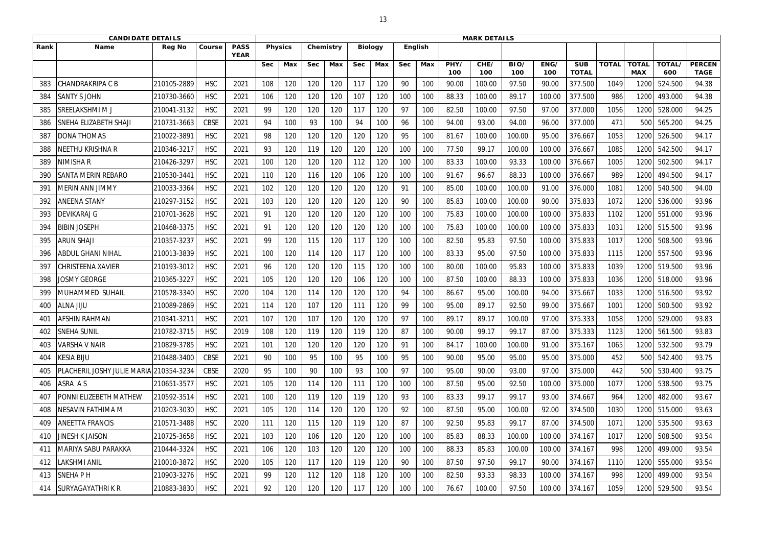| CANDIDATE DETAILS | | | | | MARK DETAILS | | | | | | | | | | | | | | | | | | | |
|---|---|---|---|---|---|---|---|---|---|---|---|---|---|---|---|---|---|---|---|---|---|---|---|---|
| Rank | Name | Reg No | Course | PASS YEAR | Physics | | Chemistry | | Biology | | English | | | | | | | | | | | | |
| | | | | | Sec | Max | Sec | Max | Sec | Max | Sec | Max | PHY/ 100 | CHE/ 100 | BIO/ 100 | ENG/ 100 | SUB TOTAL | TOTAL | TOTAL MAX | TOTAL/ 600 | PERCENTAGE |
| 383 | CHANDRAKRIPA C B | 210105-2889 | HSC | 2021 | 108 | 120 | 120 | 120 | 117 | 120 | 90 | 100 | 90.00 | 100.00 | 97.50 | 90.00 | 377.500 | 1049 | 1200 | 524.500 | 94.38 |
| 384 | SANTY S JOHN | 210730-3660 | HSC | 2021 | 106 | 120 | 120 | 120 | 107 | 120 | 100 | 100 | 88.33 | 100.00 | 89.17 | 100.00 | 377.500 | 986 | 1200 | 493.000 | 94.38 |
| 385 | SREELAKSHMI M J | 210041-3132 | HSC | 2021 | 99 | 120 | 120 | 120 | 117 | 120 | 97 | 100 | 82.50 | 100.00 | 97.50 | 97.00 | 377.000 | 1056 | 1200 | 528.000 | 94.25 |
| 386 | SNEHA ELIZABETH SHAJI | 210731-3663 | CBSE | 2021 | 94 | 100 | 93 | 100 | 94 | 100 | 96 | 100 | 94.00 | 93.00 | 94.00 | 96.00 | 377.000 | 471 | 500 | 565.200 | 94.25 |
| 387 | DONA THOMAS | 210022-3891 | HSC | 2021 | 98 | 120 | 120 | 120 | 120 | 120 | 95 | 100 | 81.67 | 100.00 | 100.00 | 95.00 | 376.667 | 1053 | 1200 | 526.500 | 94.17 |
| 388 | NEETHU KRISHNA R | 210346-3217 | HSC | 2021 | 93 | 120 | 119 | 120 | 120 | 120 | 100 | 100 | 77.50 | 99.17 | 100.00 | 100.00 | 376.667 | 1085 | 1200 | 542.500 | 94.17 |
| 389 | NIMISHA R | 210426-3297 | HSC | 2021 | 100 | 120 | 120 | 120 | 112 | 120 | 100 | 100 | 83.33 | 100.00 | 93.33 | 100.00 | 376.667 | 1005 | 1200 | 502.500 | 94.17 |
| 390 | SANTA MERIN REBARO | 210530-3441 | HSC | 2021 | 110 | 120 | 116 | 120 | 106 | 120 | 100 | 100 | 91.67 | 96.67 | 88.33 | 100.00 | 376.667 | 989 | 1200 | 494.500 | 94.17 |
| 391 | MERIN ANN JIMMY | 210033-3364 | HSC | 2021 | 102 | 120 | 120 | 120 | 120 | 120 | 91 | 100 | 85.00 | 100.00 | 100.00 | 91.00 | 376.000 | 1081 | 1200 | 540.500 | 94.00 |
| 392 | ANEENA STANY | 210297-3152 | HSC | 2021 | 103 | 120 | 120 | 120 | 120 | 120 | 90 | 100 | 85.83 | 100.00 | 100.00 | 90.00 | 375.833 | 1072 | 1200 | 536.000 | 93.96 |
| 393 | DEVIKARAJ G | 210701-3628 | HSC | 2021 | 91 | 120 | 120 | 120 | 120 | 120 | 100 | 100 | 75.83 | 100.00 | 100.00 | 100.00 | 375.833 | 1102 | 1200 | 551.000 | 93.96 |
| 394 | BIBIN JOSEPH | 210468-3375 | HSC | 2021 | 91 | 120 | 120 | 120 | 120 | 120 | 100 | 100 | 75.83 | 100.00 | 100.00 | 100.00 | 375.833 | 1031 | 1200 | 515.500 | 93.96 |
| 395 | ARUN SHAJI | 210357-3237 | HSC | 2021 | 99 | 120 | 115 | 120 | 117 | 120 | 100 | 100 | 82.50 | 95.83 | 97.50 | 100.00 | 375.833 | 1017 | 1200 | 508.500 | 93.96 |
| 396 | ABDUL GHANI NIHAL | 210013-3839 | HSC | 2021 | 100 | 120 | 114 | 120 | 117 | 120 | 100 | 100 | 83.33 | 95.00 | 97.50 | 100.00 | 375.833 | 1115 | 1200 | 557.500 | 93.96 |
| 397 | CHRISTEENA XAVIER | 210193-3012 | HSC | 2021 | 96 | 120 | 120 | 120 | 115 | 120 | 100 | 100 | 80.00 | 100.00 | 95.83 | 100.00 | 375.833 | 1039 | 1200 | 519.500 | 93.96 |
| 398 | JOSMY GEORGE | 210365-3227 | HSC | 2021 | 105 | 120 | 120 | 120 | 106 | 120 | 100 | 100 | 87.50 | 100.00 | 88.33 | 100.00 | 375.833 | 1036 | 1200 | 518.000 | 93.96 |
| 399 | MUHAMMED SUHAIL | 210578-3340 | HSC | 2020 | 104 | 120 | 114 | 120 | 120 | 120 | 94 | 100 | 86.67 | 95.00 | 100.00 | 94.00 | 375.667 | 1033 | 1200 | 516.500 | 93.92 |
| 400 | ALNA JIJU | 210089-2869 | HSC | 2021 | 114 | 120 | 107 | 120 | 111 | 120 | 99 | 100 | 95.00 | 89.17 | 92.50 | 99.00 | 375.667 | 1001 | 1200 | 500.500 | 93.92 |
| 401 | AFSHIN RAHMAN | 210341-3211 | HSC | 2021 | 107 | 120 | 107 | 120 | 120 | 120 | 97 | 100 | 89.17 | 89.17 | 100.00 | 97.00 | 375.333 | 1058 | 1200 | 529.000 | 93.83 |
| 402 | SNEHA SUNIL | 210782-3715 | HSC | 2019 | 108 | 120 | 119 | 120 | 119 | 120 | 87 | 100 | 90.00 | 99.17 | 99.17 | 87.00 | 375.333 | 1123 | 1200 | 561.500 | 93.83 |
| 403 | VARSHA V NAIR | 210829-3785 | HSC | 2021 | 101 | 120 | 120 | 120 | 120 | 120 | 91 | 100 | 84.17 | 100.00 | 100.00 | 91.00 | 375.167 | 1065 | 1200 | 532.500 | 93.79 |
| 404 | KESIA BIJU | 210488-3400 | CBSE | 2021 | 90 | 100 | 95 | 100 | 95 | 100 | 95 | 100 | 90.00 | 95.00 | 95.00 | 95.00 | 375.000 | 452 | 500 | 542.400 | 93.75 |
| 405 | PLACHERIL JOSHY JULIE MARIA | 210354-3234 | CBSE | 2020 | 95 | 100 | 90 | 100 | 93 | 100 | 97 | 100 | 95.00 | 90.00 | 93.00 | 97.00 | 375.000 | 442 | 500 | 530.400 | 93.75 |
| 406 | ASRA A S | 210651-3577 | HSC | 2021 | 105 | 120 | 114 | 120 | 111 | 120 | 100 | 100 | 87.50 | 95.00 | 92.50 | 100.00 | 375.000 | 1077 | 1200 | 538.500 | 93.75 |
| 407 | PONNI ELIZEBETH MATHEW | 210592-3514 | HSC | 2021 | 100 | 120 | 119 | 120 | 119 | 120 | 93 | 100 | 83.33 | 99.17 | 99.17 | 93.00 | 374.667 | 964 | 1200 | 482.000 | 93.67 |
| 408 | NESAVIN FATHIMA M | 210203-3030 | HSC | 2021 | 105 | 120 | 114 | 120 | 120 | 120 | 92 | 100 | 87.50 | 95.00 | 100.00 | 92.00 | 374.500 | 1030 | 1200 | 515.000 | 93.63 |
| 409 | ANEETTA FRANCIS | 210571-3488 | HSC | 2020 | 111 | 120 | 115 | 120 | 119 | 120 | 87 | 100 | 92.50 | 95.83 | 99.17 | 87.00 | 374.500 | 1071 | 1200 | 535.500 | 93.63 |
| 410 | JINESH K JAISON | 210725-3658 | HSC | 2021 | 103 | 120 | 106 | 120 | 120 | 120 | 100 | 100 | 85.83 | 88.33 | 100.00 | 100.00 | 374.167 | 1017 | 1200 | 508.500 | 93.54 |
| 411 | MARIYA SABU PARAKKA | 210444-3324 | HSC | 2021 | 106 | 120 | 103 | 120 | 120 | 120 | 100 | 100 | 88.33 | 85.83 | 100.00 | 100.00 | 374.167 | 998 | 1200 | 499.000 | 93.54 |
| 412 | LAKSHMI ANIL | 210010-3872 | HSC | 2020 | 105 | 120 | 117 | 120 | 119 | 120 | 90 | 100 | 87.50 | 97.50 | 99.17 | 90.00 | 374.167 | 1110 | 1200 | 555.000 | 93.54 |
| 413 | SNEHA P H | 210903-3276 | HSC | 2021 | 99 | 120 | 112 | 120 | 118 | 120 | 100 | 100 | 82.50 | 93.33 | 98.33 | 100.00 | 374.167 | 998 | 1200 | 499.000 | 93.54 |
| 414 | SURYAGAYATHRI K R | 210883-3830 | HSC | 2021 | 92 | 120 | 120 | 120 | 117 | 120 | 100 | 100 | 76.67 | 100.00 | 97.50 | 100.00 | 374.167 | 1059 | 1200 | 529.500 | 93.54 |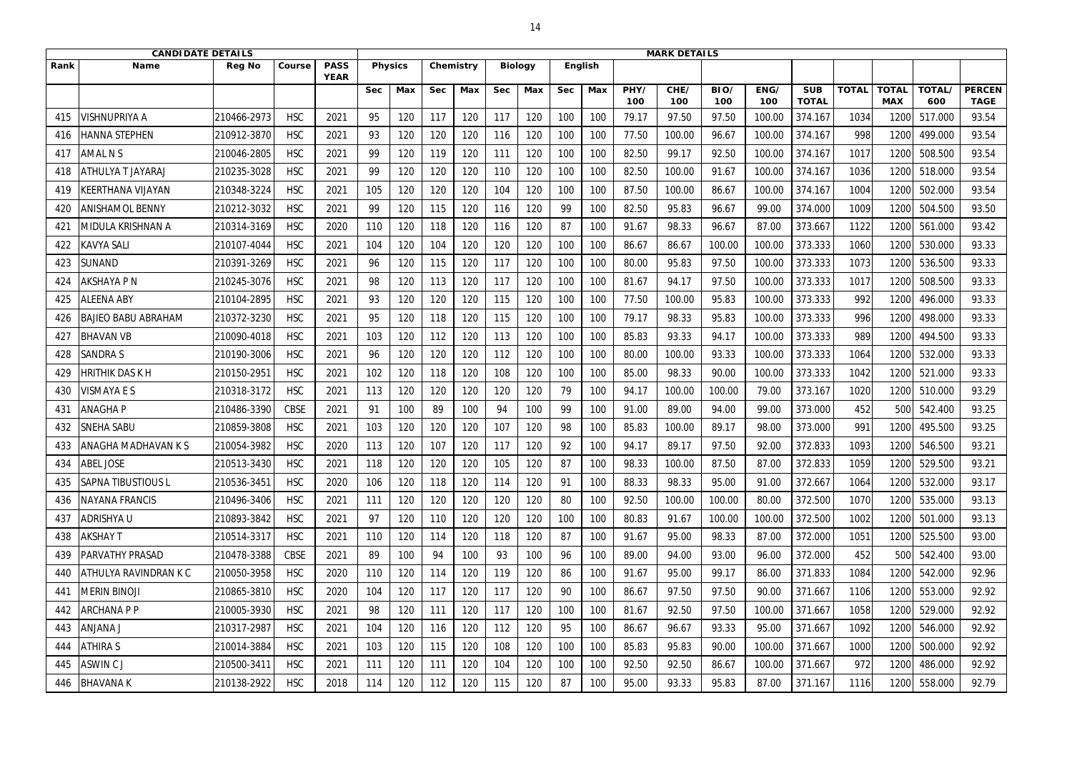| CANDIDATE DETAILS | | | | | MARK DETAILS | | | | | | | | | | | | | | | | | | |
|---|---|---|---|---|---|---|---|---|---|---|---|---|---|---|---|---|---|---|---|---|---|---|---|
| Rank | Name | Reg No | Course | PASS YEAR | Physics | | Chemistry | | Biology | | English | | | | | | | | | | | |
| | | | | | Sec | Max | Sec | Max | Sec | Max | Sec | Max | PHY/ 100 | CHE/ 100 | BIO/ 100 | ENG/ 100 | SUB TOTAL | TOTAL | TOTAL MAX | TOTAL/ 600 | PERCENTAGE |
| 415 | VISHNUPRIYA A | 210466-2973 | HSC | 2021 | 95 | 120 | 117 | 120 | 117 | 120 | 100 | 100 | 79.17 | 97.50 | 97.50 | 100.00 | 374.167 | 1034 | 1200 | 517.000 | 93.54 |
| 416 | HANNA STEPHEN | 210912-3870 | HSC | 2021 | 93 | 120 | 120 | 120 | 116 | 120 | 100 | 100 | 77.50 | 100.00 | 96.67 | 100.00 | 374.167 | 998 | 1200 | 499.000 | 93.54 |
| 417 | AMAL N S | 210046-2805 | HSC | 2021 | 99 | 120 | 119 | 120 | 111 | 120 | 100 | 100 | 82.50 | 99.17 | 92.50 | 100.00 | 374.167 | 1017 | 1200 | 508.500 | 93.54 |
| 418 | ATHULYA T JAYARAJ | 210235-3028 | HSC | 2021 | 99 | 120 | 120 | 120 | 110 | 120 | 100 | 100 | 82.50 | 100.00 | 91.67 | 100.00 | 374.167 | 1036 | 1200 | 518.000 | 93.54 |
| 419 | KEERTHANA VIJAYAN | 210348-3224 | HSC | 2021 | 105 | 120 | 120 | 120 | 104 | 120 | 100 | 100 | 87.50 | 100.00 | 86.67 | 100.00 | 374.167 | 1004 | 1200 | 502.000 | 93.54 |
| 420 | ANISHAMOL BENNY | 210212-3032 | HSC | 2021 | 99 | 120 | 115 | 120 | 116 | 120 | 99 | 100 | 82.50 | 95.83 | 96.67 | 99.00 | 374.000 | 1009 | 1200 | 504.500 | 93.50 |
| 421 | MIDULA KRISHNAN A | 210314-3169 | HSC | 2020 | 110 | 120 | 118 | 120 | 116 | 120 | 87 | 100 | 91.67 | 98.33 | 96.67 | 87.00 | 373.667 | 1122 | 1200 | 561.000 | 93.42 |
| 422 | KAVYA SALI | 210107-4044 | HSC | 2021 | 104 | 120 | 104 | 120 | 120 | 120 | 100 | 100 | 86.67 | 86.67 | 100.00 | 100.00 | 373.333 | 1060 | 1200 | 530.000 | 93.33 |
| 423 | SUNAND | 210391-3269 | HSC | 2021 | 96 | 120 | 115 | 120 | 117 | 120 | 100 | 100 | 80.00 | 95.83 | 97.50 | 100.00 | 373.333 | 1073 | 1200 | 536.500 | 93.33 |
| 424 | AKSHAYA P N | 210245-3076 | HSC | 2021 | 98 | 120 | 113 | 120 | 117 | 120 | 100 | 100 | 81.67 | 94.17 | 97.50 | 100.00 | 373.333 | 1017 | 1200 | 508.500 | 93.33 |
| 425 | ALEENA ABY | 210104-2895 | HSC | 2021 | 93 | 120 | 120 | 120 | 115 | 120 | 100 | 100 | 77.50 | 100.00 | 95.83 | 100.00 | 373.333 | 992 | 1200 | 496.000 | 93.33 |
| 426 | BAJIEO BABU ABRAHAM | 210372-3230 | HSC | 2021 | 95 | 120 | 118 | 120 | 115 | 120 | 100 | 100 | 79.17 | 98.33 | 95.83 | 100.00 | 373.333 | 996 | 1200 | 498.000 | 93.33 |
| 427 | BHAVAN VB | 210090-4018 | HSC | 2021 | 103 | 120 | 112 | 120 | 113 | 120 | 100 | 100 | 85.83 | 93.33 | 94.17 | 100.00 | 373.333 | 989 | 1200 | 494.500 | 93.33 |
| 428 | SANDRA S | 210190-3006 | HSC | 2021 | 96 | 120 | 120 | 120 | 112 | 120 | 100 | 100 | 80.00 | 100.00 | 93.33 | 100.00 | 373.333 | 1064 | 1200 | 532.000 | 93.33 |
| 429 | HRITHIK DAS K H | 210150-2951 | HSC | 2021 | 102 | 120 | 118 | 120 | 108 | 120 | 100 | 100 | 85.00 | 98.33 | 90.00 | 100.00 | 373.333 | 1042 | 1200 | 521.000 | 93.33 |
| 430 | VISMAYA E S | 210318-3172 | HSC | 2021 | 113 | 120 | 120 | 120 | 120 | 120 | 79 | 100 | 94.17 | 100.00 | 100.00 | 79.00 | 373.167 | 1020 | 1200 | 510.000 | 93.29 |
| 431 | ANAGHA P | 210486-3390 | CBSE | 2021 | 91 | 100 | 89 | 100 | 94 | 100 | 99 | 100 | 91.00 | 89.00 | 94.00 | 99.00 | 373.000 | 452 | 500 | 542.400 | 93.25 |
| 432 | SNEHA SABU | 210859-3808 | HSC | 2021 | 103 | 120 | 120 | 120 | 107 | 120 | 98 | 100 | 85.83 | 100.00 | 89.17 | 98.00 | 373.000 | 991 | 1200 | 495.500 | 93.25 |
| 433 | ANAGHA MADHAVAN K S | 210054-3982 | HSC | 2020 | 113 | 120 | 107 | 120 | 117 | 120 | 92 | 100 | 94.17 | 89.17 | 97.50 | 92.00 | 372.833 | 1093 | 1200 | 546.500 | 93.21 |
| 434 | ABEL JOSE | 210513-3430 | HSC | 2021 | 118 | 120 | 120 | 120 | 105 | 120 | 87 | 100 | 98.33 | 100.00 | 87.50 | 87.00 | 372.833 | 1059 | 1200 | 529.500 | 93.21 |
| 435 | SAPNA TIBUSTIOUS L | 210536-3451 | HSC | 2020 | 106 | 120 | 118 | 120 | 114 | 120 | 91 | 100 | 88.33 | 98.33 | 95.00 | 91.00 | 372.667 | 1064 | 1200 | 532.000 | 93.17 |
| 436 | NAYANA FRANCIS | 210496-3406 | HSC | 2021 | 111 | 120 | 120 | 120 | 120 | 120 | 80 | 100 | 92.50 | 100.00 | 100.00 | 80.00 | 372.500 | 1070 | 1200 | 535.000 | 93.13 |
| 437 | ADRISHYA U | 210893-3842 | HSC | 2021 | 97 | 120 | 110 | 120 | 120 | 120 | 100 | 100 | 80.83 | 91.67 | 100.00 | 100.00 | 372.500 | 1002 | 1200 | 501.000 | 93.13 |
| 438 | AKSHAY T | 210514-3317 | HSC | 2021 | 110 | 120 | 114 | 120 | 118 | 120 | 87 | 100 | 91.67 | 95.00 | 98.33 | 87.00 | 372.000 | 1051 | 1200 | 525.500 | 93.00 |
| 439 | PARVATHY PRASAD | 210478-3388 | CBSE | 2021 | 89 | 100 | 94 | 100 | 93 | 100 | 96 | 100 | 89.00 | 94.00 | 93.00 | 96.00 | 372.000 | 452 | 500 | 542.400 | 93.00 |
| 440 | ATHULYA RAVINDRAN K C | 210050-3958 | HSC | 2020 | 110 | 120 | 114 | 120 | 119 | 120 | 86 | 100 | 91.67 | 95.00 | 99.17 | 86.00 | 371.833 | 1084 | 1200 | 542.000 | 92.96 |
| 441 | MERIN BINOJI | 210865-3810 | HSC | 2020 | 104 | 120 | 117 | 120 | 117 | 120 | 90 | 100 | 86.67 | 97.50 | 97.50 | 90.00 | 371.667 | 1106 | 1200 | 553.000 | 92.92 |
| 442 | ARCHANA P P | 210005-3930 | HSC | 2021 | 98 | 120 | 111 | 120 | 117 | 120 | 100 | 100 | 81.67 | 92.50 | 97.50 | 100.00 | 371.667 | 1058 | 1200 | 529.000 | 92.92 |
| 443 | ANJANA J | 210317-2987 | HSC | 2021 | 104 | 120 | 116 | 120 | 112 | 120 | 95 | 100 | 86.67 | 96.67 | 93.33 | 95.00 | 371.667 | 1092 | 1200 | 546.000 | 92.92 |
| 444 | ATHIRA S | 210014-3884 | HSC | 2021 | 103 | 120 | 115 | 120 | 108 | 120 | 100 | 100 | 85.83 | 95.83 | 90.00 | 100.00 | 371.667 | 1000 | 1200 | 500.000 | 92.92 |
| 445 | ASWIN C J | 210500-3411 | HSC | 2021 | 111 | 120 | 111 | 120 | 104 | 120 | 100 | 100 | 92.50 | 92.50 | 86.67 | 100.00 | 371.667 | 972 | 1200 | 486.000 | 92.92 |
| 446 | BHAVANA K | 210138-2922 | HSC | 2018 | 114 | 120 | 112 | 120 | 115 | 120 | 87 | 100 | 95.00 | 93.33 | 95.83 | 87.00 | 371.167 | 1116 | 1200 | 558.000 | 92.79 |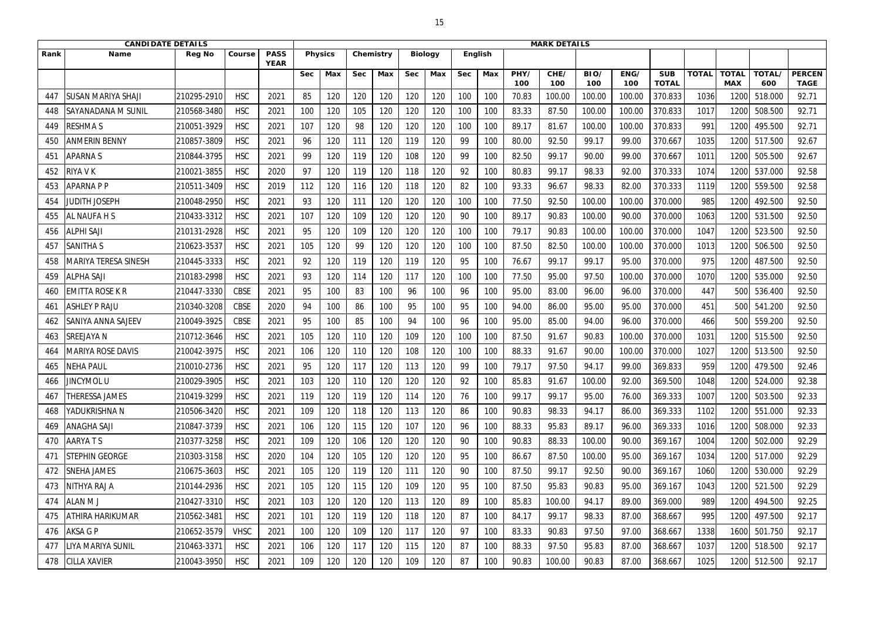| CANDIDATE DETAILS | | | | | MARK DETAILS | | | | | | | | | | | | | | | | | | |
|---|---|---|---|---|---|---|---|---|---|---|---|---|---|---|---|---|---|---|---|---|---|---|---|
| Rank | Name | Reg No | Course | PASS YEAR | Physics | | Chemistry | | Biology | | English | | | | | | | | | | | |
| | | | | | Sec | Max | Sec | Max | Sec | Max | Sec | Max | PHY/ 100 | CHE/ 100 | BIO/ 100 | ENG/ 100 | SUB TOTAL | TOTAL | TOTAL MAX | TOTAL/ 600 | PERCENTAGE |
| 447 | SUSAN MARIYA SHAJI | 210295-2910 | HSC | 2021 | 85 | 120 | 120 | 120 | 120 | 120 | 100 | 100 | 70.83 | 100.00 | 100.00 | 100.00 | 370.833 | 1036 | 1200 | 518.000 | 92.71 |
| 448 | SAYANADANA M SUNIL | 210568-3480 | HSC | 2021 | 100 | 120 | 105 | 120 | 120 | 120 | 100 | 100 | 83.33 | 87.50 | 100.00 | 100.00 | 370.833 | 1017 | 1200 | 508.500 | 92.71 |
| 449 | RESHMA S | 210051-3929 | HSC | 2021 | 107 | 120 | 98 | 120 | 120 | 120 | 100 | 100 | 89.17 | 81.67 | 100.00 | 100.00 | 370.833 | 991 | 1200 | 495.500 | 92.71 |
| 450 | ANMERIN BENNY | 210857-3809 | HSC | 2021 | 96 | 120 | 111 | 120 | 119 | 120 | 99 | 100 | 80.00 | 92.50 | 99.17 | 99.00 | 370.667 | 1035 | 1200 | 517.500 | 92.67 |
| 451 | APARNA S | 210844-3795 | HSC | 2021 | 99 | 120 | 119 | 120 | 108 | 120 | 99 | 100 | 82.50 | 99.17 | 90.00 | 99.00 | 370.667 | 1011 | 1200 | 505.500 | 92.67 |
| 452 | RIYA V K | 210021-3855 | HSC | 2020 | 97 | 120 | 119 | 120 | 118 | 120 | 92 | 100 | 80.83 | 99.17 | 98.33 | 92.00 | 370.333 | 1074 | 1200 | 537.000 | 92.58 |
| 453 | APARNA P P | 210511-3409 | HSC | 2019 | 112 | 120 | 116 | 120 | 118 | 120 | 82 | 100 | 93.33 | 96.67 | 98.33 | 82.00 | 370.333 | 1119 | 1200 | 559.500 | 92.58 |
| 454 | JUDITH JOSEPH | 210048-2950 | HSC | 2021 | 93 | 120 | 111 | 120 | 120 | 120 | 100 | 100 | 77.50 | 92.50 | 100.00 | 100.00 | 370.000 | 985 | 1200 | 492.500 | 92.50 |
| 455 | AL NAUFA H S | 210433-3312 | HSC | 2021 | 107 | 120 | 109 | 120 | 120 | 120 | 90 | 100 | 89.17 | 90.83 | 100.00 | 90.00 | 370.000 | 1063 | 1200 | 531.500 | 92.50 |
| 456 | ALPHI SAJI | 210131-2928 | HSC | 2021 | 95 | 120 | 109 | 120 | 120 | 120 | 100 | 100 | 79.17 | 90.83 | 100.00 | 100.00 | 370.000 | 1047 | 1200 | 523.500 | 92.50 |
| 457 | SANITHA S | 210623-3537 | HSC | 2021 | 105 | 120 | 99 | 120 | 120 | 120 | 100 | 100 | 87.50 | 82.50 | 100.00 | 100.00 | 370.000 | 1013 | 1200 | 506.500 | 92.50 |
| 458 | MARIYA TERESA SINESH | 210445-3333 | HSC | 2021 | 92 | 120 | 119 | 120 | 119 | 120 | 95 | 100 | 76.67 | 99.17 | 99.17 | 95.00 | 370.000 | 975 | 1200 | 487.500 | 92.50 |
| 459 | ALPHA SAJI | 210183-2998 | HSC | 2021 | 93 | 120 | 114 | 120 | 117 | 120 | 100 | 100 | 77.50 | 95.00 | 97.50 | 100.00 | 370.000 | 1070 | 1200 | 535.000 | 92.50 |
| 460 | EMITTA ROSE K R | 210447-3330 | CBSE | 2021 | 95 | 100 | 83 | 100 | 96 | 100 | 96 | 100 | 95.00 | 83.00 | 96.00 | 96.00 | 370.000 | 447 | 500 | 536.400 | 92.50 |
| 461 | ASHLEY P RAJU | 210340-3208 | CBSE | 2020 | 94 | 100 | 86 | 100 | 95 | 100 | 95 | 100 | 94.00 | 86.00 | 95.00 | 95.00 | 370.000 | 451 | 500 | 541.200 | 92.50 |
| 462 | SANIYA ANNA SAJEEV | 210049-3925 | CBSE | 2021 | 95 | 100 | 85 | 100 | 94 | 100 | 96 | 100 | 95.00 | 85.00 | 94.00 | 96.00 | 370.000 | 466 | 500 | 559.200 | 92.50 |
| 463 | SREEJAYA N | 210712-3646 | HSC | 2021 | 105 | 120 | 110 | 120 | 109 | 120 | 100 | 100 | 87.50 | 91.67 | 90.83 | 100.00 | 370.000 | 1031 | 1200 | 515.500 | 92.50 |
| 464 | MARIYA ROSE DAVIS | 210042-3975 | HSC | 2021 | 106 | 120 | 110 | 120 | 108 | 120 | 100 | 100 | 88.33 | 91.67 | 90.00 | 100.00 | 370.000 | 1027 | 1200 | 513.500 | 92.50 |
| 465 | NEHA PAUL | 210010-2736 | HSC | 2021 | 95 | 120 | 117 | 120 | 113 | 120 | 99 | 100 | 79.17 | 97.50 | 94.17 | 99.00 | 369.833 | 959 | 1200 | 479.500 | 92.46 |
| 466 | JINCYMOL U | 210029-3905 | HSC | 2021 | 103 | 120 | 110 | 120 | 120 | 120 | 92 | 100 | 85.83 | 91.67 | 100.00 | 92.00 | 369.500 | 1048 | 1200 | 524.000 | 92.38 |
| 467 | THERESSA JAMES | 210419-3299 | HSC | 2021 | 119 | 120 | 119 | 120 | 114 | 120 | 76 | 100 | 99.17 | 99.17 | 95.00 | 76.00 | 369.333 | 1007 | 1200 | 503.500 | 92.33 |
| 468 | YADUKRISHNA N | 210506-3420 | HSC | 2021 | 109 | 120 | 118 | 120 | 113 | 120 | 86 | 100 | 90.83 | 98.33 | 94.17 | 86.00 | 369.333 | 1102 | 1200 | 551.000 | 92.33 |
| 469 | ANAGHA SAJI | 210847-3739 | HSC | 2021 | 106 | 120 | 115 | 120 | 107 | 120 | 96 | 100 | 88.33 | 95.83 | 89.17 | 96.00 | 369.333 | 1016 | 1200 | 508.000 | 92.33 |
| 470 | AARYA T S | 210377-3258 | HSC | 2021 | 109 | 120 | 106 | 120 | 120 | 120 | 90 | 100 | 90.83 | 88.33 | 100.00 | 90.00 | 369.167 | 1004 | 1200 | 502.000 | 92.29 |
| 471 | STEPHIN GEORGE | 210303-3158 | HSC | 2020 | 104 | 120 | 105 | 120 | 120 | 120 | 95 | 100 | 86.67 | 87.50 | 100.00 | 95.00 | 369.167 | 1034 | 1200 | 517.000 | 92.29 |
| 472 | SNEHA JAMES | 210675-3603 | HSC | 2021 | 105 | 120 | 119 | 120 | 111 | 120 | 90 | 100 | 87.50 | 99.17 | 92.50 | 90.00 | 369.167 | 1060 | 1200 | 530.000 | 92.29 |
| 473 | NITHYA RAJ A | 210144-2936 | HSC | 2021 | 105 | 120 | 115 | 120 | 109 | 120 | 95 | 100 | 87.50 | 95.83 | 90.83 | 95.00 | 369.167 | 1043 | 1200 | 521.500 | 92.29 |
| 474 | ALAN M J | 210427-3310 | HSC | 2021 | 103 | 120 | 120 | 120 | 113 | 120 | 89 | 100 | 85.83 | 100.00 | 94.17 | 89.00 | 369.000 | 989 | 1200 | 494.500 | 92.25 |
| 475 | ATHIRA HARIKUMAR | 210562-3481 | HSC | 2021 | 101 | 120 | 119 | 120 | 118 | 120 | 87 | 100 | 84.17 | 99.17 | 98.33 | 87.00 | 368.667 | 995 | 1200 | 497.500 | 92.17 |
| 476 | AKSA G P | 210652-3579 | VHSC | 2021 | 100 | 120 | 109 | 120 | 117 | 120 | 97 | 100 | 83.33 | 90.83 | 97.50 | 97.00 | 368.667 | 1338 | 1600 | 501.750 | 92.17 |
| 477 | LIYA MARIYA SUNIL | 210463-3371 | HSC | 2021 | 106 | 120 | 117 | 120 | 115 | 120 | 87 | 100 | 88.33 | 97.50 | 95.83 | 87.00 | 368.667 | 1037 | 1200 | 518.500 | 92.17 |
| 478 | CILLA XAVIER | 210043-3950 | HSC | 2021 | 109 | 120 | 120 | 120 | 109 | 120 | 87 | 100 | 90.83 | 100.00 | 90.83 | 87.00 | 368.667 | 1025 | 1200 | 512.500 | 92.17 |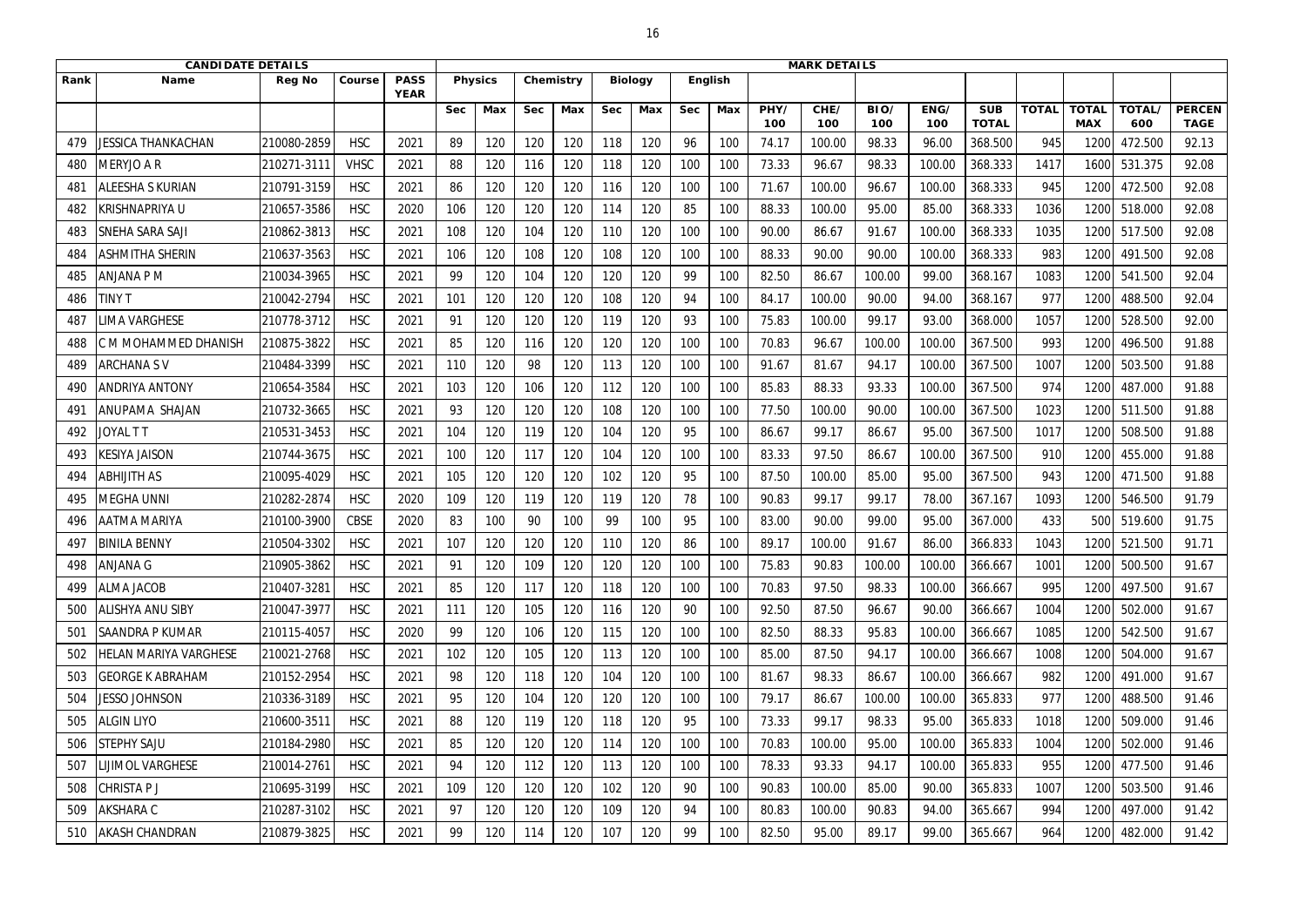| CANDIDATE DETAILS | | | | | MARK DETAILS | | | | | | | | | | | | | | | | | | |
|---|---|---|---|---|---|---|---|---|---|---|---|---|---|---|---|---|---|---|---|---|---|---|---|
| Rank | Name | Reg No | Course | PASS YEAR | Physics | | Chemistry | | Biology | | English | | | | | | | | | | |
| | | | | | Sec | Max | Sec | Max | Sec | Max | Sec | Max | PHY/ 100 | CHE/ 100 | BIO/ 100 | ENG/ 100 | SUB TOTAL | TOTAL | TOTAL MAX | TOTAL/ 600 | PERCENTAGE |
| 479 | JESSICA THANKACHAN | 210080-2859 | HSC | 2021 | 89 | 120 | 120 | 120 | 118 | 120 | 96 | 100 | 74.17 | 100.00 | 98.33 | 96.00 | 368.500 | 945 | 1200 | 472.500 | 92.13 |
| 480 | MERYJO A R | 210271-3111 | VHSC | 2021 | 88 | 120 | 116 | 120 | 118 | 120 | 100 | 100 | 73.33 | 96.67 | 98.33 | 100.00 | 368.333 | 1417 | 1600 | 531.375 | 92.08 |
| 481 | ALEESHA S KURIAN | 210791-3159 | HSC | 2021 | 86 | 120 | 120 | 120 | 116 | 120 | 100 | 100 | 71.67 | 100.00 | 96.67 | 100.00 | 368.333 | 945 | 1200 | 472.500 | 92.08 |
| 482 | KRISHNAPRIYA U | 210657-3586 | HSC | 2020 | 106 | 120 | 120 | 120 | 114 | 120 | 85 | 100 | 88.33 | 100.00 | 95.00 | 85.00 | 368.333 | 1036 | 1200 | 518.000 | 92.08 |
| 483 | SNEHA SARA SAJI | 210862-3813 | HSC | 2021 | 108 | 120 | 104 | 120 | 110 | 120 | 100 | 100 | 90.00 | 86.67 | 91.67 | 100.00 | 368.333 | 1035 | 1200 | 517.500 | 92.08 |
| 484 | ASHMITHA SHERIN | 210637-3563 | HSC | 2021 | 106 | 120 | 108 | 120 | 108 | 120 | 100 | 100 | 88.33 | 90.00 | 90.00 | 100.00 | 368.333 | 983 | 1200 | 491.500 | 92.08 |
| 485 | ANJANA P M | 210034-3965 | HSC | 2021 | 99 | 120 | 104 | 120 | 120 | 120 | 99 | 100 | 82.50 | 86.67 | 100.00 | 99.00 | 368.167 | 1083 | 1200 | 541.500 | 92.04 |
| 486 | TINY T | 210042-2794 | HSC | 2021 | 101 | 120 | 120 | 120 | 108 | 120 | 94 | 100 | 84.17 | 100.00 | 90.00 | 94.00 | 368.167 | 977 | 1200 | 488.500 | 92.04 |
| 487 | LIMA VARGHESE | 210778-3712 | HSC | 2021 | 91 | 120 | 120 | 120 | 119 | 120 | 93 | 100 | 75.83 | 100.00 | 99.17 | 93.00 | 368.000 | 1057 | 1200 | 528.500 | 92.00 |
| 488 | C M MOHAMMED DHANISH | 210875-3822 | HSC | 2021 | 85 | 120 | 116 | 120 | 120 | 120 | 100 | 100 | 70.83 | 96.67 | 100.00 | 100.00 | 367.500 | 993 | 1200 | 496.500 | 91.88 |
| 489 | ARCHANA S V | 210484-3399 | HSC | 2021 | 110 | 120 | 98 | 120 | 113 | 120 | 100 | 100 | 91.67 | 81.67 | 94.17 | 100.00 | 367.500 | 1007 | 1200 | 503.500 | 91.88 |
| 490 | ANDRIYA ANTONY | 210654-3584 | HSC | 2021 | 103 | 120 | 106 | 120 | 112 | 120 | 100 | 100 | 85.83 | 88.33 | 93.33 | 100.00 | 367.500 | 974 | 1200 | 487.000 | 91.88 |
| 491 | ANUPAMA SHAJAN | 210732-3665 | HSC | 2021 | 93 | 120 | 120 | 120 | 108 | 120 | 100 | 100 | 77.50 | 100.00 | 90.00 | 100.00 | 367.500 | 1023 | 1200 | 511.500 | 91.88 |
| 492 | JOYAL T T | 210531-3453 | HSC | 2021 | 104 | 120 | 119 | 120 | 104 | 120 | 95 | 100 | 86.67 | 99.17 | 86.67 | 95.00 | 367.500 | 1017 | 1200 | 508.500 | 91.88 |
| 493 | KESIYA JAISON | 210744-3675 | HSC | 2021 | 100 | 120 | 117 | 120 | 104 | 120 | 100 | 100 | 83.33 | 97.50 | 86.67 | 100.00 | 367.500 | 910 | 1200 | 455.000 | 91.88 |
| 494 | ABHIJITH AS | 210095-4029 | HSC | 2021 | 105 | 120 | 120 | 120 | 102 | 120 | 95 | 100 | 87.50 | 100.00 | 85.00 | 95.00 | 367.500 | 943 | 1200 | 471.500 | 91.88 |
| 495 | MEGHA UNNI | 210282-2874 | HSC | 2020 | 109 | 120 | 119 | 120 | 119 | 120 | 78 | 100 | 90.83 | 99.17 | 99.17 | 78.00 | 367.167 | 1093 | 1200 | 546.500 | 91.79 |
| 496 | AATMA MARIYA | 210100-3900 | CBSE | 2020 | 83 | 100 | 90 | 100 | 99 | 100 | 95 | 100 | 83.00 | 90.00 | 99.00 | 95.00 | 367.000 | 433 | 500 | 519.600 | 91.75 |
| 497 | BINILA BENNY | 210504-3302 | HSC | 2021 | 107 | 120 | 120 | 120 | 110 | 120 | 86 | 100 | 89.17 | 100.00 | 91.67 | 86.00 | 366.833 | 1043 | 1200 | 521.500 | 91.71 |
| 498 | ANJANA G | 210905-3862 | HSC | 2021 | 91 | 120 | 109 | 120 | 120 | 120 | 100 | 100 | 75.83 | 90.83 | 100.00 | 100.00 | 366.667 | 1001 | 1200 | 500.500 | 91.67 |
| 499 | ALMA JACOB | 210407-3281 | HSC | 2021 | 85 | 120 | 117 | 120 | 118 | 120 | 100 | 100 | 70.83 | 97.50 | 98.33 | 100.00 | 366.667 | 995 | 1200 | 497.500 | 91.67 |
| 500 | ALISHYA ANU SIBY | 210047-3977 | HSC | 2021 | 111 | 120 | 105 | 120 | 116 | 120 | 90 | 100 | 92.50 | 87.50 | 96.67 | 90.00 | 366.667 | 1004 | 1200 | 502.000 | 91.67 |
| 501 | SAANDRA P KUMAR | 210115-4057 | HSC | 2020 | 99 | 120 | 106 | 120 | 115 | 120 | 100 | 100 | 82.50 | 88.33 | 95.83 | 100.00 | 366.667 | 1085 | 1200 | 542.500 | 91.67 |
| 502 | HELAN MARIYA VARGHESE | 210021-2768 | HSC | 2021 | 102 | 120 | 105 | 120 | 113 | 120 | 100 | 100 | 85.00 | 87.50 | 94.17 | 100.00 | 366.667 | 1008 | 1200 | 504.000 | 91.67 |
| 503 | GEORGE K ABRAHAM | 210152-2954 | HSC | 2021 | 98 | 120 | 118 | 120 | 104 | 120 | 100 | 100 | 81.67 | 98.33 | 86.67 | 100.00 | 366.667 | 982 | 1200 | 491.000 | 91.67 |
| 504 | JESSO JOHNSON | 210336-3189 | HSC | 2021 | 95 | 120 | 104 | 120 | 120 | 120 | 100 | 100 | 79.17 | 86.67 | 100.00 | 100.00 | 365.833 | 977 | 1200 | 488.500 | 91.46 |
| 505 | ALGIN LIYO | 210600-3511 | HSC | 2021 | 88 | 120 | 119 | 120 | 118 | 120 | 95 | 100 | 73.33 | 99.17 | 98.33 | 95.00 | 365.833 | 1018 | 1200 | 509.000 | 91.46 |
| 506 | STEPHY SAJU | 210184-2980 | HSC | 2021 | 85 | 120 | 120 | 120 | 114 | 120 | 100 | 100 | 70.83 | 100.00 | 95.00 | 100.00 | 365.833 | 1004 | 1200 | 502.000 | 91.46 |
| 507 | LIJIMOL VARGHESE | 210014-2761 | HSC | 2021 | 94 | 120 | 112 | 120 | 113 | 120 | 100 | 100 | 78.33 | 93.33 | 94.17 | 100.00 | 365.833 | 955 | 1200 | 477.500 | 91.46 |
| 508 | CHRISTA P J | 210695-3199 | HSC | 2021 | 109 | 120 | 120 | 120 | 102 | 120 | 90 | 100 | 90.83 | 100.00 | 85.00 | 90.00 | 365.833 | 1007 | 1200 | 503.500 | 91.46 |
| 509 | AKSHARA C | 210287-3102 | HSC | 2021 | 97 | 120 | 120 | 120 | 109 | 120 | 94 | 100 | 80.83 | 100.00 | 90.83 | 94.00 | 365.667 | 994 | 1200 | 497.000 | 91.42 |
| 510 | AKASH CHANDRAN | 210879-3825 | HSC | 2021 | 99 | 120 | 114 | 120 | 107 | 120 | 99 | 100 | 82.50 | 95.00 | 89.17 | 99.00 | 365.667 | 964 | 1200 | 482.000 | 91.42 |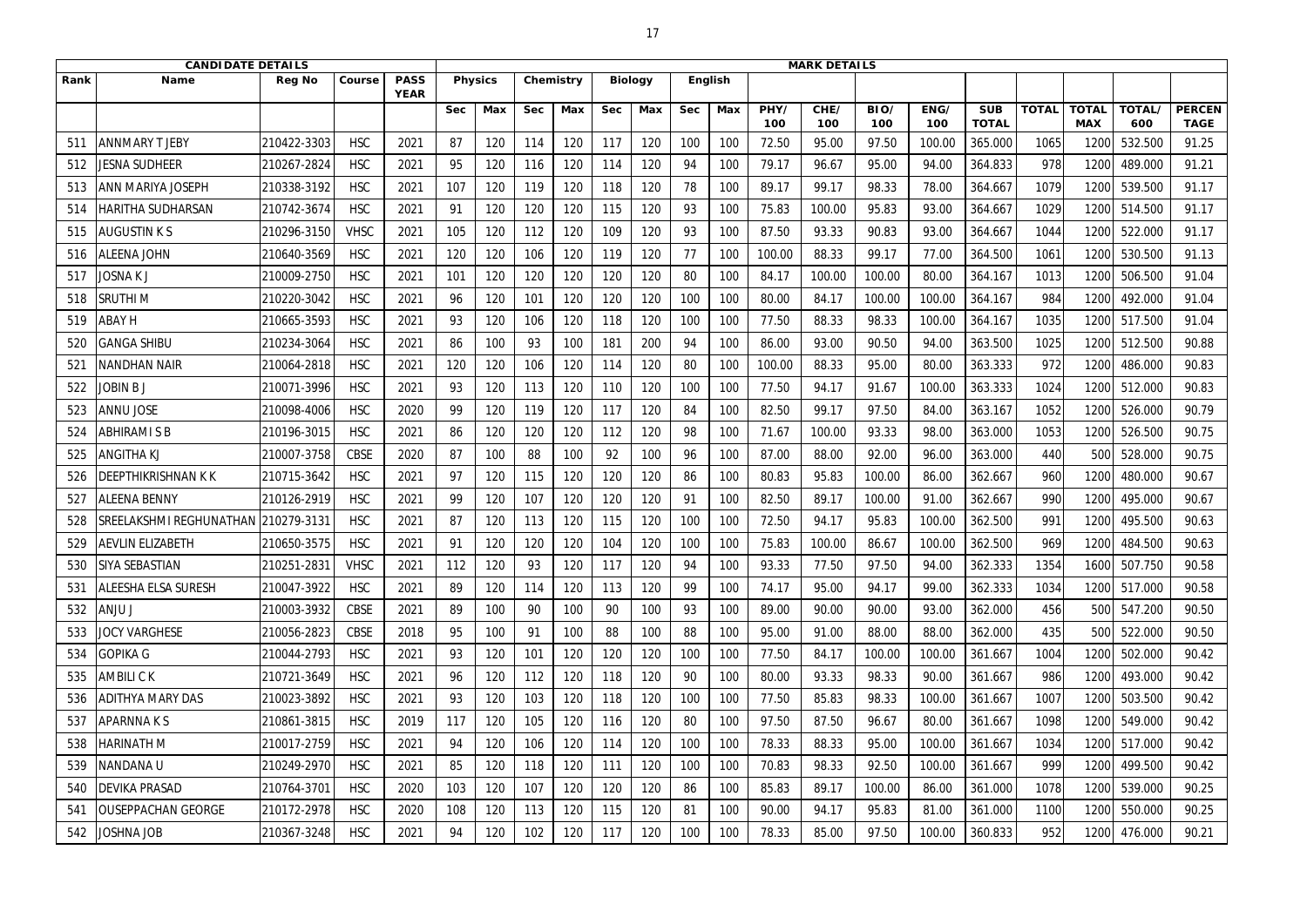| CANDIDATE DETAILS | | | | | MARK DETAILS | | | | | | | | | | | | | | | | | | |
|---|---|---|---|---|---|---|---|---|---|---|---|---|---|---|---|---|---|---|---|---|---|---|---|
| Rank | Name | Reg No | Course | PASS YEAR | Physics | | Chemistry | | Biology | | English | | | | | | | | | | |
| | | | | | Sec | Max | Sec | Max | Sec | Max | Sec | Max | PHY/ 100 | CHE/ 100 | BIO/ 100 | ENG/ 100 | SUB TOTAL | TOTAL | TOTAL MAX | TOTAL/ 600 | PERCENTAGE |
| 511 | ANNMARY T JEBY | 210422-3303 | HSC | 2021 | 87 | 120 | 114 | 120 | 117 | 120 | 100 | 100 | 72.50 | 95.00 | 97.50 | 100.00 | 365.000 | 1065 | 1200 | 532.500 | 91.25 |
| 512 | JESNA SUDHEER | 210267-2824 | HSC | 2021 | 95 | 120 | 116 | 120 | 114 | 120 | 94 | 100 | 79.17 | 96.67 | 95.00 | 94.00 | 364.833 | 978 | 1200 | 489.000 | 91.21 |
| 513 | ANN MARIYA JOSEPH | 210338-3192 | HSC | 2021 | 107 | 120 | 119 | 120 | 118 | 120 | 78 | 100 | 89.17 | 99.17 | 98.33 | 78.00 | 364.667 | 1079 | 1200 | 539.500 | 91.17 |
| 514 | HARITHA SUDHARSAN | 210742-3674 | HSC | 2021 | 91 | 120 | 120 | 120 | 115 | 120 | 93 | 100 | 75.83 | 100.00 | 95.83 | 93.00 | 364.667 | 1029 | 1200 | 514.500 | 91.17 |
| 515 | AUGUSTIN K S | 210296-3150 | VHSC | 2021 | 105 | 120 | 112 | 120 | 109 | 120 | 93 | 100 | 87.50 | 93.33 | 90.83 | 93.00 | 364.667 | 1044 | 1200 | 522.000 | 91.17 |
| 516 | ALEENA JOHN | 210640-3569 | HSC | 2021 | 120 | 120 | 106 | 120 | 119 | 120 | 77 | 100 | 100.00 | 88.33 | 99.17 | 77.00 | 364.500 | 1061 | 1200 | 530.500 | 91.13 |
| 517 | JOSNA K J | 210009-2750 | HSC | 2021 | 101 | 120 | 120 | 120 | 120 | 120 | 80 | 100 | 84.17 | 100.00 | 100.00 | 80.00 | 364.167 | 1013 | 1200 | 506.500 | 91.04 |
| 518 | SRUTHI M | 210220-3042 | HSC | 2021 | 96 | 120 | 101 | 120 | 120 | 120 | 100 | 100 | 80.00 | 84.17 | 100.00 | 100.00 | 364.167 | 984 | 1200 | 492.000 | 91.04 |
| 519 | ABAY H | 210665-3593 | HSC | 2021 | 93 | 120 | 106 | 120 | 118 | 120 | 100 | 100 | 77.50 | 88.33 | 98.33 | 100.00 | 364.167 | 1035 | 1200 | 517.500 | 91.04 |
| 520 | GANGA SHIBU | 210234-3064 | HSC | 2021 | 86 | 100 | 93 | 100 | 181 | 200 | 94 | 100 | 86.00 | 93.00 | 90.50 | 94.00 | 363.500 | 1025 | 1200 | 512.500 | 90.88 |
| 521 | NANDHAN NAIR | 210064-2818 | HSC | 2021 | 120 | 120 | 106 | 120 | 114 | 120 | 80 | 100 | 100.00 | 88.33 | 95.00 | 80.00 | 363.333 | 972 | 1200 | 486.000 | 90.83 |
| 522 | JOBIN B J | 210071-3996 | HSC | 2021 | 93 | 120 | 113 | 120 | 110 | 120 | 100 | 100 | 77.50 | 94.17 | 91.67 | 100.00 | 363.333 | 1024 | 1200 | 512.000 | 90.83 |
| 523 | ANNU JOSE | 210098-4006 | HSC | 2020 | 99 | 120 | 119 | 120 | 117 | 120 | 84 | 100 | 82.50 | 99.17 | 97.50 | 84.00 | 363.167 | 1052 | 1200 | 526.000 | 90.79 |
| 524 | ABHIRAMI S B | 210196-3015 | HSC | 2021 | 86 | 120 | 120 | 120 | 112 | 120 | 98 | 100 | 71.67 | 100.00 | 93.33 | 98.00 | 363.000 | 1053 | 1200 | 526.500 | 90.75 |
| 525 | ANGITHA KJ | 210007-3758 | CBSE | 2020 | 87 | 100 | 88 | 100 | 92 | 100 | 96 | 100 | 87.00 | 88.00 | 92.00 | 96.00 | 363.000 | 440 | 500 | 528.000 | 90.75 |
| 526 | DEEPTHIKRISHNAN K K | 210715-3642 | HSC | 2021 | 97 | 120 | 115 | 120 | 120 | 120 | 86 | 100 | 80.83 | 95.83 | 100.00 | 86.00 | 362.667 | 960 | 1200 | 480.000 | 90.67 |
| 527 | ALEENA BENNY | 210126-2919 | HSC | 2021 | 99 | 120 | 107 | 120 | 120 | 120 | 91 | 100 | 82.50 | 89.17 | 100.00 | 91.00 | 362.667 | 990 | 1200 | 495.000 | 90.67 |
| 528 | SREELAKSHMI REGHUNATHAN | 210279-3131 | HSC | 2021 | 87 | 120 | 113 | 120 | 115 | 120 | 100 | 100 | 72.50 | 94.17 | 95.83 | 100.00 | 362.500 | 991 | 1200 | 495.500 | 90.63 |
| 529 | AEVLIN ELIZABETH | 210650-3575 | HSC | 2021 | 91 | 120 | 120 | 120 | 104 | 120 | 100 | 100 | 75.83 | 100.00 | 86.67 | 100.00 | 362.500 | 969 | 1200 | 484.500 | 90.63 |
| 530 | SIYA SEBASTIAN | 210251-2831 | VHSC | 2021 | 112 | 120 | 93 | 120 | 117 | 120 | 94 | 100 | 93.33 | 77.50 | 97.50 | 94.00 | 362.333 | 1354 | 1600 | 507.750 | 90.58 |
| 531 | ALEESHA ELSA SURESH | 210047-3922 | HSC | 2021 | 89 | 120 | 114 | 120 | 113 | 120 | 99 | 100 | 74.17 | 95.00 | 94.17 | 99.00 | 362.333 | 1034 | 1200 | 517.000 | 90.58 |
| 532 | ANJU J | 210003-3932 | CBSE | 2021 | 89 | 100 | 90 | 100 | 90 | 100 | 93 | 100 | 89.00 | 90.00 | 90.00 | 93.00 | 362.000 | 456 | 500 | 547.200 | 90.50 |
| 533 | JOCY VARGHESE | 210056-2823 | CBSE | 2018 | 95 | 100 | 91 | 100 | 88 | 100 | 88 | 100 | 95.00 | 91.00 | 88.00 | 88.00 | 362.000 | 435 | 500 | 522.000 | 90.50 |
| 534 | GOPIKA G | 210044-2793 | HSC | 2021 | 93 | 120 | 101 | 120 | 120 | 120 | 100 | 100 | 77.50 | 84.17 | 100.00 | 100.00 | 361.667 | 1004 | 1200 | 502.000 | 90.42 |
| 535 | AMBILI C K | 210721-3649 | HSC | 2021 | 96 | 120 | 112 | 120 | 118 | 120 | 90 | 100 | 80.00 | 93.33 | 98.33 | 90.00 | 361.667 | 986 | 1200 | 493.000 | 90.42 |
| 536 | ADITHYA MARY DAS | 210023-3892 | HSC | 2021 | 93 | 120 | 103 | 120 | 118 | 120 | 100 | 100 | 77.50 | 85.83 | 98.33 | 100.00 | 361.667 | 1007 | 1200 | 503.500 | 90.42 |
| 537 | APARNNA K S | 210861-3815 | HSC | 2019 | 117 | 120 | 105 | 120 | 116 | 120 | 80 | 100 | 97.50 | 87.50 | 96.67 | 80.00 | 361.667 | 1098 | 1200 | 549.000 | 90.42 |
| 538 | HARINATH M | 210017-2759 | HSC | 2021 | 94 | 120 | 106 | 120 | 114 | 120 | 100 | 100 | 78.33 | 88.33 | 95.00 | 100.00 | 361.667 | 1034 | 1200 | 517.000 | 90.42 |
| 539 | NANDANA U | 210249-2970 | HSC | 2021 | 85 | 120 | 118 | 120 | 111 | 120 | 100 | 100 | 70.83 | 98.33 | 92.50 | 100.00 | 361.667 | 999 | 1200 | 499.500 | 90.42 |
| 540 | DEVIKA PRASAD | 210764-3701 | HSC | 2020 | 103 | 120 | 107 | 120 | 120 | 120 | 86 | 100 | 85.83 | 89.17 | 100.00 | 86.00 | 361.000 | 1078 | 1200 | 539.000 | 90.25 |
| 541 | OUSEPPACHAN GEORGE | 210172-2978 | HSC | 2020 | 108 | 120 | 113 | 120 | 115 | 120 | 81 | 100 | 90.00 | 94.17 | 95.83 | 81.00 | 361.000 | 1100 | 1200 | 550.000 | 90.25 |
| 542 | JOSHNA JOB | 210367-3248 | HSC | 2021 | 94 | 120 | 102 | 120 | 117 | 120 | 100 | 100 | 78.33 | 85.00 | 97.50 | 100.00 | 360.833 | 952 | 1200 | 476.000 | 90.21 |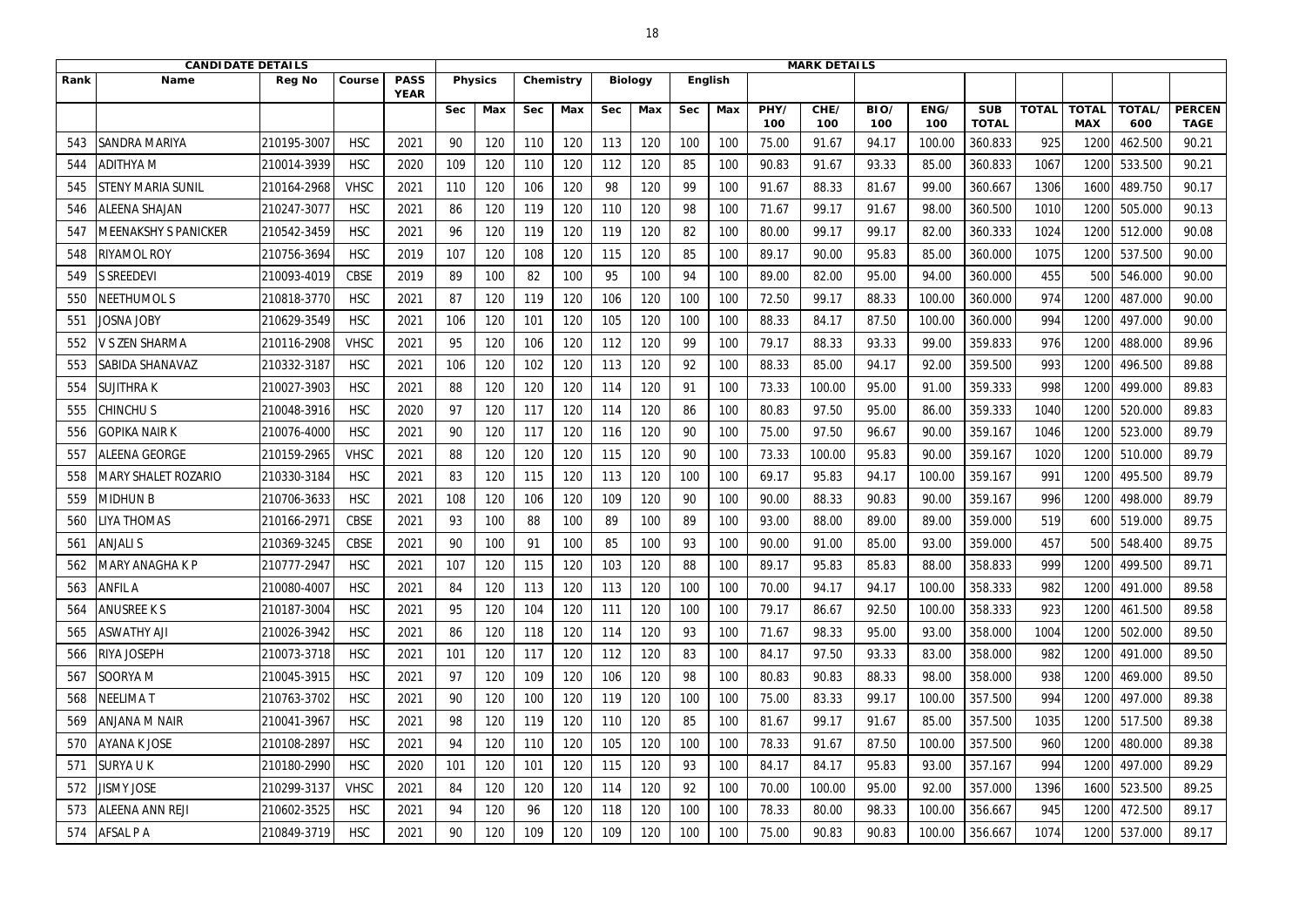| CANDIDATE DETAILS | | | | | MARK DETAILS | | | | | | | | | | | | | | | | | | |
|---|---|---|---|---|---|---|---|---|---|---|---|---|---|---|---|---|---|---|---|---|---|---|---|
| Rank | Name | Reg No | Course | PASS YEAR | Physics | | Chemistry | | Biology | | English | | | | | | | | | | | |
| | | | | | Sec | Max | Sec | Max | Sec | Max | Sec | Max | PHY/ 100 | CHE/ 100 | BIO/ 100 | ENG/ 100 | SUB TOTAL | TOTAL | TOTAL MAX | TOTAL/ 600 | PERCENTAGE |
| 543 | SANDRA MARIYA | 210195-3007 | HSC | 2021 | 90 | 120 | 110 | 120 | 113 | 120 | 100 | 100 | 75.00 | 91.67 | 94.17 | 100.00 | 360.833 | 925 | 1200 | 462.500 | 90.21 |
| 544 | ADITHYA M | 210014-3939 | HSC | 2020 | 109 | 120 | 110 | 120 | 112 | 120 | 85 | 100 | 90.83 | 91.67 | 93.33 | 85.00 | 360.833 | 1067 | 1200 | 533.500 | 90.21 |
| 545 | STENY MARIA SUNIL | 210164-2968 | VHSC | 2021 | 110 | 120 | 106 | 120 | 98 | 120 | 99 | 100 | 91.67 | 88.33 | 81.67 | 99.00 | 360.667 | 1306 | 1600 | 489.750 | 90.17 |
| 546 | ALEENA SHAJAN | 210247-3077 | HSC | 2021 | 86 | 120 | 119 | 120 | 110 | 120 | 98 | 100 | 71.67 | 99.17 | 91.67 | 98.00 | 360.500 | 1010 | 1200 | 505.000 | 90.13 |
| 547 | MEENAKSHY S PANICKER | 210542-3459 | HSC | 2021 | 96 | 120 | 119 | 120 | 119 | 120 | 82 | 100 | 80.00 | 99.17 | 99.17 | 82.00 | 360.333 | 1024 | 1200 | 512.000 | 90.08 |
| 548 | RIYAMOL ROY | 210756-3694 | HSC | 2019 | 107 | 120 | 108 | 120 | 115 | 120 | 85 | 100 | 89.17 | 90.00 | 95.83 | 85.00 | 360.000 | 1075 | 1200 | 537.500 | 90.00 |
| 549 | S SREEDEVI | 210093-4019 | CBSE | 2019 | 89 | 100 | 82 | 100 | 95 | 100 | 94 | 100 | 89.00 | 82.00 | 95.00 | 94.00 | 360.000 | 455 | 500 | 546.000 | 90.00 |
| 550 | NEETHUMOL S | 210818-3770 | HSC | 2021 | 87 | 120 | 119 | 120 | 106 | 120 | 100 | 100 | 72.50 | 99.17 | 88.33 | 100.00 | 360.000 | 974 | 1200 | 487.000 | 90.00 |
| 551 | JOSNA JOBY | 210629-3549 | HSC | 2021 | 106 | 120 | 101 | 120 | 105 | 120 | 100 | 100 | 88.33 | 84.17 | 87.50 | 100.00 | 360.000 | 994 | 1200 | 497.000 | 90.00 |
| 552 | V S ZEN SHARMA | 210116-2908 | VHSC | 2021 | 95 | 120 | 106 | 120 | 112 | 120 | 99 | 100 | 79.17 | 88.33 | 93.33 | 99.00 | 359.833 | 976 | 1200 | 488.000 | 89.96 |
| 553 | SABIDA SHANAVAZ | 210332-3187 | HSC | 2021 | 106 | 120 | 102 | 120 | 113 | 120 | 92 | 100 | 88.33 | 85.00 | 94.17 | 92.00 | 359.500 | 993 | 1200 | 496.500 | 89.88 |
| 554 | SUJITHRA K | 210027-3903 | HSC | 2021 | 88 | 120 | 120 | 120 | 114 | 120 | 91 | 100 | 73.33 | 100.00 | 95.00 | 91.00 | 359.333 | 998 | 1200 | 499.000 | 89.83 |
| 555 | CHINCHU S | 210048-3916 | HSC | 2020 | 97 | 120 | 117 | 120 | 114 | 120 | 86 | 100 | 80.83 | 97.50 | 95.00 | 86.00 | 359.333 | 1040 | 1200 | 520.000 | 89.83 |
| 556 | GOPIKA NAIR K | 210076-4000 | HSC | 2021 | 90 | 120 | 117 | 120 | 116 | 120 | 90 | 100 | 75.00 | 97.50 | 96.67 | 90.00 | 359.167 | 1046 | 1200 | 523.000 | 89.79 |
| 557 | ALEENA GEORGE | 210159-2965 | VHSC | 2021 | 88 | 120 | 120 | 120 | 115 | 120 | 90 | 100 | 73.33 | 100.00 | 95.83 | 90.00 | 359.167 | 1020 | 1200 | 510.000 | 89.79 |
| 558 | MARY SHALET ROZARIO | 210330-3184 | HSC | 2021 | 83 | 120 | 115 | 120 | 113 | 120 | 100 | 100 | 69.17 | 95.83 | 94.17 | 100.00 | 359.167 | 991 | 1200 | 495.500 | 89.79 |
| 559 | MIDHUN B | 210706-3633 | HSC | 2021 | 108 | 120 | 106 | 120 | 109 | 120 | 90 | 100 | 90.00 | 88.33 | 90.83 | 90.00 | 359.167 | 996 | 1200 | 498.000 | 89.79 |
| 560 | LIYA THOMAS | 210166-2971 | CBSE | 2021 | 93 | 100 | 88 | 100 | 89 | 100 | 89 | 100 | 93.00 | 88.00 | 89.00 | 89.00 | 359.000 | 519 | 600 | 519.000 | 89.75 |
| 561 | ANJALI S | 210369-3245 | CBSE | 2021 | 90 | 100 | 91 | 100 | 85 | 100 | 93 | 100 | 90.00 | 91.00 | 85.00 | 93.00 | 359.000 | 457 | 500 | 548.400 | 89.75 |
| 562 | MARY ANAGHA K P | 210777-2947 | HSC | 2021 | 107 | 120 | 115 | 120 | 103 | 120 | 88 | 100 | 89.17 | 95.83 | 85.83 | 88.00 | 358.833 | 999 | 1200 | 499.500 | 89.71 |
| 563 | ANFIL A | 210080-4007 | HSC | 2021 | 84 | 120 | 113 | 120 | 113 | 120 | 100 | 100 | 70.00 | 94.17 | 94.17 | 100.00 | 358.333 | 982 | 1200 | 491.000 | 89.58 |
| 564 | ANUSREE K S | 210187-3004 | HSC | 2021 | 95 | 120 | 104 | 120 | 111 | 120 | 100 | 100 | 79.17 | 86.67 | 92.50 | 100.00 | 358.333 | 923 | 1200 | 461.500 | 89.58 |
| 565 | ASWATHY AJI | 210026-3942 | HSC | 2021 | 86 | 120 | 118 | 120 | 114 | 120 | 93 | 100 | 71.67 | 98.33 | 95.00 | 93.00 | 358.000 | 1004 | 1200 | 502.000 | 89.50 |
| 566 | RIYA JOSEPH | 210073-3718 | HSC | 2021 | 101 | 120 | 117 | 120 | 112 | 120 | 83 | 100 | 84.17 | 97.50 | 93.33 | 83.00 | 358.000 | 982 | 1200 | 491.000 | 89.50 |
| 567 | SOORYA M | 210045-3915 | HSC | 2021 | 97 | 120 | 109 | 120 | 106 | 120 | 98 | 100 | 80.83 | 90.83 | 88.33 | 98.00 | 358.000 | 938 | 1200 | 469.000 | 89.50 |
| 568 | NEELIMA T | 210763-3702 | HSC | 2021 | 90 | 120 | 100 | 120 | 119 | 120 | 100 | 100 | 75.00 | 83.33 | 99.17 | 100.00 | 357.500 | 994 | 1200 | 497.000 | 89.38 |
| 569 | ANJANA M NAIR | 210041-3967 | HSC | 2021 | 98 | 120 | 119 | 120 | 110 | 120 | 85 | 100 | 81.67 | 99.17 | 91.67 | 85.00 | 357.500 | 1035 | 1200 | 517.500 | 89.38 |
| 570 | AYANA K JOSE | 210108-2897 | HSC | 2021 | 94 | 120 | 110 | 120 | 105 | 120 | 100 | 100 | 78.33 | 91.67 | 87.50 | 100.00 | 357.500 | 960 | 1200 | 480.000 | 89.38 |
| 571 | SURYA U K | 210180-2990 | HSC | 2020 | 101 | 120 | 101 | 120 | 115 | 120 | 93 | 100 | 84.17 | 84.17 | 95.83 | 93.00 | 357.167 | 994 | 1200 | 497.000 | 89.29 |
| 572 | JISMY JOSE | 210299-3137 | VHSC | 2021 | 84 | 120 | 120 | 120 | 114 | 120 | 92 | 100 | 70.00 | 100.00 | 95.00 | 92.00 | 357.000 | 1396 | 1600 | 523.500 | 89.25 |
| 573 | ALEENA ANN REJI | 210602-3525 | HSC | 2021 | 94 | 120 | 96 | 120 | 118 | 120 | 100 | 100 | 78.33 | 80.00 | 98.33 | 100.00 | 356.667 | 945 | 1200 | 472.500 | 89.17 |
| 574 | AFSAL P A | 210849-3719 | HSC | 2021 | 90 | 120 | 109 | 120 | 109 | 120 | 100 | 100 | 75.00 | 90.83 | 90.83 | 100.00 | 356.667 | 1074 | 1200 | 537.000 | 89.17 |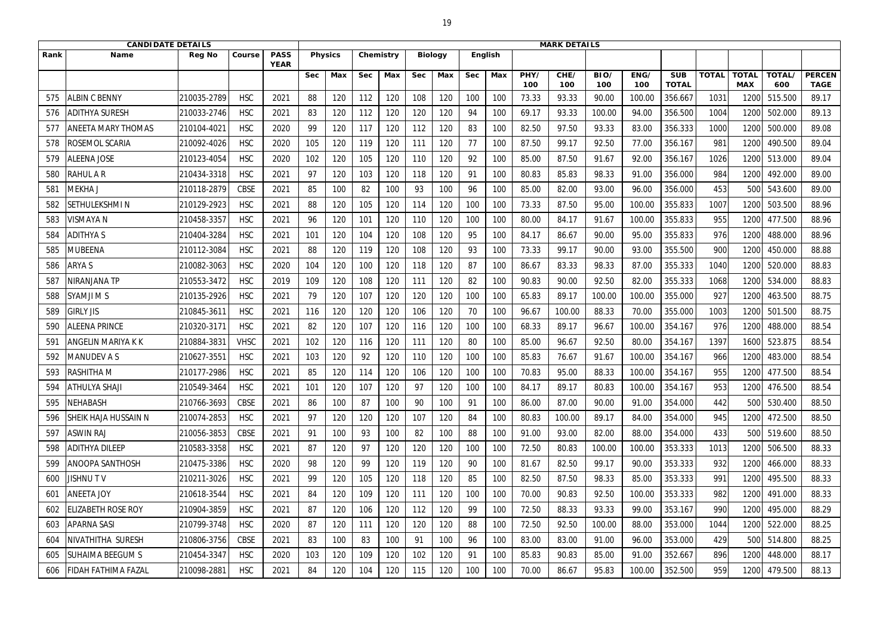| CANDIDATE DETAILS | | | | | MARK DETAILS | | | | | | | | | | | | | | | | | | |
|---|---|---|---|---|---|---|---|---|---|---|---|---|---|---|---|---|---|---|---|---|---|---|---|
| Rank | Name | Reg No | Course | PASS YEAR | Physics | | Chemistry | | Biology | | English | | | | | | | | | | | |
| | | | | | Sec | Max | Sec | Max | Sec | Max | Sec | Max | PHY/ 100 | CHE/ 100 | BIO/ 100 | ENG/ 100 | SUB TOTAL | TOTAL | TOTAL MAX | TOTAL/ 600 | PERCENTAGE |
| 575 | ALBIN C BENNY | 210035-2789 | HSC | 2021 | 88 | 120 | 112 | 120 | 108 | 120 | 100 | 100 | 73.33 | 93.33 | 90.00 | 100.00 | 356.667 | 1031 | 1200 | 515.500 | 89.17 |
| 576 | ADITHYA SURESH | 210033-2746 | HSC | 2021 | 83 | 120 | 112 | 120 | 120 | 120 | 94 | 100 | 69.17 | 93.33 | 100.00 | 94.00 | 356.500 | 1004 | 1200 | 502.000 | 89.13 |
| 577 | ANEETA MARY THOMAS | 210104-4021 | HSC | 2020 | 99 | 120 | 117 | 120 | 112 | 120 | 83 | 100 | 82.50 | 97.50 | 93.33 | 83.00 | 356.333 | 1000 | 1200 | 500.000 | 89.08 |
| 578 | ROSEMOL SCARIA | 210092-4026 | HSC | 2020 | 105 | 120 | 119 | 120 | 111 | 120 | 77 | 100 | 87.50 | 99.17 | 92.50 | 77.00 | 356.167 | 981 | 1200 | 490.500 | 89.04 |
| 579 | ALEENA JOSE | 210123-4054 | HSC | 2020 | 102 | 120 | 105 | 120 | 110 | 120 | 92 | 100 | 85.00 | 87.50 | 91.67 | 92.00 | 356.167 | 1026 | 1200 | 513.000 | 89.04 |
| 580 | RAHUL A R | 210434-3318 | HSC | 2021 | 97 | 120 | 103 | 120 | 118 | 120 | 91 | 100 | 80.83 | 85.83 | 98.33 | 91.00 | 356.000 | 984 | 1200 | 492.000 | 89.00 |
| 581 | MEKHA J | 210118-2879 | CBSE | 2021 | 85 | 100 | 82 | 100 | 93 | 100 | 96 | 100 | 85.00 | 82.00 | 93.00 | 96.00 | 356.000 | 453 | 500 | 543.600 | 89.00 |
| 582 | SETHULEKSHMI N | 210129-2923 | HSC | 2021 | 88 | 120 | 105 | 120 | 114 | 120 | 100 | 100 | 73.33 | 87.50 | 95.00 | 100.00 | 355.833 | 1007 | 1200 | 503.500 | 88.96 |
| 583 | VISMAYA N | 210458-3357 | HSC | 2021 | 96 | 120 | 101 | 120 | 110 | 120 | 100 | 100 | 80.00 | 84.17 | 91.67 | 100.00 | 355.833 | 955 | 1200 | 477.500 | 88.96 |
| 584 | ADITHYA S | 210404-3284 | HSC | 2021 | 101 | 120 | 104 | 120 | 108 | 120 | 95 | 100 | 84.17 | 86.67 | 90.00 | 95.00 | 355.833 | 976 | 1200 | 488.000 | 88.96 |
| 585 | MUBEENA | 210112-3084 | HSC | 2021 | 88 | 120 | 119 | 120 | 108 | 120 | 93 | 100 | 73.33 | 99.17 | 90.00 | 93.00 | 355.500 | 900 | 1200 | 450.000 | 88.88 |
| 586 | ARYA S | 210082-3063 | HSC | 2020 | 104 | 120 | 100 | 120 | 118 | 120 | 87 | 100 | 86.67 | 83.33 | 98.33 | 87.00 | 355.333 | 1040 | 1200 | 520.000 | 88.83 |
| 587 | NIRANJANA TP | 210553-3472 | HSC | 2019 | 109 | 120 | 108 | 120 | 111 | 120 | 82 | 100 | 90.83 | 90.00 | 92.50 | 82.00 | 355.333 | 1068 | 1200 | 534.000 | 88.83 |
| 588 | SYAMJI M S | 210135-2926 | HSC | 2021 | 79 | 120 | 107 | 120 | 120 | 120 | 100 | 100 | 65.83 | 89.17 | 100.00 | 100.00 | 355.000 | 927 | 1200 | 463.500 | 88.75 |
| 589 | GIRLY JIS | 210845-3611 | HSC | 2021 | 116 | 120 | 120 | 120 | 106 | 120 | 70 | 100 | 96.67 | 100.00 | 88.33 | 70.00 | 355.000 | 1003 | 1200 | 501.500 | 88.75 |
| 590 | ALEENA PRINCE | 210320-3171 | HSC | 2021 | 82 | 120 | 107 | 120 | 116 | 120 | 100 | 100 | 68.33 | 89.17 | 96.67 | 100.00 | 354.167 | 976 | 1200 | 488.000 | 88.54 |
| 591 | ANGELIN MARIYA K K | 210884-3831 | VHSC | 2021 | 102 | 120 | 116 | 120 | 111 | 120 | 80 | 100 | 85.00 | 96.67 | 92.50 | 80.00 | 354.167 | 1397 | 1600 | 523.875 | 88.54 |
| 592 | MANUDEV A S | 210627-3551 | HSC | 2021 | 103 | 120 | 92 | 120 | 110 | 120 | 100 | 100 | 85.83 | 76.67 | 91.67 | 100.00 | 354.167 | 966 | 1200 | 483.000 | 88.54 |
| 593 | RASHITHA M | 210177-2986 | HSC | 2021 | 85 | 120 | 114 | 120 | 106 | 120 | 100 | 100 | 70.83 | 95.00 | 88.33 | 100.00 | 354.167 | 955 | 1200 | 477.500 | 88.54 |
| 594 | ATHULYA SHAJI | 210549-3464 | HSC | 2021 | 101 | 120 | 107 | 120 | 97 | 120 | 100 | 100 | 84.17 | 89.17 | 80.83 | 100.00 | 354.167 | 953 | 1200 | 476.500 | 88.54 |
| 595 | NEHABASH | 210766-3693 | CBSE | 2021 | 86 | 100 | 87 | 100 | 90 | 100 | 91 | 100 | 86.00 | 87.00 | 90.00 | 91.00 | 354.000 | 442 | 500 | 530.400 | 88.50 |
| 596 | SHEIK HAJA HUSSAIN N | 210074-2853 | HSC | 2021 | 97 | 120 | 120 | 120 | 107 | 120 | 84 | 100 | 80.83 | 100.00 | 89.17 | 84.00 | 354.000 | 945 | 1200 | 472.500 | 88.50 |
| 597 | ASWIN RAJ | 210056-3853 | CBSE | 2021 | 91 | 100 | 93 | 100 | 82 | 100 | 88 | 100 | 91.00 | 93.00 | 82.00 | 88.00 | 354.000 | 433 | 500 | 519.600 | 88.50 |
| 598 | ADITHYA DILEEP | 210583-3358 | HSC | 2021 | 87 | 120 | 97 | 120 | 120 | 120 | 100 | 100 | 72.50 | 80.83 | 100.00 | 100.00 | 353.333 | 1013 | 1200 | 506.500 | 88.33 |
| 599 | ANOOPA SANTHOSH | 210475-3386 | HSC | 2020 | 98 | 120 | 99 | 120 | 119 | 120 | 90 | 100 | 81.67 | 82.50 | 99.17 | 90.00 | 353.333 | 932 | 1200 | 466.000 | 88.33 |
| 600 | JISHNU T V | 210211-3026 | HSC | 2021 | 99 | 120 | 105 | 120 | 118 | 120 | 85 | 100 | 82.50 | 87.50 | 98.33 | 85.00 | 353.333 | 991 | 1200 | 495.500 | 88.33 |
| 601 | ANEETA JOY | 210618-3544 | HSC | 2021 | 84 | 120 | 109 | 120 | 111 | 120 | 100 | 100 | 70.00 | 90.83 | 92.50 | 100.00 | 353.333 | 982 | 1200 | 491.000 | 88.33 |
| 602 | ELIZABETH ROSE ROY | 210904-3859 | HSC | 2021 | 87 | 120 | 106 | 120 | 112 | 120 | 99 | 100 | 72.50 | 88.33 | 93.33 | 99.00 | 353.167 | 990 | 1200 | 495.000 | 88.29 |
| 603 | APARNA SASI | 210799-3748 | HSC | 2020 | 87 | 120 | 111 | 120 | 120 | 120 | 88 | 100 | 72.50 | 92.50 | 100.00 | 88.00 | 353.000 | 1044 | 1200 | 522.000 | 88.25 |
| 604 | NIVATHITHA SURESH | 210806-3756 | CBSE | 2021 | 83 | 100 | 83 | 100 | 91 | 100 | 96 | 100 | 83.00 | 83.00 | 91.00 | 96.00 | 353.000 | 429 | 500 | 514.800 | 88.25 |
| 605 | SUHAIMA BEEGUM S | 210454-3347 | HSC | 2020 | 103 | 120 | 109 | 120 | 102 | 120 | 91 | 100 | 85.83 | 90.83 | 85.00 | 91.00 | 352.667 | 896 | 1200 | 448.000 | 88.17 |
| 606 | FIDAH FATHIMA FAZAL | 210098-2881 | HSC | 2021 | 84 | 120 | 104 | 120 | 115 | 120 | 100 | 100 | 70.00 | 86.67 | 95.83 | 100.00 | 352.500 | 959 | 1200 | 479.500 | 88.13 |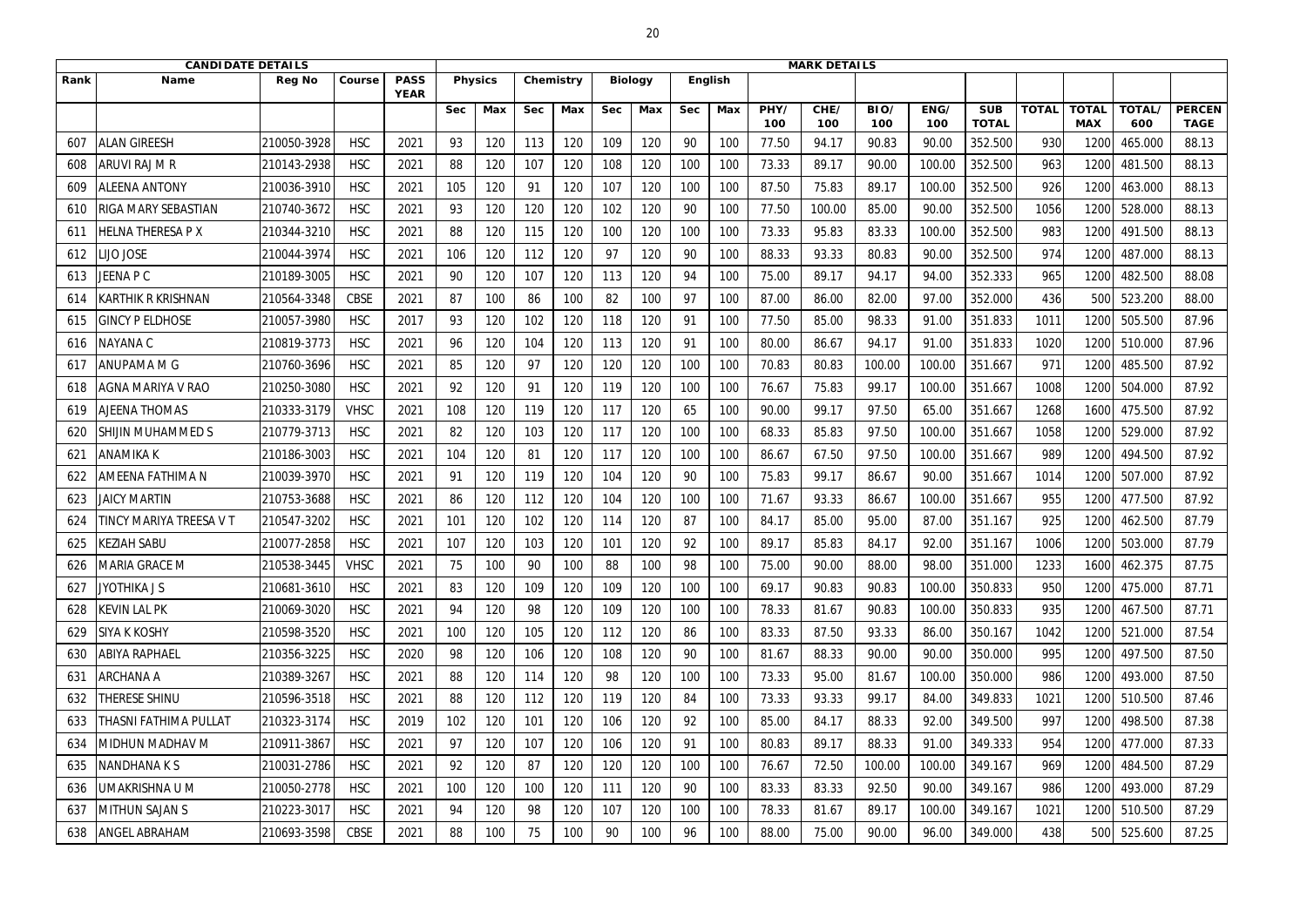| CANDIDATE DETAILS | | | | | MARK DETAILS | | | | | | | | | | | | | | | | | | |
|---|---|---|---|---|---|---|---|---|---|---|---|---|---|---|---|---|---|---|---|---|---|---|---|
| Rank | Name | Reg No | Course | PASS YEAR | Physics | | Chemistry | | Biology | | English | | | | | | | | | | | |
| | | | | | Sec | Max | Sec | Max | Sec | Max | Sec | Max | PHY/ 100 | CHE/ 100 | BIO/ 100 | ENG/ 100 | SUB TOTAL | TOTAL | TOTAL MAX | TOTAL/ 600 | PERCENTAGE |
| 607 | ALAN GIREESH | 210050-3928 | HSC | 2021 | 93 | 120 | 113 | 120 | 109 | 120 | 90 | 100 | 77.50 | 94.17 | 90.83 | 90.00 | 352.500 | 930 | 1200 | 465.000 | 88.13 |
| 608 | ARUVI RAJ M R | 210143-2938 | HSC | 2021 | 88 | 120 | 107 | 120 | 108 | 120 | 100 | 100 | 73.33 | 89.17 | 90.00 | 100.00 | 352.500 | 963 | 1200 | 481.500 | 88.13 |
| 609 | ALEENA ANTONY | 210036-3910 | HSC | 2021 | 105 | 120 | 91 | 120 | 107 | 120 | 100 | 100 | 87.50 | 75.83 | 89.17 | 100.00 | 352.500 | 926 | 1200 | 463.000 | 88.13 |
| 610 | RIGA MARY SEBASTIAN | 210740-3672 | HSC | 2021 | 93 | 120 | 120 | 120 | 102 | 120 | 90 | 100 | 77.50 | 100.00 | 85.00 | 90.00 | 352.500 | 1056 | 1200 | 528.000 | 88.13 |
| 611 | HELNA THERESA P X | 210344-3210 | HSC | 2021 | 88 | 120 | 115 | 120 | 100 | 120 | 100 | 100 | 73.33 | 95.83 | 83.33 | 100.00 | 352.500 | 983 | 1200 | 491.500 | 88.13 |
| 612 | LIJO JOSE | 210044-3974 | HSC | 2021 | 106 | 120 | 112 | 120 | 97 | 120 | 90 | 100 | 88.33 | 93.33 | 80.83 | 90.00 | 352.500 | 974 | 1200 | 487.000 | 88.13 |
| 613 | JEENA P C | 210189-3005 | HSC | 2021 | 90 | 120 | 107 | 120 | 113 | 120 | 94 | 100 | 75.00 | 89.17 | 94.17 | 94.00 | 352.333 | 965 | 1200 | 482.500 | 88.08 |
| 614 | KARTHIK R KRISHNAN | 210564-3348 | CBSE | 2021 | 87 | 100 | 86 | 100 | 82 | 100 | 97 | 100 | 87.00 | 86.00 | 82.00 | 97.00 | 352.000 | 436 | 500 | 523.200 | 88.00 |
| 615 | GINCY P ELDHOSE | 210057-3980 | HSC | 2017 | 93 | 120 | 102 | 120 | 118 | 120 | 91 | 100 | 77.50 | 85.00 | 98.33 | 91.00 | 351.833 | 1011 | 1200 | 505.500 | 87.96 |
| 616 | NAYANA C | 210819-3773 | HSC | 2021 | 96 | 120 | 104 | 120 | 113 | 120 | 91 | 100 | 80.00 | 86.67 | 94.17 | 91.00 | 351.833 | 1020 | 1200 | 510.000 | 87.96 |
| 617 | ANUPAMA M G | 210760-3696 | HSC | 2021 | 85 | 120 | 97 | 120 | 120 | 120 | 100 | 100 | 70.83 | 80.83 | 100.00 | 100.00 | 351.667 | 971 | 1200 | 485.500 | 87.92 |
| 618 | AGNA MARIYA V RAO | 210250-3080 | HSC | 2021 | 92 | 120 | 91 | 120 | 119 | 120 | 100 | 100 | 76.67 | 75.83 | 99.17 | 100.00 | 351.667 | 1008 | 1200 | 504.000 | 87.92 |
| 619 | AJEENA THOMAS | 210333-3179 | VHSC | 2021 | 108 | 120 | 119 | 120 | 117 | 120 | 65 | 100 | 90.00 | 99.17 | 97.50 | 65.00 | 351.667 | 1268 | 1600 | 475.500 | 87.92 |
| 620 | SHIJIN MUHAMMED S | 210779-3713 | HSC | 2021 | 82 | 120 | 103 | 120 | 117 | 120 | 100 | 100 | 68.33 | 85.83 | 97.50 | 100.00 | 351.667 | 1058 | 1200 | 529.000 | 87.92 |
| 621 | ANAMIKA K | 210186-3003 | HSC | 2021 | 104 | 120 | 81 | 120 | 117 | 120 | 100 | 100 | 86.67 | 67.50 | 97.50 | 100.00 | 351.667 | 989 | 1200 | 494.500 | 87.92 |
| 622 | AMEENA FATHIMA N | 210039-3970 | HSC | 2021 | 91 | 120 | 119 | 120 | 104 | 120 | 90 | 100 | 75.83 | 99.17 | 86.67 | 90.00 | 351.667 | 1014 | 1200 | 507.000 | 87.92 |
| 623 | JAICY MARTIN | 210753-3688 | HSC | 2021 | 86 | 120 | 112 | 120 | 104 | 120 | 100 | 100 | 71.67 | 93.33 | 86.67 | 100.00 | 351.667 | 955 | 1200 | 477.500 | 87.92 |
| 624 | TINCY MARIYA TREESA V T | 210547-3202 | HSC | 2021 | 101 | 120 | 102 | 120 | 114 | 120 | 87 | 100 | 84.17 | 85.00 | 95.00 | 87.00 | 351.167 | 925 | 1200 | 462.500 | 87.79 |
| 625 | KEZIAH SABU | 210077-2858 | HSC | 2021 | 107 | 120 | 103 | 120 | 101 | 120 | 92 | 100 | 89.17 | 85.83 | 84.17 | 92.00 | 351.167 | 1006 | 1200 | 503.000 | 87.79 |
| 626 | MARIA GRACE M | 210538-3445 | VHSC | 2021 | 75 | 100 | 90 | 100 | 88 | 100 | 98 | 100 | 75.00 | 90.00 | 88.00 | 98.00 | 351.000 | 1233 | 1600 | 462.375 | 87.75 |
| 627 | JYOTHIKA J S | 210681-3610 | HSC | 2021 | 83 | 120 | 109 | 120 | 109 | 120 | 100 | 100 | 69.17 | 90.83 | 90.83 | 100.00 | 350.833 | 950 | 1200 | 475.000 | 87.71 |
| 628 | KEVIN LAL PK | 210069-3020 | HSC | 2021 | 94 | 120 | 98 | 120 | 109 | 120 | 100 | 100 | 78.33 | 81.67 | 90.83 | 100.00 | 350.833 | 935 | 1200 | 467.500 | 87.71 |
| 629 | SIYA K KOSHY | 210598-3520 | HSC | 2021 | 100 | 120 | 105 | 120 | 112 | 120 | 86 | 100 | 83.33 | 87.50 | 93.33 | 86.00 | 350.167 | 1042 | 1200 | 521.000 | 87.54 |
| 630 | ABIYA RAPHAEL | 210356-3225 | HSC | 2020 | 98 | 120 | 106 | 120 | 108 | 120 | 90 | 100 | 81.67 | 88.33 | 90.00 | 90.00 | 350.000 | 995 | 1200 | 497.500 | 87.50 |
| 631 | ARCHANA A | 210389-3267 | HSC | 2021 | 88 | 120 | 114 | 120 | 98 | 120 | 100 | 100 | 73.33 | 95.00 | 81.67 | 100.00 | 350.000 | 986 | 1200 | 493.000 | 87.50 |
| 632 | THERESE SHINU | 210596-3518 | HSC | 2021 | 88 | 120 | 112 | 120 | 119 | 120 | 84 | 100 | 73.33 | 93.33 | 99.17 | 84.00 | 349.833 | 1021 | 1200 | 510.500 | 87.46 |
| 633 | THASNI FATHIMA PULLAT | 210323-3174 | HSC | 2019 | 102 | 120 | 101 | 120 | 106 | 120 | 92 | 100 | 85.00 | 84.17 | 88.33 | 92.00 | 349.500 | 997 | 1200 | 498.500 | 87.38 |
| 634 | MIDHUN MADHAV M | 210911-3867 | HSC | 2021 | 97 | 120 | 107 | 120 | 106 | 120 | 91 | 100 | 80.83 | 89.17 | 88.33 | 91.00 | 349.333 | 954 | 1200 | 477.000 | 87.33 |
| 635 | NANDHANA K S | 210031-2786 | HSC | 2021 | 92 | 120 | 87 | 120 | 120 | 120 | 100 | 100 | 76.67 | 72.50 | 100.00 | 100.00 | 349.167 | 969 | 1200 | 484.500 | 87.29 |
| 636 | UMAKRISHNA U M | 210050-2778 | HSC | 2021 | 100 | 120 | 100 | 120 | 111 | 120 | 90 | 100 | 83.33 | 83.33 | 92.50 | 90.00 | 349.167 | 986 | 1200 | 493.000 | 87.29 |
| 637 | MITHUN SAJAN S | 210223-3017 | HSC | 2021 | 94 | 120 | 98 | 120 | 107 | 120 | 100 | 100 | 78.33 | 81.67 | 89.17 | 100.00 | 349.167 | 1021 | 1200 | 510.500 | 87.29 |
| 638 | ANGEL ABRAHAM | 210693-3598 | CBSE | 2021 | 88 | 100 | 75 | 100 | 90 | 100 | 96 | 100 | 88.00 | 75.00 | 90.00 | 96.00 | 349.000 | 438 | 500 | 525.600 | 87.25 |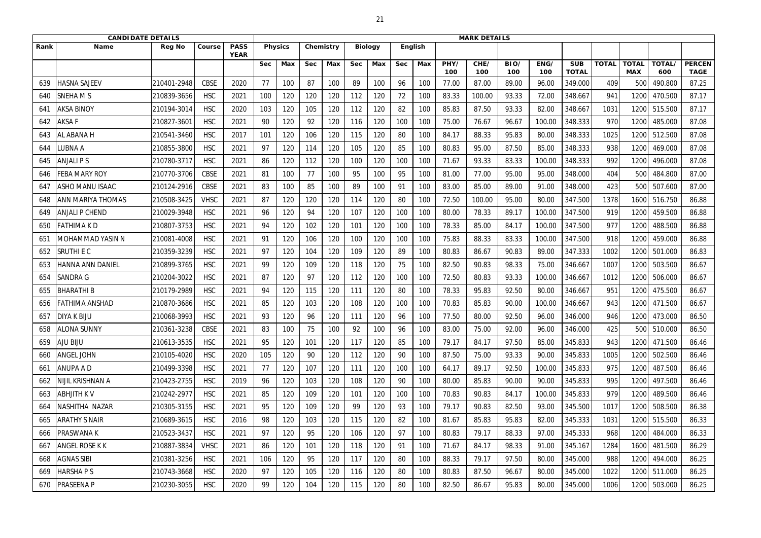| CANDIDATE DETAILS | | | | | MARK DETAILS | | | | | | | | | | | | | | | | | | | | |
|---|---|---|---|---|---|---|---|---|---|---|---|---|---|---|---|---|---|---|---|---|---|---|---|---|---|
| Rank | Name | Reg No | Course | PASS YEAR | Physics | | Chemistry | | Biology | | English | | | | | | | | | | | |
| | | | | | Sec | Max | Sec | Max | Sec | Max | Sec | Max | PHY/ 100 | CHE/ 100 | BIO/ 100 | ENG/ 100 | SUB TOTAL | TOTAL | TOTAL MAX | TOTAL/ 600 | PERCENTAGE |
| 639 | HASNA SAJEEV | 210401-2948 | CBSE | 2020 | 77 | 100 | 87 | 100 | 89 | 100 | 96 | 100 | 77.00 | 87.00 | 89.00 | 96.00 | 349.000 | 409 | 500 | 490.800 | 87.25 |
| 640 | SNEHA M S | 210839-3656 | HSC | 2021 | 100 | 120 | 120 | 120 | 112 | 120 | 72 | 100 | 83.33 | 100.00 | 93.33 | 72.00 | 348.667 | 941 | 1200 | 470.500 | 87.17 |
| 641 | AKSA BINOY | 210194-3014 | HSC | 2020 | 103 | 120 | 105 | 120 | 112 | 120 | 82 | 100 | 85.83 | 87.50 | 93.33 | 82.00 | 348.667 | 1031 | 1200 | 515.500 | 87.17 |
| 642 | AKSA F | 210827-3601 | HSC | 2021 | 90 | 120 | 92 | 120 | 116 | 120 | 100 | 100 | 75.00 | 76.67 | 96.67 | 100.00 | 348.333 | 970 | 1200 | 485.000 | 87.08 |
| 643 | AL ABANA H | 210541-3460 | HSC | 2017 | 101 | 120 | 106 | 120 | 115 | 120 | 80 | 100 | 84.17 | 88.33 | 95.83 | 80.00 | 348.333 | 1025 | 1200 | 512.500 | 87.08 |
| 644 | LUBNA A | 210855-3800 | HSC | 2021 | 97 | 120 | 114 | 120 | 105 | 120 | 85 | 100 | 80.83 | 95.00 | 87.50 | 85.00 | 348.333 | 938 | 1200 | 469.000 | 87.08 |
| 645 | ANJALI P S | 210780-3717 | HSC | 2021 | 86 | 120 | 112 | 120 | 100 | 120 | 100 | 100 | 71.67 | 93.33 | 83.33 | 100.00 | 348.333 | 992 | 1200 | 496.000 | 87.08 |
| 646 | FEBA MARY ROY | 210770-3706 | CBSE | 2021 | 81 | 100 | 77 | 100 | 95 | 100 | 95 | 100 | 81.00 | 77.00 | 95.00 | 95.00 | 348.000 | 404 | 500 | 484.800 | 87.00 |
| 647 | ASHO MANU ISAAC | 210124-2916 | CBSE | 2021 | 83 | 100 | 85 | 100 | 89 | 100 | 91 | 100 | 83.00 | 85.00 | 89.00 | 91.00 | 348.000 | 423 | 500 | 507.600 | 87.00 |
| 648 | ANN MARIYA THOMAS | 210508-3425 | VHSC | 2021 | 87 | 120 | 120 | 120 | 114 | 120 | 80 | 100 | 72.50 | 100.00 | 95.00 | 80.00 | 347.500 | 1378 | 1600 | 516.750 | 86.88 |
| 649 | ANJALI P CHEND | 210029-3948 | HSC | 2021 | 96 | 120 | 94 | 120 | 107 | 120 | 100 | 100 | 80.00 | 78.33 | 89.17 | 100.00 | 347.500 | 919 | 1200 | 459.500 | 86.88 |
| 650 | FATHIMA K D | 210807-3753 | HSC | 2021 | 94 | 120 | 102 | 120 | 101 | 120 | 100 | 100 | 78.33 | 85.00 | 84.17 | 100.00 | 347.500 | 977 | 1200 | 488.500 | 86.88 |
| 651 | MOHAMMAD YASIN N | 210081-4008 | HSC | 2021 | 91 | 120 | 106 | 120 | 100 | 120 | 100 | 100 | 75.83 | 88.33 | 83.33 | 100.00 | 347.500 | 918 | 1200 | 459.000 | 86.88 |
| 652 | SRUTHI E C | 210359-3239 | HSC | 2021 | 97 | 120 | 104 | 120 | 109 | 120 | 89 | 100 | 80.83 | 86.67 | 90.83 | 89.00 | 347.333 | 1002 | 1200 | 501.000 | 86.83 |
| 653 | HANNA ANN DANIEL | 210899-3765 | HSC | 2021 | 99 | 120 | 109 | 120 | 118 | 120 | 75 | 100 | 82.50 | 90.83 | 98.33 | 75.00 | 346.667 | 1007 | 1200 | 503.500 | 86.67 |
| 654 | SANDRA G | 210204-3022 | HSC | 2021 | 87 | 120 | 97 | 120 | 112 | 120 | 100 | 100 | 72.50 | 80.83 | 93.33 | 100.00 | 346.667 | 1012 | 1200 | 506.000 | 86.67 |
| 655 | BHARATHI B | 210179-2989 | HSC | 2021 | 94 | 120 | 115 | 120 | 111 | 120 | 80 | 100 | 78.33 | 95.83 | 92.50 | 80.00 | 346.667 | 951 | 1200 | 475.500 | 86.67 |
| 656 | FATHIMA ANSHAD | 210870-3686 | HSC | 2021 | 85 | 120 | 103 | 120 | 108 | 120 | 100 | 100 | 70.83 | 85.83 | 90.00 | 100.00 | 346.667 | 943 | 1200 | 471.500 | 86.67 |
| 657 | DIYA K BIJU | 210068-3993 | HSC | 2021 | 93 | 120 | 96 | 120 | 111 | 120 | 96 | 100 | 77.50 | 80.00 | 92.50 | 96.00 | 346.000 | 946 | 1200 | 473.000 | 86.50 |
| 658 | ALONA SUNNY | 210361-3238 | CBSE | 2021 | 83 | 100 | 75 | 100 | 92 | 100 | 96 | 100 | 83.00 | 75.00 | 92.00 | 96.00 | 346.000 | 425 | 500 | 510.000 | 86.50 |
| 659 | AJU BIJU | 210613-3535 | HSC | 2021 | 95 | 120 | 101 | 120 | 117 | 120 | 85 | 100 | 79.17 | 84.17 | 97.50 | 85.00 | 345.833 | 943 | 1200 | 471.500 | 86.46 |
| 660 | ANGEL JOHN | 210105-4020 | HSC | 2020 | 105 | 120 | 90 | 120 | 112 | 120 | 90 | 100 | 87.50 | 75.00 | 93.33 | 90.00 | 345.833 | 1005 | 1200 | 502.500 | 86.46 |
| 661 | ANUPA A D | 210499-3398 | HSC | 2021 | 77 | 120 | 107 | 120 | 111 | 120 | 100 | 100 | 64.17 | 89.17 | 92.50 | 100.00 | 345.833 | 975 | 1200 | 487.500 | 86.46 |
| 662 | NIJIL KRISHNAN A | 210423-2755 | HSC | 2019 | 96 | 120 | 103 | 120 | 108 | 120 | 90 | 100 | 80.00 | 85.83 | 90.00 | 90.00 | 345.833 | 995 | 1200 | 497.500 | 86.46 |
| 663 | ABHJITH K V | 210242-2977 | HSC | 2021 | 85 | 120 | 109 | 120 | 101 | 120 | 100 | 100 | 70.83 | 90.83 | 84.17 | 100.00 | 345.833 | 979 | 1200 | 489.500 | 86.46 |
| 664 | NASHITHA NAZAR | 210305-3155 | HSC | 2021 | 95 | 120 | 109 | 120 | 99 | 120 | 93 | 100 | 79.17 | 90.83 | 82.50 | 93.00 | 345.500 | 1017 | 1200 | 508.500 | 86.38 |
| 665 | ARATHY S NAIR | 210689-3615 | HSC | 2016 | 98 | 120 | 103 | 120 | 115 | 120 | 82 | 100 | 81.67 | 85.83 | 95.83 | 82.00 | 345.333 | 1031 | 1200 | 515.500 | 86.33 |
| 666 | PRASWANA K | 210523-3437 | HSC | 2021 | 97 | 120 | 95 | 120 | 106 | 120 | 97 | 100 | 80.83 | 79.17 | 88.33 | 97.00 | 345.333 | 968 | 1200 | 484.000 | 86.33 |
| 667 | ANGEL ROSE K K | 210887-3834 | VHSC | 2021 | 86 | 120 | 101 | 120 | 118 | 120 | 91 | 100 | 71.67 | 84.17 | 98.33 | 91.00 | 345.167 | 1284 | 1600 | 481.500 | 86.29 |
| 668 | AGNAS SIBI | 210381-3256 | HSC | 2021 | 106 | 120 | 95 | 120 | 117 | 120 | 80 | 100 | 88.33 | 79.17 | 97.50 | 80.00 | 345.000 | 988 | 1200 | 494.000 | 86.25 |
| 669 | HARSHA P S | 210743-3668 | HSC | 2020 | 97 | 120 | 105 | 120 | 116 | 120 | 80 | 100 | 80.83 | 87.50 | 96.67 | 80.00 | 345.000 | 1022 | 1200 | 511.000 | 86.25 |
| 670 | PRASEENA P | 210230-3055 | HSC | 2020 | 99 | 120 | 104 | 120 | 115 | 120 | 80 | 100 | 82.50 | 86.67 | 95.83 | 80.00 | 345.000 | 1006 | 1200 | 503.000 | 86.25 |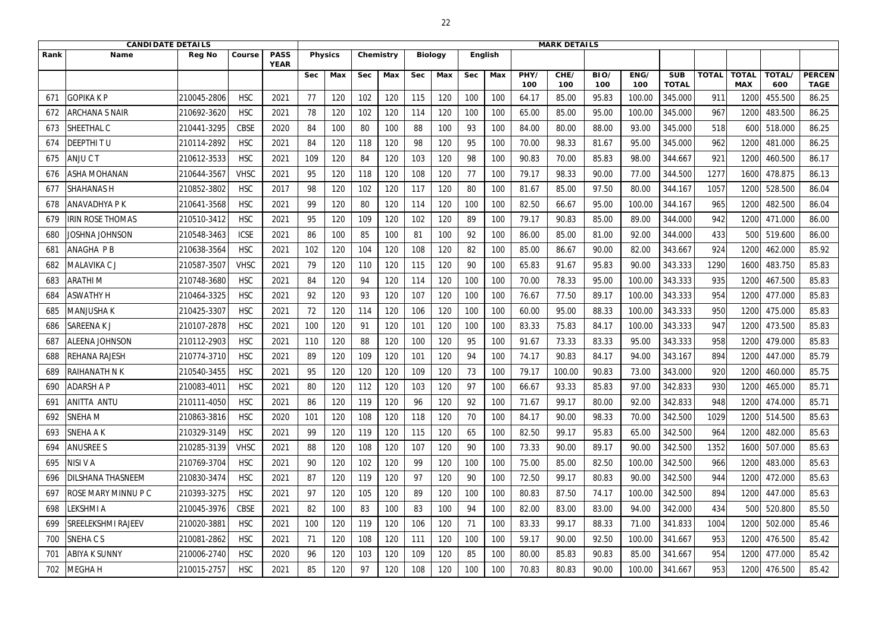| CANDIDATE DETAILS | | | | | MARK DETAILS | | | | | | | | | | | | | | | | | | |
|---|---|---|---|---|---|---|---|---|---|---|---|---|---|---|---|---|---|---|---|---|---|---|---|
| Rank | Name | Reg No | Course | PASS YEAR | Physics | | Chemistry | | Biology | | English | | | | | | | | | | |
| | | | | | Sec | Max | Sec | Max | Sec | Max | Sec | Max | PHY/ 100 | CHE/ 100 | BIO/ 100 | ENG/ 100 | SUB TOTAL | TOTAL | TOTAL MAX | TOTAL/ 600 | PERCENTAGE |
| 671 | GOPIKA K P | 210045-2806 | HSC | 2021 | 77 | 120 | 102 | 120 | 115 | 120 | 100 | 100 | 64.17 | 85.00 | 95.83 | 100.00 | 345.000 | 911 | 1200 | 455.500 | 86.25 |
| 672 | ARCHANA S NAIR | 210692-3620 | HSC | 2021 | 78 | 120 | 102 | 120 | 114 | 120 | 100 | 100 | 65.00 | 85.00 | 95.00 | 100.00 | 345.000 | 967 | 1200 | 483.500 | 86.25 |
| 673 | SHEETHAL C | 210441-3295 | CBSE | 2020 | 84 | 100 | 80 | 100 | 88 | 100 | 93 | 100 | 84.00 | 80.00 | 88.00 | 93.00 | 345.000 | 518 | 600 | 518.000 | 86.25 |
| 674 | DEEPTHI T U | 210114-2892 | HSC | 2021 | 84 | 120 | 118 | 120 | 98 | 120 | 95 | 100 | 70.00 | 98.33 | 81.67 | 95.00 | 345.000 | 962 | 1200 | 481.000 | 86.25 |
| 675 | ANJU C T | 210612-3533 | HSC | 2021 | 109 | 120 | 84 | 120 | 103 | 120 | 98 | 100 | 90.83 | 70.00 | 85.83 | 98.00 | 344.667 | 921 | 1200 | 460.500 | 86.17 |
| 676 | ASHA MOHANAN | 210644-3567 | VHSC | 2021 | 95 | 120 | 118 | 120 | 108 | 120 | 77 | 100 | 79.17 | 98.33 | 90.00 | 77.00 | 344.500 | 1277 | 1600 | 478.875 | 86.13 |
| 677 | SHAHANAS H | 210852-3802 | HSC | 2017 | 98 | 120 | 102 | 120 | 117 | 120 | 80 | 100 | 81.67 | 85.00 | 97.50 | 80.00 | 344.167 | 1057 | 1200 | 528.500 | 86.04 |
| 678 | ANAVADHYA P K | 210641-3568 | HSC | 2021 | 99 | 120 | 80 | 120 | 114 | 120 | 100 | 100 | 82.50 | 66.67 | 95.00 | 100.00 | 344.167 | 965 | 1200 | 482.500 | 86.04 |
| 679 | IRIN ROSE THOMAS | 210510-3412 | HSC | 2021 | 95 | 120 | 109 | 120 | 102 | 120 | 89 | 100 | 79.17 | 90.83 | 85.00 | 89.00 | 344.000 | 942 | 1200 | 471.000 | 86.00 |
| 680 | JOSHNA JOHNSON | 210548-3463 | ICSE | 2021 | 86 | 100 | 85 | 100 | 81 | 100 | 92 | 100 | 86.00 | 85.00 | 81.00 | 92.00 | 344.000 | 433 | 500 | 519.600 | 86.00 |
| 681 | ANAGHA P B | 210638-3564 | HSC | 2021 | 102 | 120 | 104 | 120 | 108 | 120 | 82 | 100 | 85.00 | 86.67 | 90.00 | 82.00 | 343.667 | 924 | 1200 | 462.000 | 85.92 |
| 682 | MALAVIKA C J | 210587-3507 | VHSC | 2021 | 79 | 120 | 110 | 120 | 115 | 120 | 90 | 100 | 65.83 | 91.67 | 95.83 | 90.00 | 343.333 | 1290 | 1600 | 483.750 | 85.83 |
| 683 | ARATHI M | 210748-3680 | HSC | 2021 | 84 | 120 | 94 | 120 | 114 | 120 | 100 | 100 | 70.00 | 78.33 | 95.00 | 100.00 | 343.333 | 935 | 1200 | 467.500 | 85.83 |
| 684 | ASWATHY H | 210464-3325 | HSC | 2021 | 92 | 120 | 93 | 120 | 107 | 120 | 100 | 100 | 76.67 | 77.50 | 89.17 | 100.00 | 343.333 | 954 | 1200 | 477.000 | 85.83 |
| 685 | MANJUSHA K | 210425-3307 | HSC | 2021 | 72 | 120 | 114 | 120 | 106 | 120 | 100 | 100 | 60.00 | 95.00 | 88.33 | 100.00 | 343.333 | 950 | 1200 | 475.000 | 85.83 |
| 686 | SAREENA K J | 210107-2878 | HSC | 2021 | 100 | 120 | 91 | 120 | 101 | 120 | 100 | 100 | 83.33 | 75.83 | 84.17 | 100.00 | 343.333 | 947 | 1200 | 473.500 | 85.83 |
| 687 | ALEENA JOHNSON | 210112-2903 | HSC | 2021 | 110 | 120 | 88 | 120 | 100 | 120 | 95 | 100 | 91.67 | 73.33 | 83.33 | 95.00 | 343.333 | 958 | 1200 | 479.000 | 85.83 |
| 688 | REHANA RAJESH | 210774-3710 | HSC | 2021 | 89 | 120 | 109 | 120 | 101 | 120 | 94 | 100 | 74.17 | 90.83 | 84.17 | 94.00 | 343.167 | 894 | 1200 | 447.000 | 85.79 |
| 689 | RAIHANATH N K | 210540-3455 | HSC | 2021 | 95 | 120 | 120 | 120 | 109 | 120 | 73 | 100 | 79.17 | 100.00 | 90.83 | 73.00 | 343.000 | 920 | 1200 | 460.000 | 85.75 |
| 690 | ADARSH A P | 210083-4011 | HSC | 2021 | 80 | 120 | 112 | 120 | 103 | 120 | 97 | 100 | 66.67 | 93.33 | 85.83 | 97.00 | 342.833 | 930 | 1200 | 465.000 | 85.71 |
| 691 | ANITTA ANTU | 210111-4050 | HSC | 2021 | 86 | 120 | 119 | 120 | 96 | 120 | 92 | 100 | 71.67 | 99.17 | 80.00 | 92.00 | 342.833 | 948 | 1200 | 474.000 | 85.71 |
| 692 | SNEHA M | 210863-3816 | HSC | 2020 | 101 | 120 | 108 | 120 | 118 | 120 | 70 | 100 | 84.17 | 90.00 | 98.33 | 70.00 | 342.500 | 1029 | 1200 | 514.500 | 85.63 |
| 693 | SNEHA A K | 210329-3149 | HSC | 2021 | 99 | 120 | 119 | 120 | 115 | 120 | 65 | 100 | 82.50 | 99.17 | 95.83 | 65.00 | 342.500 | 964 | 1200 | 482.000 | 85.63 |
| 694 | ANUSREE S | 210285-3139 | VHSC | 2021 | 88 | 120 | 108 | 120 | 107 | 120 | 90 | 100 | 73.33 | 90.00 | 89.17 | 90.00 | 342.500 | 1352 | 1600 | 507.000 | 85.63 |
| 695 | NISI V A | 210769-3704 | HSC | 2021 | 90 | 120 | 102 | 120 | 99 | 120 | 100 | 100 | 75.00 | 85.00 | 82.50 | 100.00 | 342.500 | 966 | 1200 | 483.000 | 85.63 |
| 696 | DILSHANA THASNEEM | 210830-3474 | HSC | 2021 | 87 | 120 | 119 | 120 | 97 | 120 | 90 | 100 | 72.50 | 99.17 | 80.83 | 90.00 | 342.500 | 944 | 1200 | 472.000 | 85.63 |
| 697 | ROSE MARY MINNU P C | 210393-3275 | HSC | 2021 | 97 | 120 | 105 | 120 | 89 | 120 | 100 | 100 | 80.83 | 87.50 | 74.17 | 100.00 | 342.500 | 894 | 1200 | 447.000 | 85.63 |
| 698 | LEKSHMI A | 210045-3976 | CBSE | 2021 | 82 | 100 | 83 | 100 | 83 | 100 | 94 | 100 | 82.00 | 83.00 | 83.00 | 94.00 | 342.000 | 434 | 500 | 520.800 | 85.50 |
| 699 | SREELEKSHMI RAJEEV | 210020-3881 | HSC | 2021 | 100 | 120 | 119 | 120 | 106 | 120 | 71 | 100 | 83.33 | 99.17 | 88.33 | 71.00 | 341.833 | 1004 | 1200 | 502.000 | 85.46 |
| 700 | SNEHA C S | 210081-2862 | HSC | 2021 | 71 | 120 | 108 | 120 | 111 | 120 | 100 | 100 | 59.17 | 90.00 | 92.50 | 100.00 | 341.667 | 953 | 1200 | 476.500 | 85.42 |
| 701 | ABIYA K SUNNY | 210006-2740 | HSC | 2020 | 96 | 120 | 103 | 120 | 109 | 120 | 85 | 100 | 80.00 | 85.83 | 90.83 | 85.00 | 341.667 | 954 | 1200 | 477.000 | 85.42 |
| 702 | MEGHA H | 210015-2757 | HSC | 2021 | 85 | 120 | 97 | 120 | 108 | 120 | 100 | 100 | 70.83 | 80.83 | 90.00 | 100.00 | 341.667 | 953 | 1200 | 476.500 | 85.42 |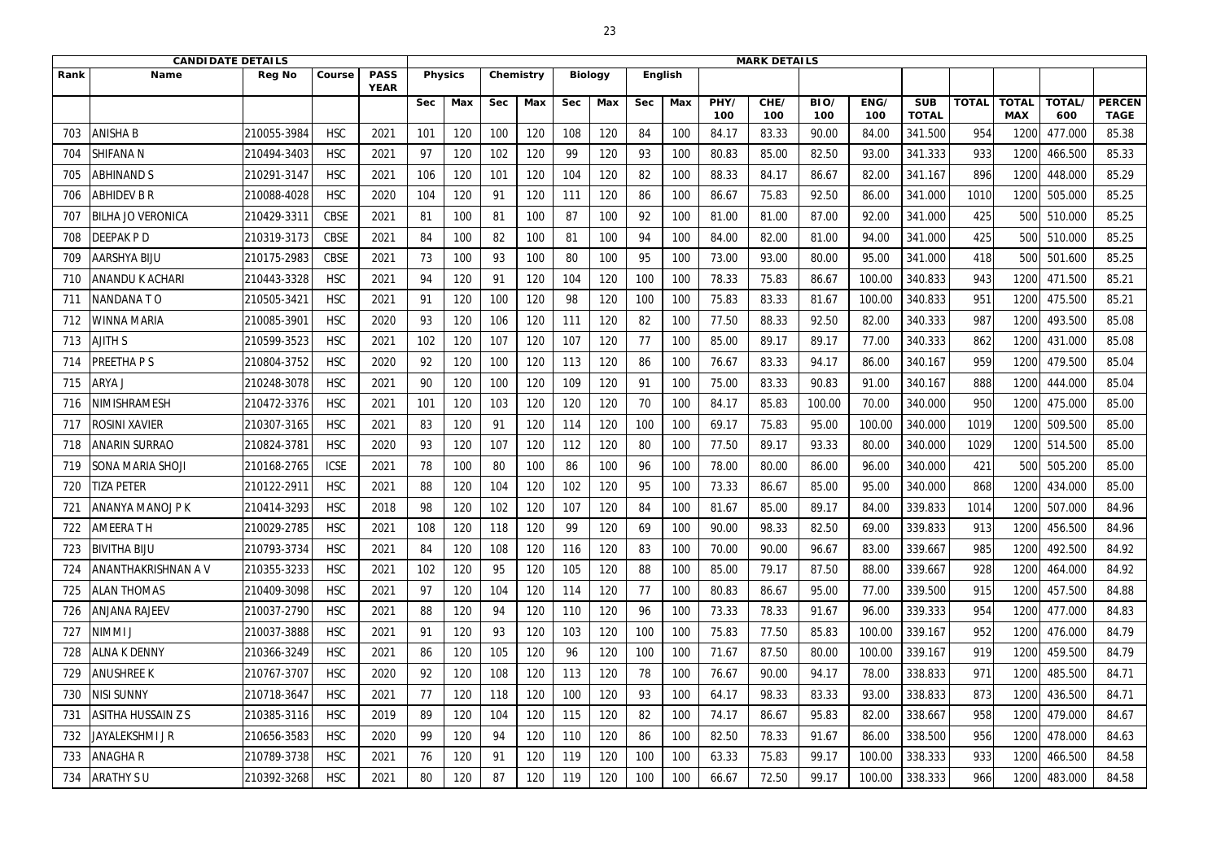| CANDIDATE DETAILS | | | | | MARK DETAILS | | | | | | | | | | | | | | | | | | |
|---|---|---|---|---|---|---|---|---|---|---|---|---|---|---|---|---|---|---|---|---|---|---|---|
| Rank | Name | Reg No | Course | PASS YEAR | Physics | | Chemistry | | Biology | | English | | | | | | | | | | | |
| | | | | | Sec | Max | Sec | Max | Sec | Max | Sec | Max | PHY/ 100 | CHE/ 100 | BIO/ 100 | ENG/ 100 | SUB TOTAL | TOTAL | TOTAL MAX | TOTAL/ 600 | PERCENTAGE |
| 703 | ANISHA B | 210055-3984 | HSC | 2021 | 101 | 120 | 100 | 120 | 108 | 120 | 84 | 100 | 84.17 | 83.33 | 90.00 | 84.00 | 341.500 | 954 | 1200 | 477.000 | 85.38 |
| 704 | SHIFANA N | 210494-3403 | HSC | 2021 | 97 | 120 | 102 | 120 | 99 | 120 | 93 | 100 | 80.83 | 85.00 | 82.50 | 93.00 | 341.333 | 933 | 1200 | 466.500 | 85.33 |
| 705 | ABHINAND S | 210291-3147 | HSC | 2021 | 106 | 120 | 101 | 120 | 104 | 120 | 82 | 100 | 88.33 | 84.17 | 86.67 | 82.00 | 341.167 | 896 | 1200 | 448.000 | 85.29 |
| 706 | ABHIDEV B R | 210088-4028 | HSC | 2020 | 104 | 120 | 91 | 120 | 111 | 120 | 86 | 100 | 86.67 | 75.83 | 92.50 | 86.00 | 341.000 | 1010 | 1200 | 505.000 | 85.25 |
| 707 | BILHA JO VERONICA | 210429-3311 | CBSE | 2021 | 81 | 100 | 81 | 100 | 87 | 100 | 92 | 100 | 81.00 | 81.00 | 87.00 | 92.00 | 341.000 | 425 | 500 | 510.000 | 85.25 |
| 708 | DEEPAK P D | 210319-3173 | CBSE | 2021 | 84 | 100 | 82 | 100 | 81 | 100 | 94 | 100 | 84.00 | 82.00 | 81.00 | 94.00 | 341.000 | 425 | 500 | 510.000 | 85.25 |
| 709 | AARSHYA BIJU | 210175-2983 | CBSE | 2021 | 73 | 100 | 93 | 100 | 80 | 100 | 95 | 100 | 73.00 | 93.00 | 80.00 | 95.00 | 341.000 | 418 | 500 | 501.600 | 85.25 |
| 710 | ANANDU K ACHARI | 210443-3328 | HSC | 2021 | 94 | 120 | 91 | 120 | 104 | 120 | 100 | 100 | 78.33 | 75.83 | 86.67 | 100.00 | 340.833 | 943 | 1200 | 471.500 | 85.21 |
| 711 | NANDANA T O | 210505-3421 | HSC | 2021 | 91 | 120 | 100 | 120 | 98 | 120 | 100 | 100 | 75.83 | 83.33 | 81.67 | 100.00 | 340.833 | 951 | 1200 | 475.500 | 85.21 |
| 712 | WINNA MARIA | 210085-3901 | HSC | 2020 | 93 | 120 | 106 | 120 | 111 | 120 | 82 | 100 | 77.50 | 88.33 | 92.50 | 82.00 | 340.333 | 987 | 1200 | 493.500 | 85.08 |
| 713 | AJITH S | 210599-3523 | HSC | 2021 | 102 | 120 | 107 | 120 | 107 | 120 | 77 | 100 | 85.00 | 89.17 | 89.17 | 77.00 | 340.333 | 862 | 1200 | 431.000 | 85.08 |
| 714 | PREETHA P S | 210804-3752 | HSC | 2020 | 92 | 120 | 100 | 120 | 113 | 120 | 86 | 100 | 76.67 | 83.33 | 94.17 | 86.00 | 340.167 | 959 | 1200 | 479.500 | 85.04 |
| 715 | ARYA J | 210248-3078 | HSC | 2021 | 90 | 120 | 100 | 120 | 109 | 120 | 91 | 100 | 75.00 | 83.33 | 90.83 | 91.00 | 340.167 | 888 | 1200 | 444.000 | 85.04 |
| 716 | NIMISHRAMESH | 210472-3376 | HSC | 2021 | 101 | 120 | 103 | 120 | 120 | 120 | 70 | 100 | 84.17 | 85.83 | 100.00 | 70.00 | 340.000 | 950 | 1200 | 475.000 | 85.00 |
| 717 | ROSINI XAVIER | 210307-3165 | HSC | 2021 | 83 | 120 | 91 | 120 | 114 | 120 | 100 | 100 | 69.17 | 75.83 | 95.00 | 100.00 | 340.000 | 1019 | 1200 | 509.500 | 85.00 |
| 718 | ANARIN SURRAO | 210824-3781 | HSC | 2020 | 93 | 120 | 107 | 120 | 112 | 120 | 80 | 100 | 77.50 | 89.17 | 93.33 | 80.00 | 340.000 | 1029 | 1200 | 514.500 | 85.00 |
| 719 | SONA MARIA SHOJI | 210168-2765 | ICSE | 2021 | 78 | 100 | 80 | 100 | 86 | 100 | 96 | 100 | 78.00 | 80.00 | 86.00 | 96.00 | 340.000 | 421 | 500 | 505.200 | 85.00 |
| 720 | TIZA PETER | 210122-2911 | HSC | 2021 | 88 | 120 | 104 | 120 | 102 | 120 | 95 | 100 | 73.33 | 86.67 | 85.00 | 95.00 | 340.000 | 868 | 1200 | 434.000 | 85.00 |
| 721 | ANANYA MANOJ P K | 210414-3293 | HSC | 2018 | 98 | 120 | 102 | 120 | 107 | 120 | 84 | 100 | 81.67 | 85.00 | 89.17 | 84.00 | 339.833 | 1014 | 1200 | 507.000 | 84.96 |
| 722 | AMEERA T H | 210029-2785 | HSC | 2021 | 108 | 120 | 118 | 120 | 99 | 120 | 69 | 100 | 90.00 | 98.33 | 82.50 | 69.00 | 339.833 | 913 | 1200 | 456.500 | 84.96 |
| 723 | BIVITHA BIJU | 210793-3734 | HSC | 2021 | 84 | 120 | 108 | 120 | 116 | 120 | 83 | 100 | 70.00 | 90.00 | 96.67 | 83.00 | 339.667 | 985 | 1200 | 492.500 | 84.92 |
| 724 | ANANTHAKRISHNAN A V | 210355-3233 | HSC | 2021 | 102 | 120 | 95 | 120 | 105 | 120 | 88 | 100 | 85.00 | 79.17 | 87.50 | 88.00 | 339.667 | 928 | 1200 | 464.000 | 84.92 |
| 725 | ALAN THOMAS | 210409-3098 | HSC | 2021 | 97 | 120 | 104 | 120 | 114 | 120 | 77 | 100 | 80.83 | 86.67 | 95.00 | 77.00 | 339.500 | 915 | 1200 | 457.500 | 84.88 |
| 726 | ANJANA RAJEEV | 210037-2790 | HSC | 2021 | 88 | 120 | 94 | 120 | 110 | 120 | 96 | 100 | 73.33 | 78.33 | 91.67 | 96.00 | 339.333 | 954 | 1200 | 477.000 | 84.83 |
| 727 | NIMMI J | 210037-3888 | HSC | 2021 | 91 | 120 | 93 | 120 | 103 | 120 | 100 | 100 | 75.83 | 77.50 | 85.83 | 100.00 | 339.167 | 952 | 1200 | 476.000 | 84.79 |
| 728 | ALNA K DENNY | 210366-3249 | HSC | 2021 | 86 | 120 | 105 | 120 | 96 | 120 | 100 | 100 | 71.67 | 87.50 | 80.00 | 100.00 | 339.167 | 919 | 1200 | 459.500 | 84.79 |
| 729 | ANUSHREE K | 210767-3707 | HSC | 2020 | 92 | 120 | 108 | 120 | 113 | 120 | 78 | 100 | 76.67 | 90.00 | 94.17 | 78.00 | 338.833 | 971 | 1200 | 485.500 | 84.71 |
| 730 | NISI SUNNY | 210718-3647 | HSC | 2021 | 77 | 120 | 118 | 120 | 100 | 120 | 93 | 100 | 64.17 | 98.33 | 83.33 | 93.00 | 338.833 | 873 | 1200 | 436.500 | 84.71 |
| 731 | ASITHA HUSSAIN Z S | 210385-3116 | HSC | 2019 | 89 | 120 | 104 | 120 | 115 | 120 | 82 | 100 | 74.17 | 86.67 | 95.83 | 82.00 | 338.667 | 958 | 1200 | 479.000 | 84.67 |
| 732 | JAYALEKSHMI J R | 210656-3583 | HSC | 2020 | 99 | 120 | 94 | 120 | 110 | 120 | 86 | 100 | 82.50 | 78.33 | 91.67 | 86.00 | 338.500 | 956 | 1200 | 478.000 | 84.63 |
| 733 | ANAGHA R | 210789-3738 | HSC | 2021 | 76 | 120 | 91 | 120 | 119 | 120 | 100 | 100 | 63.33 | 75.83 | 99.17 | 100.00 | 338.333 | 933 | 1200 | 466.500 | 84.58 |
| 734 | ARATHY S U | 210392-3268 | HSC | 2021 | 80 | 120 | 87 | 120 | 119 | 120 | 100 | 100 | 66.67 | 72.50 | 99.17 | 100.00 | 338.333 | 966 | 1200 | 483.000 | 84.58 |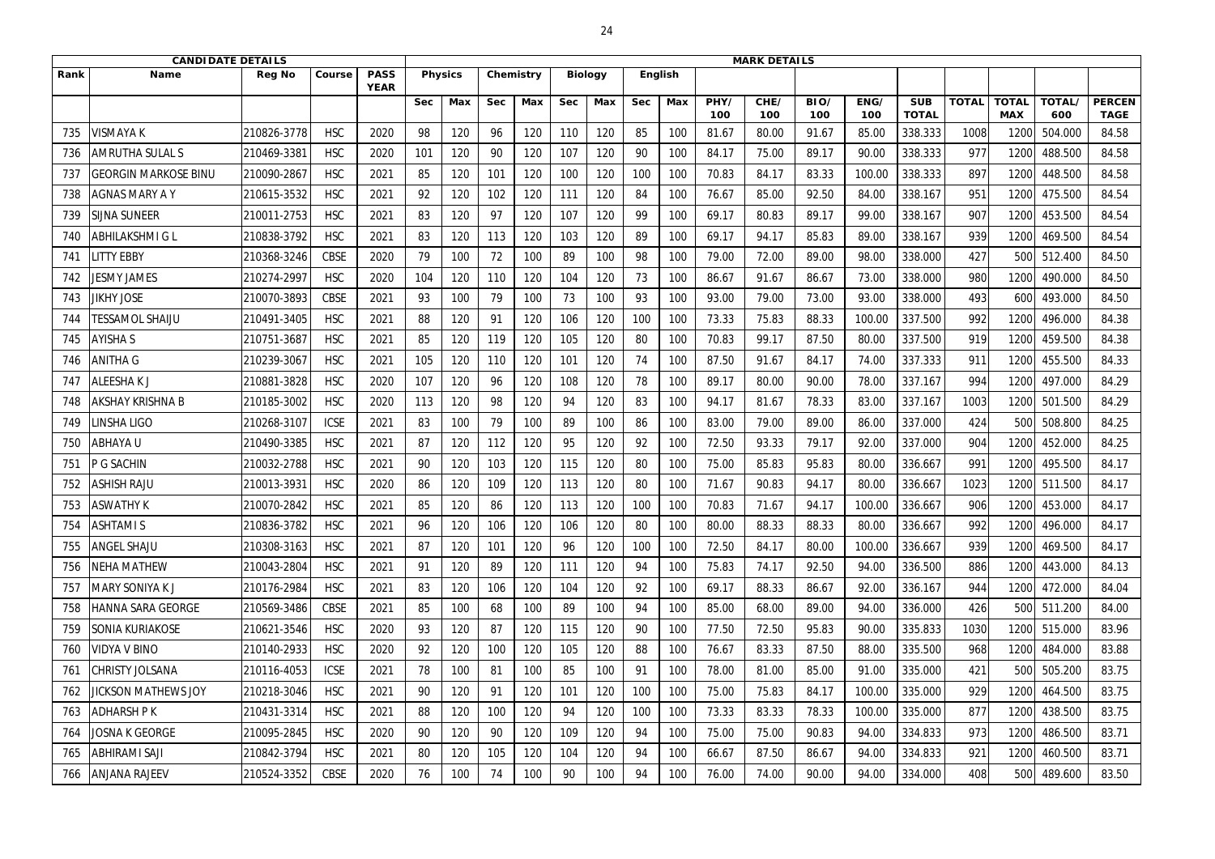| CANDIDATE DETAILS | | | | | MARK DETAILS | | | | | | | | | | | | | | | | | | | |
|---|---|---|---|---|---|---|---|---|---|---|---|---|---|---|---|---|---|---|---|---|---|---|---|---|
| Rank | Name | Reg No | Course | PASS YEAR | Physics | | Chemistry | | Biology | | English | | | | | | | | | | | |
| | | | | | Sec | Max | Sec | Max | Sec | Max | Sec | Max | PHY/ 100 | CHE/ 100 | BIO/ 100 | ENG/ 100 | SUB TOTAL | TOTAL | TOTAL MAX | TOTAL/ 600 | PERCENTAGE |
| 735 | VISMAYA K | 210826-3778 | HSC | 2020 | 98 | 120 | 96 | 120 | 110 | 120 | 85 | 100 | 81.67 | 80.00 | 91.67 | 85.00 | 338.333 | 1008 | 1200 | 504.000 | 84.58 |
| 736 | AMRUTHA SULAL S | 210469-3381 | HSC | 2020 | 101 | 120 | 90 | 120 | 107 | 120 | 90 | 100 | 84.17 | 75.00 | 89.17 | 90.00 | 338.333 | 977 | 1200 | 488.500 | 84.58 |
| 737 | GEORGIN MARKOSE BINU | 210090-2867 | HSC | 2021 | 85 | 120 | 101 | 120 | 100 | 120 | 100 | 100 | 70.83 | 84.17 | 83.33 | 100.00 | 338.333 | 897 | 1200 | 448.500 | 84.58 |
| 738 | AGNAS MARY A Y | 210615-3532 | HSC | 2021 | 92 | 120 | 102 | 120 | 111 | 120 | 84 | 100 | 76.67 | 85.00 | 92.50 | 84.00 | 338.167 | 951 | 1200 | 475.500 | 84.54 |
| 739 | SIJNA SUNEER | 210011-2753 | HSC | 2021 | 83 | 120 | 97 | 120 | 107 | 120 | 99 | 100 | 69.17 | 80.83 | 89.17 | 99.00 | 338.167 | 907 | 1200 | 453.500 | 84.54 |
| 740 | ABHILAKSHMI G L | 210838-3792 | HSC | 2021 | 83 | 120 | 113 | 120 | 103 | 120 | 89 | 100 | 69.17 | 94.17 | 85.83 | 89.00 | 338.167 | 939 | 1200 | 469.500 | 84.54 |
| 741 | LITTY EBBY | 210368-3246 | CBSE | 2020 | 79 | 100 | 72 | 100 | 89 | 100 | 98 | 100 | 79.00 | 72.00 | 89.00 | 98.00 | 338.000 | 427 | 500 | 512.400 | 84.50 |
| 742 | JESMY JAMES | 210274-2997 | HSC | 2020 | 104 | 120 | 110 | 120 | 104 | 120 | 73 | 100 | 86.67 | 91.67 | 86.67 | 73.00 | 338.000 | 980 | 1200 | 490.000 | 84.50 |
| 743 | JIKHY JOSE | 210070-3893 | CBSE | 2021 | 93 | 100 | 79 | 100 | 73 | 100 | 93 | 100 | 93.00 | 79.00 | 73.00 | 93.00 | 338.000 | 493 | 600 | 493.000 | 84.50 |
| 744 | TESSAMOL SHAIJU | 210491-3405 | HSC | 2021 | 88 | 120 | 91 | 120 | 106 | 120 | 100 | 100 | 73.33 | 75.83 | 88.33 | 100.00 | 337.500 | 992 | 1200 | 496.000 | 84.38 |
| 745 | AYISHA S | 210751-3687 | HSC | 2021 | 85 | 120 | 119 | 120 | 105 | 120 | 80 | 100 | 70.83 | 99.17 | 87.50 | 80.00 | 337.500 | 919 | 1200 | 459.500 | 84.38 |
| 746 | ANITHA G | 210239-3067 | HSC | 2021 | 105 | 120 | 110 | 120 | 101 | 120 | 74 | 100 | 87.50 | 91.67 | 84.17 | 74.00 | 337.333 | 911 | 1200 | 455.500 | 84.33 |
| 747 | ALEESHA K J | 210881-3828 | HSC | 2020 | 107 | 120 | 96 | 120 | 108 | 120 | 78 | 100 | 89.17 | 80.00 | 90.00 | 78.00 | 337.167 | 994 | 1200 | 497.000 | 84.29 |
| 748 | AKSHAY KRISHNA B | 210185-3002 | HSC | 2020 | 113 | 120 | 98 | 120 | 94 | 120 | 83 | 100 | 94.17 | 81.67 | 78.33 | 83.00 | 337.167 | 1003 | 1200 | 501.500 | 84.29 |
| 749 | LINSHA LIGO | 210268-3107 | ICSE | 2021 | 83 | 100 | 79 | 100 | 89 | 100 | 86 | 100 | 83.00 | 79.00 | 89.00 | 86.00 | 337.000 | 424 | 500 | 508.800 | 84.25 |
| 750 | ABHAYA U | 210490-3385 | HSC | 2021 | 87 | 120 | 112 | 120 | 95 | 120 | 92 | 100 | 72.50 | 93.33 | 79.17 | 92.00 | 337.000 | 904 | 1200 | 452.000 | 84.25 |
| 751 | P G SACHIN | 210032-2788 | HSC | 2021 | 90 | 120 | 103 | 120 | 115 | 120 | 80 | 100 | 75.00 | 85.83 | 95.83 | 80.00 | 336.667 | 991 | 1200 | 495.500 | 84.17 |
| 752 | ASHISH RAJU | 210013-3931 | HSC | 2020 | 86 | 120 | 109 | 120 | 113 | 120 | 80 | 100 | 71.67 | 90.83 | 94.17 | 80.00 | 336.667 | 1023 | 1200 | 511.500 | 84.17 |
| 753 | ASWATHY K | 210070-2842 | HSC | 2021 | 85 | 120 | 86 | 120 | 113 | 120 | 100 | 100 | 70.83 | 71.67 | 94.17 | 100.00 | 336.667 | 906 | 1200 | 453.000 | 84.17 |
| 754 | ASHTAMI S | 210836-3782 | HSC | 2021 | 96 | 120 | 106 | 120 | 106 | 120 | 80 | 100 | 80.00 | 88.33 | 88.33 | 80.00 | 336.667 | 992 | 1200 | 496.000 | 84.17 |
| 755 | ANGEL SHAJU | 210308-3163 | HSC | 2021 | 87 | 120 | 101 | 120 | 96 | 120 | 100 | 100 | 72.50 | 84.17 | 80.00 | 100.00 | 336.667 | 939 | 1200 | 469.500 | 84.17 |
| 756 | NEHA MATHEW | 210043-2804 | HSC | 2021 | 91 | 120 | 89 | 120 | 111 | 120 | 94 | 100 | 75.83 | 74.17 | 92.50 | 94.00 | 336.500 | 886 | 1200 | 443.000 | 84.13 |
| 757 | MARY SONIYA K J | 210176-2984 | HSC | 2021 | 83 | 120 | 106 | 120 | 104 | 120 | 92 | 100 | 69.17 | 88.33 | 86.67 | 92.00 | 336.167 | 944 | 1200 | 472.000 | 84.04 |
| 758 | HANNA SARA GEORGE | 210569-3486 | CBSE | 2021 | 85 | 100 | 68 | 100 | 89 | 100 | 94 | 100 | 85.00 | 68.00 | 89.00 | 94.00 | 336.000 | 426 | 500 | 511.200 | 84.00 |
| 759 | SONIA KURIAKOSE | 210621-3546 | HSC | 2020 | 93 | 120 | 87 | 120 | 115 | 120 | 90 | 100 | 77.50 | 72.50 | 95.83 | 90.00 | 335.833 | 1030 | 1200 | 515.000 | 83.96 |
| 760 | VIDYA V BINO | 210140-2933 | HSC | 2020 | 92 | 120 | 100 | 120 | 105 | 120 | 88 | 100 | 76.67 | 83.33 | 87.50 | 88.00 | 335.500 | 968 | 1200 | 484.000 | 83.88 |
| 761 | CHRISTY JOLSANA | 210116-4053 | ICSE | 2021 | 78 | 100 | 81 | 100 | 85 | 100 | 91 | 100 | 78.00 | 81.00 | 85.00 | 91.00 | 335.000 | 421 | 500 | 505.200 | 83.75 |
| 762 | JICKSON MATHEWS JOY | 210218-3046 | HSC | 2021 | 90 | 120 | 91 | 120 | 101 | 120 | 100 | 100 | 75.00 | 75.83 | 84.17 | 100.00 | 335.000 | 929 | 1200 | 464.500 | 83.75 |
| 763 | ADHARSH P K | 210431-3314 | HSC | 2021 | 88 | 120 | 100 | 120 | 94 | 120 | 100 | 100 | 73.33 | 83.33 | 78.33 | 100.00 | 335.000 | 877 | 1200 | 438.500 | 83.75 |
| 764 | JOSNA K GEORGE | 210095-2845 | HSC | 2020 | 90 | 120 | 90 | 120 | 109 | 120 | 94 | 100 | 75.00 | 75.00 | 90.83 | 94.00 | 334.833 | 973 | 1200 | 486.500 | 83.71 |
| 765 | ABHIRAMI SAJI | 210842-3794 | HSC | 2021 | 80 | 120 | 105 | 120 | 104 | 120 | 94 | 100 | 66.67 | 87.50 | 86.67 | 94.00 | 334.833 | 921 | 1200 | 460.500 | 83.71 |
| 766 | ANJANA RAJEEV | 210524-3352 | CBSE | 2020 | 76 | 100 | 74 | 100 | 90 | 100 | 94 | 100 | 76.00 | 74.00 | 90.00 | 94.00 | 334.000 | 408 | 500 | 489.600 | 83.50 |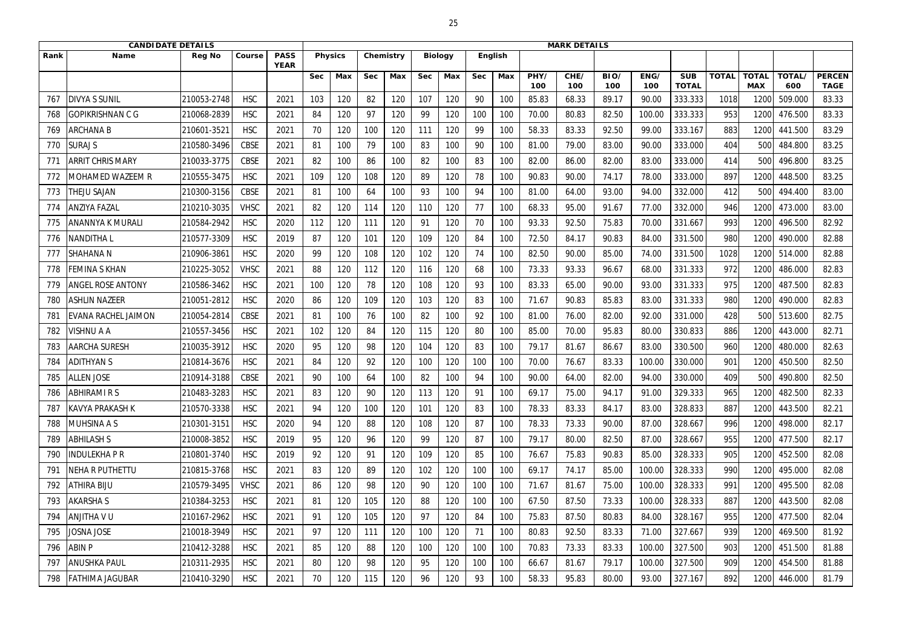| CANDIDATE DETAILS | | | | MARK DETAILS | | | | | | | | | | | | | | | | | |
|---|---|---|---|---|---|---|---|---|---|---|---|---|---|---|---|---|---|---|---|---|---|
| Rank | Name | Reg No | Course | PASS YEAR | Physics | | Chemistry | | Biology | | English | | | | | | | | | | |
| | | | | | Sec | Max | Sec | Max | Sec | Max | Sec | Max | PHY/ 100 | CHE/ 100 | BIO/ 100 | ENG/ 100 | SUB TOTAL | TOTAL | TOTAL MAX | TOTAL/ 600 | PERCENTAGE |
| 767 | DIVYA S SUNIL | 210053-2748 | HSC | 2021 | 103 | 120 | 82 | 120 | 107 | 120 | 90 | 100 | 85.83 | 68.33 | 89.17 | 90.00 | 333.333 | 1018 | 1200 | 509.000 | 83.33 |
| 768 | GOPIKRISHNAN C G | 210068-2839 | HSC | 2021 | 84 | 120 | 97 | 120 | 99 | 120 | 100 | 100 | 70.00 | 80.83 | 82.50 | 100.00 | 333.333 | 953 | 1200 | 476.500 | 83.33 |
| 769 | ARCHANA B | 210601-3521 | HSC | 2021 | 70 | 120 | 100 | 120 | 111 | 120 | 99 | 100 | 58.33 | 83.33 | 92.50 | 99.00 | 333.167 | 883 | 1200 | 441.500 | 83.29 |
| 770 | SURAJ S | 210580-3496 | CBSE | 2021 | 81 | 100 | 79 | 100 | 83 | 100 | 90 | 100 | 81.00 | 79.00 | 83.00 | 90.00 | 333.000 | 404 | 500 | 484.800 | 83.25 |
| 771 | ARRIT CHRIS MARY | 210033-3775 | CBSE | 2021 | 82 | 100 | 86 | 100 | 82 | 100 | 83 | 100 | 82.00 | 86.00 | 82.00 | 83.00 | 333.000 | 414 | 500 | 496.800 | 83.25 |
| 772 | MOHAMED WAZEEM R | 210555-3475 | HSC | 2021 | 109 | 120 | 108 | 120 | 89 | 120 | 78 | 100 | 90.83 | 90.00 | 74.17 | 78.00 | 333.000 | 897 | 1200 | 448.500 | 83.25 |
| 773 | THEJU SAJAN | 210300-3156 | CBSE | 2021 | 81 | 100 | 64 | 100 | 93 | 100 | 94 | 100 | 81.00 | 64.00 | 93.00 | 94.00 | 332.000 | 412 | 500 | 494.400 | 83.00 |
| 774 | ANZIYA FAZAL | 210210-3035 | VHSC | 2021 | 82 | 120 | 114 | 120 | 110 | 120 | 77 | 100 | 68.33 | 95.00 | 91.67 | 77.00 | 332.000 | 946 | 1200 | 473.000 | 83.00 |
| 775 | ANANNYA K MURALI | 210584-2942 | HSC | 2020 | 112 | 120 | 111 | 120 | 91 | 120 | 70 | 100 | 93.33 | 92.50 | 75.83 | 70.00 | 331.667 | 993 | 1200 | 496.500 | 82.92 |
| 776 | NANDITHA L | 210577-3309 | HSC | 2019 | 87 | 120 | 101 | 120 | 109 | 120 | 84 | 100 | 72.50 | 84.17 | 90.83 | 84.00 | 331.500 | 980 | 1200 | 490.000 | 82.88 |
| 777 | SHAHANA N | 210906-3861 | HSC | 2020 | 99 | 120 | 108 | 120 | 102 | 120 | 74 | 100 | 82.50 | 90.00 | 85.00 | 74.00 | 331.500 | 1028 | 1200 | 514.000 | 82.88 |
| 778 | FEMINA S KHAN | 210225-3052 | VHSC | 2021 | 88 | 120 | 112 | 120 | 116 | 120 | 68 | 100 | 73.33 | 93.33 | 96.67 | 68.00 | 331.333 | 972 | 1200 | 486.000 | 82.83 |
| 779 | ANGEL ROSE ANTONY | 210586-3462 | HSC | 2021 | 100 | 120 | 78 | 120 | 108 | 120 | 93 | 100 | 83.33 | 65.00 | 90.00 | 93.00 | 331.333 | 975 | 1200 | 487.500 | 82.83 |
| 780 | ASHLIN NAZEER | 210051-2812 | HSC | 2020 | 86 | 120 | 109 | 120 | 103 | 120 | 83 | 100 | 71.67 | 90.83 | 85.83 | 83.00 | 331.333 | 980 | 1200 | 490.000 | 82.83 |
| 781 | EVANA RACHEL JAIMON | 210054-2814 | CBSE | 2021 | 81 | 100 | 76 | 100 | 82 | 100 | 92 | 100 | 81.00 | 76.00 | 82.00 | 92.00 | 331.000 | 428 | 500 | 513.600 | 82.75 |
| 782 | VISHNU A A | 210557-3456 | HSC | 2021 | 102 | 120 | 84 | 120 | 115 | 120 | 80 | 100 | 85.00 | 70.00 | 95.83 | 80.00 | 330.833 | 886 | 1200 | 443.000 | 82.71 |
| 783 | AARCHA SURESH | 210035-3912 | HSC | 2020 | 95 | 120 | 98 | 120 | 104 | 120 | 83 | 100 | 79.17 | 81.67 | 86.67 | 83.00 | 330.500 | 960 | 1200 | 480.000 | 82.63 |
| 784 | ADITHYAN S | 210814-3676 | HSC | 2021 | 84 | 120 | 92 | 120 | 100 | 120 | 100 | 100 | 70.00 | 76.67 | 83.33 | 100.00 | 330.000 | 901 | 1200 | 450.500 | 82.50 |
| 785 | ALLEN JOSE | 210914-3188 | CBSE | 2021 | 90 | 100 | 64 | 100 | 82 | 100 | 94 | 100 | 90.00 | 64.00 | 82.00 | 94.00 | 330.000 | 409 | 500 | 490.800 | 82.50 |
| 786 | ABHIRAMI R S | 210483-3283 | HSC | 2021 | 83 | 120 | 90 | 120 | 113 | 120 | 91 | 100 | 69.17 | 75.00 | 94.17 | 91.00 | 329.333 | 965 | 1200 | 482.500 | 82.33 |
| 787 | KAVYA PRAKASH K | 210570-3338 | HSC | 2021 | 94 | 120 | 100 | 120 | 101 | 120 | 83 | 100 | 78.33 | 83.33 | 84.17 | 83.00 | 328.833 | 887 | 1200 | 443.500 | 82.21 |
| 788 | MUHSINA A S | 210301-3151 | HSC | 2020 | 94 | 120 | 88 | 120 | 108 | 120 | 87 | 100 | 78.33 | 73.33 | 90.00 | 87.00 | 328.667 | 996 | 1200 | 498.000 | 82.17 |
| 789 | ABHILASH S | 210008-3852 | HSC | 2019 | 95 | 120 | 96 | 120 | 99 | 120 | 87 | 100 | 79.17 | 80.00 | 82.50 | 87.00 | 328.667 | 955 | 1200 | 477.500 | 82.17 |
| 790 | INDULEKHA P R | 210801-3740 | HSC | 2019 | 92 | 120 | 91 | 120 | 109 | 120 | 85 | 100 | 76.67 | 75.83 | 90.83 | 85.00 | 328.333 | 905 | 1200 | 452.500 | 82.08 |
| 791 | NEHA R PUTHETTU | 210815-3768 | HSC | 2021 | 83 | 120 | 89 | 120 | 102 | 120 | 100 | 100 | 69.17 | 74.17 | 85.00 | 100.00 | 328.333 | 990 | 1200 | 495.000 | 82.08 |
| 792 | ATHIRA BIJU | 210579-3495 | VHSC | 2021 | 86 | 120 | 98 | 120 | 90 | 120 | 100 | 100 | 71.67 | 81.67 | 75.00 | 100.00 | 328.333 | 991 | 1200 | 495.500 | 82.08 |
| 793 | AKARSHA S | 210384-3253 | HSC | 2021 | 81 | 120 | 105 | 120 | 88 | 120 | 100 | 100 | 67.50 | 87.50 | 73.33 | 100.00 | 328.333 | 887 | 1200 | 443.500 | 82.08 |
| 794 | ANJITHA V U | 210167-2962 | HSC | 2021 | 91 | 120 | 105 | 120 | 97 | 120 | 84 | 100 | 75.83 | 87.50 | 80.83 | 84.00 | 328.167 | 955 | 1200 | 477.500 | 82.04 |
| 795 | JOSNA JOSE | 210018-3949 | HSC | 2021 | 97 | 120 | 111 | 120 | 100 | 120 | 71 | 100 | 80.83 | 92.50 | 83.33 | 71.00 | 327.667 | 939 | 1200 | 469.500 | 81.92 |
| 796 | ABIN P | 210412-3288 | HSC | 2021 | 85 | 120 | 88 | 120 | 100 | 120 | 100 | 100 | 70.83 | 73.33 | 83.33 | 100.00 | 327.500 | 903 | 1200 | 451.500 | 81.88 |
| 797 | ANUSHKA PAUL | 210311-2935 | HSC | 2021 | 80 | 120 | 98 | 120 | 95 | 120 | 100 | 100 | 66.67 | 81.67 | 79.17 | 100.00 | 327.500 | 909 | 1200 | 454.500 | 81.88 |
| 798 | FATHIMA JAGUBAR | 210410-3290 | HSC | 2021 | 70 | 120 | 115 | 120 | 96 | 120 | 93 | 100 | 58.33 | 95.83 | 80.00 | 93.00 | 327.167 | 892 | 1200 | 446.000 | 81.79 |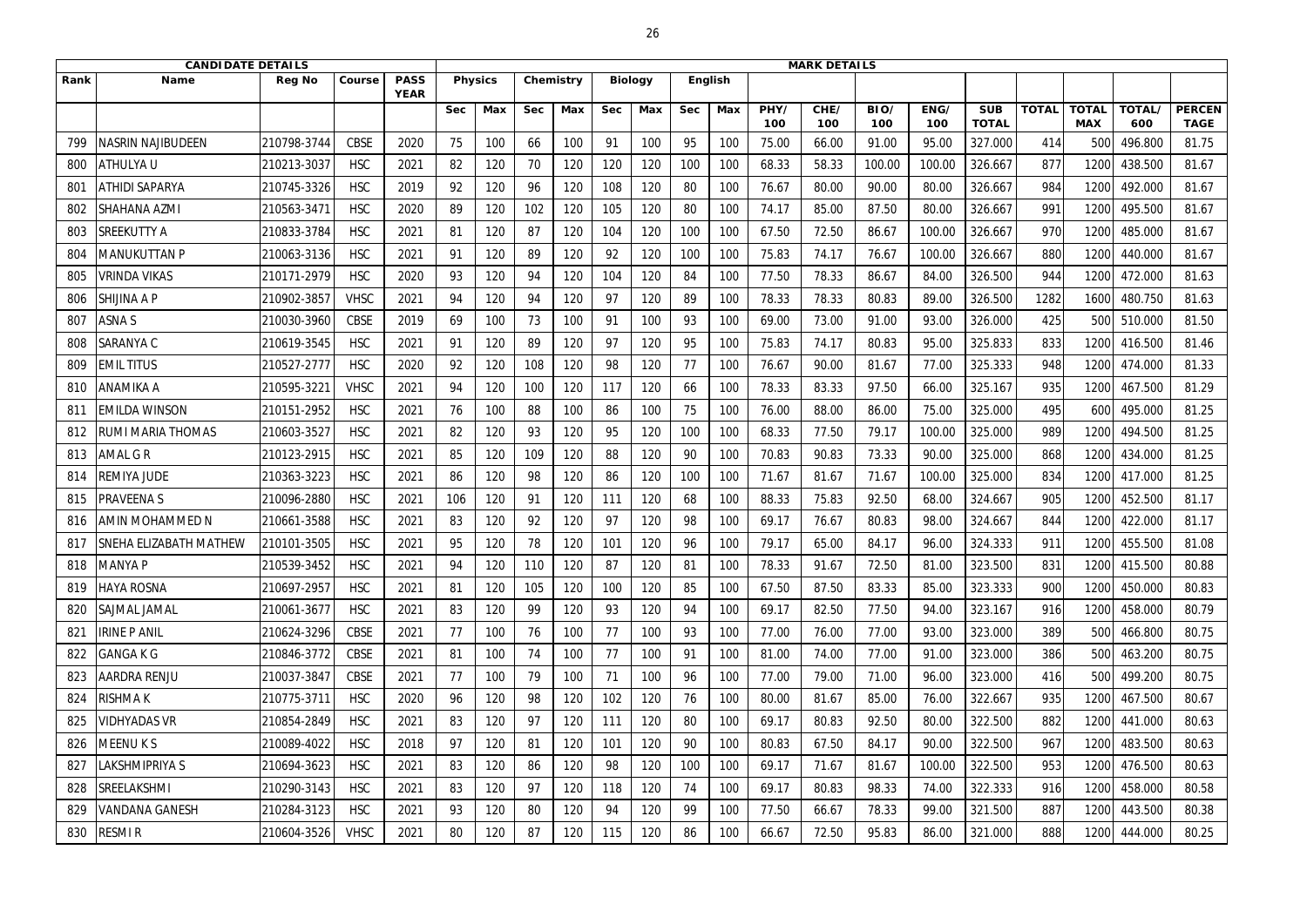| CANDIDATE DETAILS | | | | | MARK DETAILS | | | | | | | | | | | | | | | | | | | |
|---|---|---|---|---|---|---|---|---|---|---|---|---|---|---|---|---|---|---|---|---|---|---|---|---|
| Rank | Name | Reg No | Course | PASS YEAR | Physics | | Chemistry | | Biology | | English | | | | | | | | | | | |
| | | | | | Sec | Max | Sec | Max | Sec | Max | Sec | Max | PHY/ 100 | CHE/ 100 | BIO/ 100 | ENG/ 100 | SUB TOTAL | TOTAL | TOTAL MAX | TOTAL/ 600 | PERCENTAGE |
| 799 | NASRIN NAJIBUDEEN | 210798-3744 | CBSE | 2020 | 75 | 100 | 66 | 100 | 91 | 100 | 95 | 100 | 75.00 | 66.00 | 91.00 | 95.00 | 327.000 | 414 | 500 | 496.800 | 81.75 |
| 800 | ATHULYA U | 210213-3037 | HSC | 2021 | 82 | 120 | 70 | 120 | 120 | 120 | 100 | 100 | 68.33 | 58.33 | 100.00 | 100.00 | 326.667 | 877 | 1200 | 438.500 | 81.67 |
| 801 | ATHIDI SAPARYA | 210745-3326 | HSC | 2019 | 92 | 120 | 96 | 120 | 108 | 120 | 80 | 100 | 76.67 | 80.00 | 90.00 | 80.00 | 326.667 | 984 | 1200 | 492.000 | 81.67 |
| 802 | SHAHANA AZMI | 210563-3471 | HSC | 2020 | 89 | 120 | 102 | 120 | 105 | 120 | 80 | 100 | 74.17 | 85.00 | 87.50 | 80.00 | 326.667 | 991 | 1200 | 495.500 | 81.67 |
| 803 | SREEKUTTY A | 210833-3784 | HSC | 2021 | 81 | 120 | 87 | 120 | 104 | 120 | 100 | 100 | 67.50 | 72.50 | 86.67 | 100.00 | 326.667 | 970 | 1200 | 485.000 | 81.67 |
| 804 | MANUKUTTAN P | 210063-3136 | HSC | 2021 | 91 | 120 | 89 | 120 | 92 | 120 | 100 | 100 | 75.83 | 74.17 | 76.67 | 100.00 | 326.667 | 880 | 1200 | 440.000 | 81.67 |
| 805 | VRINDA VIKAS | 210171-2979 | HSC | 2020 | 93 | 120 | 94 | 120 | 104 | 120 | 84 | 100 | 77.50 | 78.33 | 86.67 | 84.00 | 326.500 | 944 | 1200 | 472.000 | 81.63 |
| 806 | SHIJINA A P | 210902-3857 | VHSC | 2021 | 94 | 120 | 94 | 120 | 97 | 120 | 89 | 100 | 78.33 | 78.33 | 80.83 | 89.00 | 326.500 | 1282 | 1600 | 480.750 | 81.63 |
| 807 | ASNA S | 210030-3960 | CBSE | 2019 | 69 | 100 | 73 | 100 | 91 | 100 | 93 | 100 | 69.00 | 73.00 | 91.00 | 93.00 | 326.000 | 425 | 500 | 510.000 | 81.50 |
| 808 | SARANYA C | 210619-3545 | HSC | 2021 | 91 | 120 | 89 | 120 | 97 | 120 | 95 | 100 | 75.83 | 74.17 | 80.83 | 95.00 | 325.833 | 833 | 1200 | 416.500 | 81.46 |
| 809 | EMIL TITUS | 210527-2777 | HSC | 2020 | 92 | 120 | 108 | 120 | 98 | 120 | 77 | 100 | 76.67 | 90.00 | 81.67 | 77.00 | 325.333 | 948 | 1200 | 474.000 | 81.33 |
| 810 | ANAMIKA A | 210595-3221 | VHSC | 2021 | 94 | 120 | 100 | 120 | 117 | 120 | 66 | 100 | 78.33 | 83.33 | 97.50 | 66.00 | 325.167 | 935 | 1200 | 467.500 | 81.29 |
| 811 | EMILDA WINSON | 210151-2952 | HSC | 2021 | 76 | 100 | 88 | 100 | 86 | 100 | 75 | 100 | 76.00 | 88.00 | 86.00 | 75.00 | 325.000 | 495 | 600 | 495.000 | 81.25 |
| 812 | RUMI MARIA THOMAS | 210603-3527 | HSC | 2021 | 82 | 120 | 93 | 120 | 95 | 120 | 100 | 100 | 68.33 | 77.50 | 79.17 | 100.00 | 325.000 | 989 | 1200 | 494.500 | 81.25 |
| 813 | AMAL G R | 210123-2915 | HSC | 2021 | 85 | 120 | 109 | 120 | 88 | 120 | 90 | 100 | 70.83 | 90.83 | 73.33 | 90.00 | 325.000 | 868 | 1200 | 434.000 | 81.25 |
| 814 | REMIYA JUDE | 210363-3223 | HSC | 2021 | 86 | 120 | 98 | 120 | 86 | 120 | 100 | 100 | 71.67 | 81.67 | 71.67 | 100.00 | 325.000 | 834 | 1200 | 417.000 | 81.25 |
| 815 | PRAVEENA S | 210096-2880 | HSC | 2021 | 106 | 120 | 91 | 120 | 111 | 120 | 68 | 100 | 88.33 | 75.83 | 92.50 | 68.00 | 324.667 | 905 | 1200 | 452.500 | 81.17 |
| 816 | AMIN MOHAMMED N | 210661-3588 | HSC | 2021 | 83 | 120 | 92 | 120 | 97 | 120 | 98 | 100 | 69.17 | 76.67 | 80.83 | 98.00 | 324.667 | 844 | 1200 | 422.000 | 81.17 |
| 817 | SNEHA ELIZABATH MATHEW | 210101-3505 | HSC | 2021 | 95 | 120 | 78 | 120 | 101 | 120 | 96 | 100 | 79.17 | 65.00 | 84.17 | 96.00 | 324.333 | 911 | 1200 | 455.500 | 81.08 |
| 818 | MANYA P | 210539-3452 | HSC | 2021 | 94 | 120 | 110 | 120 | 87 | 120 | 81 | 100 | 78.33 | 91.67 | 72.50 | 81.00 | 323.500 | 831 | 1200 | 415.500 | 80.88 |
| 819 | HAYA ROSNA | 210697-2957 | HSC | 2021 | 81 | 120 | 105 | 120 | 100 | 120 | 85 | 100 | 67.50 | 87.50 | 83.33 | 85.00 | 323.333 | 900 | 1200 | 450.000 | 80.83 |
| 820 | SAJMAL JAMAL | 210061-3677 | HSC | 2021 | 83 | 120 | 99 | 120 | 93 | 120 | 94 | 100 | 69.17 | 82.50 | 77.50 | 94.00 | 323.167 | 916 | 1200 | 458.000 | 80.79 |
| 821 | IRINE P ANIL | 210624-3296 | CBSE | 2021 | 77 | 100 | 76 | 100 | 77 | 100 | 93 | 100 | 77.00 | 76.00 | 77.00 | 93.00 | 323.000 | 389 | 500 | 466.800 | 80.75 |
| 822 | GANGA K G | 210846-3772 | CBSE | 2021 | 81 | 100 | 74 | 100 | 77 | 100 | 91 | 100 | 81.00 | 74.00 | 77.00 | 91.00 | 323.000 | 386 | 500 | 463.200 | 80.75 |
| 823 | AARDRA RENJU | 210037-3847 | CBSE | 2021 | 77 | 100 | 79 | 100 | 71 | 100 | 96 | 100 | 77.00 | 79.00 | 71.00 | 96.00 | 323.000 | 416 | 500 | 499.200 | 80.75 |
| 824 | RISHMA K | 210775-3711 | HSC | 2020 | 96 | 120 | 98 | 120 | 102 | 120 | 76 | 100 | 80.00 | 81.67 | 85.00 | 76.00 | 322.667 | 935 | 1200 | 467.500 | 80.67 |
| 825 | VIDHYADAS VR | 210854-2849 | HSC | 2021 | 83 | 120 | 97 | 120 | 111 | 120 | 80 | 100 | 69.17 | 80.83 | 92.50 | 80.00 | 322.500 | 882 | 1200 | 441.000 | 80.63 |
| 826 | MEENU K S | 210089-4022 | HSC | 2018 | 97 | 120 | 81 | 120 | 101 | 120 | 90 | 100 | 80.83 | 67.50 | 84.17 | 90.00 | 322.500 | 967 | 1200 | 483.500 | 80.63 |
| 827 | LAKSHMIPRIYA S | 210694-3623 | HSC | 2021 | 83 | 120 | 86 | 120 | 98 | 120 | 100 | 100 | 69.17 | 71.67 | 81.67 | 100.00 | 322.500 | 953 | 1200 | 476.500 | 80.63 |
| 828 | SREELAKSHMI | 210290-3143 | HSC | 2021 | 83 | 120 | 97 | 120 | 118 | 120 | 74 | 100 | 69.17 | 80.83 | 98.33 | 74.00 | 322.333 | 916 | 1200 | 458.000 | 80.58 |
| 829 | VANDANA GANESH | 210284-3123 | HSC | 2021 | 93 | 120 | 80 | 120 | 94 | 120 | 99 | 100 | 77.50 | 66.67 | 78.33 | 99.00 | 321.500 | 887 | 1200 | 443.500 | 80.38 |
| 830 | RESMI R | 210604-3526 | VHSC | 2021 | 80 | 120 | 87 | 120 | 115 | 120 | 86 | 100 | 66.67 | 72.50 | 95.83 | 86.00 | 321.000 | 888 | 1200 | 444.000 | 80.25 |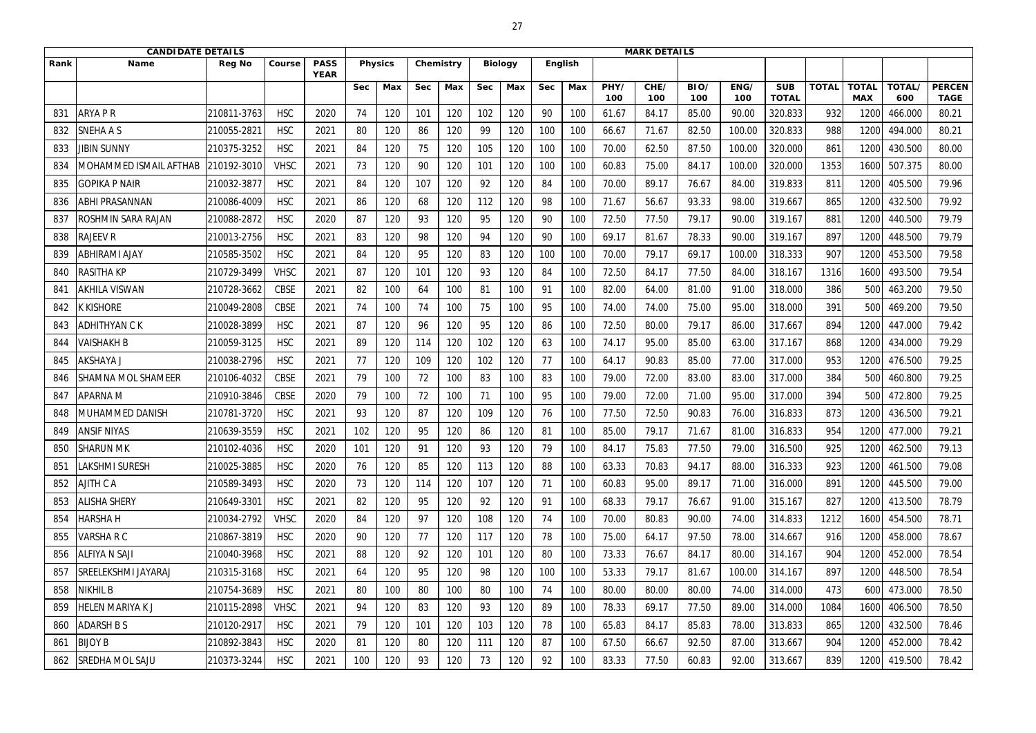| CANDIDATE DETAILS | | | | MARK DETAILS | | | | | | | | | | | | | | | | | | |
|---|---|---|---|---|---|---|---|---|---|---|---|---|---|---|---|---|---|---|---|---|---|---|
| Rank | Name | Reg No | Course | PASS YEAR | Physics | | Chemistry | | Biology | | English | | | | | | | | | | | |
| | | | | | Sec | Max | Sec | Max | Sec | Max | Sec | Max | PHY/ 100 | CHE/ 100 | BIO/ 100 | ENG/ 100 | SUB TOTAL | TOTAL | TOTAL MAX | TOTAL/ 600 | PERCEN TAGE |
| 831 | ARYA P R | 210811-3763 | HSC | 2020 | 74 | 120 | 101 | 120 | 102 | 120 | 90 | 100 | 61.67 | 84.17 | 85.00 | 90.00 | 320.833 | 932 | 1200 | 466.000 | 80.21 |
| 832 | SNEHA A S | 210055-2821 | HSC | 2021 | 80 | 120 | 86 | 120 | 99 | 120 | 100 | 100 | 66.67 | 71.67 | 82.50 | 100.00 | 320.833 | 988 | 1200 | 494.000 | 80.21 |
| 833 | JIBIN SUNNY | 210375-3252 | HSC | 2021 | 84 | 120 | 75 | 120 | 105 | 120 | 100 | 100 | 70.00 | 62.50 | 87.50 | 100.00 | 320.000 | 861 | 1200 | 430.500 | 80.00 |
| 834 | MOHAMMED ISMAIL AFTHAB | 210192-3010 | VHSC | 2021 | 73 | 120 | 90 | 120 | 101 | 120 | 100 | 100 | 60.83 | 75.00 | 84.17 | 100.00 | 320.000 | 1353 | 1600 | 507.375 | 80.00 |
| 835 | GOPIKA P NAIR | 210032-3877 | HSC | 2021 | 84 | 120 | 107 | 120 | 92 | 120 | 84 | 100 | 70.00 | 89.17 | 76.67 | 84.00 | 319.833 | 811 | 1200 | 405.500 | 79.96 |
| 836 | ABHI PRASANNAN | 210086-4009 | HSC | 2021 | 86 | 120 | 68 | 120 | 112 | 120 | 98 | 100 | 71.67 | 56.67 | 93.33 | 98.00 | 319.667 | 865 | 1200 | 432.500 | 79.92 |
| 837 | ROSHMIN SARA RAJAN | 210088-2872 | HSC | 2020 | 87 | 120 | 93 | 120 | 95 | 120 | 90 | 100 | 72.50 | 77.50 | 79.17 | 90.00 | 319.167 | 881 | 1200 | 440.500 | 79.79 |
| 838 | RAJEEV R | 210013-2756 | HSC | 2021 | 83 | 120 | 98 | 120 | 94 | 120 | 90 | 100 | 69.17 | 81.67 | 78.33 | 90.00 | 319.167 | 897 | 1200 | 448.500 | 79.79 |
| 839 | ABHIRAMI AJAY | 210585-3502 | HSC | 2021 | 84 | 120 | 95 | 120 | 83 | 120 | 100 | 100 | 70.00 | 79.17 | 69.17 | 100.00 | 318.333 | 907 | 1200 | 453.500 | 79.58 |
| 840 | RASITHA KP | 210729-3499 | VHSC | 2021 | 87 | 120 | 101 | 120 | 93 | 120 | 84 | 100 | 72.50 | 84.17 | 77.50 | 84.00 | 318.167 | 1316 | 1600 | 493.500 | 79.54 |
| 841 | AKHILA VISWAN | 210728-3662 | CBSE | 2021 | 82 | 100 | 64 | 100 | 81 | 100 | 91 | 100 | 82.00 | 64.00 | 81.00 | 91.00 | 318.000 | 386 | 500 | 463.200 | 79.50 |
| 842 | K KISHORE | 210049-2808 | CBSE | 2021 | 74 | 100 | 74 | 100 | 75 | 100 | 95 | 100 | 74.00 | 74.00 | 75.00 | 95.00 | 318.000 | 391 | 500 | 469.200 | 79.50 |
| 843 | ADHITHYAN C K | 210028-3899 | HSC | 2021 | 87 | 120 | 96 | 120 | 95 | 120 | 86 | 100 | 72.50 | 80.00 | 79.17 | 86.00 | 317.667 | 894 | 1200 | 447.000 | 79.42 |
| 844 | VAISHAKH B | 210059-3125 | HSC | 2021 | 89 | 120 | 114 | 120 | 102 | 120 | 63 | 100 | 74.17 | 95.00 | 85.00 | 63.00 | 317.167 | 868 | 1200 | 434.000 | 79.29 |
| 845 | AKSHAYA J | 210038-2796 | HSC | 2021 | 77 | 120 | 109 | 120 | 102 | 120 | 77 | 100 | 64.17 | 90.83 | 85.00 | 77.00 | 317.000 | 953 | 1200 | 476.500 | 79.25 |
| 846 | SHAMNA MOL SHAMEER | 210106-4032 | CBSE | 2021 | 79 | 100 | 72 | 100 | 83 | 100 | 83 | 100 | 79.00 | 72.00 | 83.00 | 83.00 | 317.000 | 384 | 500 | 460.800 | 79.25 |
| 847 | APARNA M | 210910-3846 | CBSE | 2020 | 79 | 100 | 72 | 100 | 71 | 100 | 95 | 100 | 79.00 | 72.00 | 71.00 | 95.00 | 317.000 | 394 | 500 | 472.800 | 79.25 |
| 848 | MUHAMMED DANISH | 210781-3720 | HSC | 2021 | 93 | 120 | 87 | 120 | 109 | 120 | 76 | 100 | 77.50 | 72.50 | 90.83 | 76.00 | 316.833 | 873 | 1200 | 436.500 | 79.21 |
| 849 | ANSIF NIYAS | 210639-3559 | HSC | 2021 | 102 | 120 | 95 | 120 | 86 | 120 | 81 | 100 | 85.00 | 79.17 | 71.67 | 81.00 | 316.833 | 954 | 1200 | 477.000 | 79.21 |
| 850 | SHARUN M K | 210102-4036 | HSC | 2020 | 101 | 120 | 91 | 120 | 93 | 120 | 79 | 100 | 84.17 | 75.83 | 77.50 | 79.00 | 316.500 | 925 | 1200 | 462.500 | 79.13 |
| 851 | LAKSHMI SURESH | 210025-3885 | HSC | 2020 | 76 | 120 | 85 | 120 | 113 | 120 | 88 | 100 | 63.33 | 70.83 | 94.17 | 88.00 | 316.333 | 923 | 1200 | 461.500 | 79.08 |
| 852 | AJITH C A | 210589-3493 | HSC | 2020 | 73 | 120 | 114 | 120 | 107 | 120 | 71 | 100 | 60.83 | 95.00 | 89.17 | 71.00 | 316.000 | 891 | 1200 | 445.500 | 79.00 |
| 853 | ALISHA SHERY | 210649-3301 | HSC | 2021 | 82 | 120 | 95 | 120 | 92 | 120 | 91 | 100 | 68.33 | 79.17 | 76.67 | 91.00 | 315.167 | 827 | 1200 | 413.500 | 78.79 |
| 854 | HARSHA H | 210034-2792 | VHSC | 2020 | 84 | 120 | 97 | 120 | 108 | 120 | 74 | 100 | 70.00 | 80.83 | 90.00 | 74.00 | 314.833 | 1212 | 1600 | 454.500 | 78.71 |
| 855 | VARSHA R C | 210867-3819 | HSC | 2020 | 90 | 120 | 77 | 120 | 117 | 120 | 78 | 100 | 75.00 | 64.17 | 97.50 | 78.00 | 314.667 | 916 | 1200 | 458.000 | 78.67 |
| 856 | ALFIYA N SAJI | 210040-3968 | HSC | 2021 | 88 | 120 | 92 | 120 | 101 | 120 | 80 | 100 | 73.33 | 76.67 | 84.17 | 80.00 | 314.167 | 904 | 1200 | 452.000 | 78.54 |
| 857 | SREELEKSHMI JAYARAJ | 210315-3168 | HSC | 2021 | 64 | 120 | 95 | 120 | 98 | 120 | 100 | 100 | 53.33 | 79.17 | 81.67 | 100.00 | 314.167 | 897 | 1200 | 448.500 | 78.54 |
| 858 | NIKHIL B | 210754-3689 | HSC | 2021 | 80 | 100 | 80 | 100 | 80 | 100 | 74 | 100 | 80.00 | 80.00 | 80.00 | 74.00 | 314.000 | 473 | 600 | 473.000 | 78.50 |
| 859 | HELEN MARIYA K J | 210115-2898 | VHSC | 2021 | 94 | 120 | 83 | 120 | 93 | 120 | 89 | 100 | 78.33 | 69.17 | 77.50 | 89.00 | 314.000 | 1084 | 1600 | 406.500 | 78.50 |
| 860 | ADARSH B S | 210120-2917 | HSC | 2021 | 79 | 120 | 101 | 120 | 103 | 120 | 78 | 100 | 65.83 | 84.17 | 85.83 | 78.00 | 313.833 | 865 | 1200 | 432.500 | 78.46 |
| 861 | BIJOY B | 210892-3843 | HSC | 2020 | 81 | 120 | 80 | 120 | 111 | 120 | 87 | 100 | 67.50 | 66.67 | 92.50 | 87.00 | 313.667 | 904 | 1200 | 452.000 | 78.42 |
| 862 | SREDHA MOL SAJU | 210373-3244 | HSC | 2021 | 100 | 120 | 93 | 120 | 73 | 120 | 92 | 100 | 83.33 | 77.50 | 60.83 | 92.00 | 313.667 | 839 | 1200 | 419.500 | 78.42 |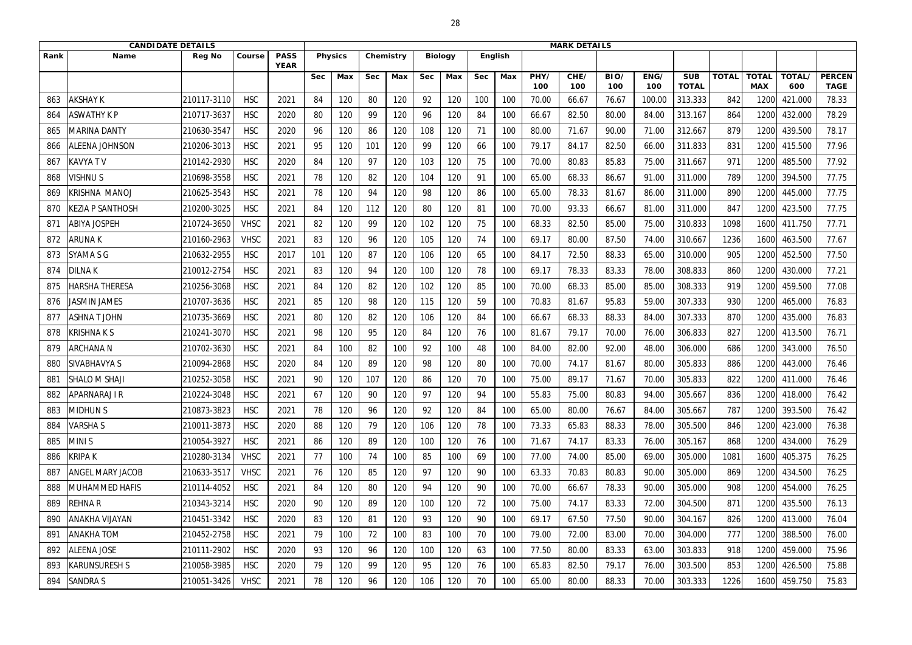| CANDIDATE DETAILS | | | | | MARK DETAILS | | | | | | | | | | | | | | | | | | | |
|---|---|---|---|---|---|---|---|---|---|---|---|---|---|---|---|---|---|---|---|---|---|---|---|---|
| Rank | Name | Reg No | Course | PASS YEAR | Physics | | Chemistry | | Biology | | English | | | | | | | | | | | |
| | | | | | Sec | Max | Sec | Max | Sec | Max | Sec | Max | PHY/ 100 | CHE/ 100 | BIO/ 100 | ENG/ 100 | SUB TOTAL | TOTAL | TOTAL MAX | TOTAL/ 600 | PERCENTAGE |
| 863 | AKSHAY K | 210117-3110 | HSC | 2021 | 84 | 120 | 80 | 120 | 92 | 120 | 100 | 100 | 70.00 | 66.67 | 76.67 | 100.00 | 313.333 | 842 | 1200 | 421.000 | 78.33 |
| 864 | ASWATHY K P | 210717-3637 | HSC | 2020 | 80 | 120 | 99 | 120 | 96 | 120 | 84 | 100 | 66.67 | 82.50 | 80.00 | 84.00 | 313.167 | 864 | 1200 | 432.000 | 78.29 |
| 865 | MARINA DANTY | 210630-3547 | HSC | 2020 | 96 | 120 | 86 | 120 | 108 | 120 | 71 | 100 | 80.00 | 71.67 | 90.00 | 71.00 | 312.667 | 879 | 1200 | 439.500 | 78.17 |
| 866 | ALEENA JOHNSON | 210206-3013 | HSC | 2021 | 95 | 120 | 101 | 120 | 99 | 120 | 66 | 100 | 79.17 | 84.17 | 82.50 | 66.00 | 311.833 | 831 | 1200 | 415.500 | 77.96 |
| 867 | KAVYA T V | 210142-2930 | HSC | 2020 | 84 | 120 | 97 | 120 | 103 | 120 | 75 | 100 | 70.00 | 80.83 | 85.83 | 75.00 | 311.667 | 971 | 1200 | 485.500 | 77.92 |
| 868 | VISHNU S | 210698-3558 | HSC | 2021 | 78 | 120 | 82 | 120 | 104 | 120 | 91 | 100 | 65.00 | 68.33 | 86.67 | 91.00 | 311.000 | 789 | 1200 | 394.500 | 77.75 |
| 869 | KRISHNA MANOJ | 210625-3543 | HSC | 2021 | 78 | 120 | 94 | 120 | 98 | 120 | 86 | 100 | 65.00 | 78.33 | 81.67 | 86.00 | 311.000 | 890 | 1200 | 445.000 | 77.75 |
| 870 | KEZIA P SANTHOSH | 210200-3025 | HSC | 2021 | 84 | 120 | 112 | 120 | 80 | 120 | 81 | 100 | 70.00 | 93.33 | 66.67 | 81.00 | 311.000 | 847 | 1200 | 423.500 | 77.75 |
| 871 | ABIYA JOSPEH | 210724-3650 | VHSC | 2021 | 82 | 120 | 99 | 120 | 102 | 120 | 75 | 100 | 68.33 | 82.50 | 85.00 | 75.00 | 310.833 | 1098 | 1600 | 411.750 | 77.71 |
| 872 | ARUNA K | 210160-2963 | VHSC | 2021 | 83 | 120 | 96 | 120 | 105 | 120 | 74 | 100 | 69.17 | 80.00 | 87.50 | 74.00 | 310.667 | 1236 | 1600 | 463.500 | 77.67 |
| 873 | SYAMA S G | 210632-2955 | HSC | 2017 | 101 | 120 | 87 | 120 | 106 | 120 | 65 | 100 | 84.17 | 72.50 | 88.33 | 65.00 | 310.000 | 905 | 1200 | 452.500 | 77.50 |
| 874 | DILNA K | 210012-2754 | HSC | 2021 | 83 | 120 | 94 | 120 | 100 | 120 | 78 | 100 | 69.17 | 78.33 | 83.33 | 78.00 | 308.833 | 860 | 1200 | 430.000 | 77.21 |
| 875 | HARSHA THERESA | 210256-3068 | HSC | 2021 | 84 | 120 | 82 | 120 | 102 | 120 | 85 | 100 | 70.00 | 68.33 | 85.00 | 85.00 | 308.333 | 919 | 1200 | 459.500 | 77.08 |
| 876 | JASMIN JAMES | 210707-3636 | HSC | 2021 | 85 | 120 | 98 | 120 | 115 | 120 | 59 | 100 | 70.83 | 81.67 | 95.83 | 59.00 | 307.333 | 930 | 1200 | 465.000 | 76.83 |
| 877 | ASHNA T JOHN | 210735-3669 | HSC | 2021 | 80 | 120 | 82 | 120 | 106 | 120 | 84 | 100 | 66.67 | 68.33 | 88.33 | 84.00 | 307.333 | 870 | 1200 | 435.000 | 76.83 |
| 878 | KRISHNA K S | 210241-3070 | HSC | 2021 | 98 | 120 | 95 | 120 | 84 | 120 | 76 | 100 | 81.67 | 79.17 | 70.00 | 76.00 | 306.833 | 827 | 1200 | 413.500 | 76.71 |
| 879 | ARCHANA N | 210702-3630 | HSC | 2021 | 84 | 100 | 82 | 100 | 92 | 100 | 48 | 100 | 84.00 | 82.00 | 92.00 | 48.00 | 306.000 | 686 | 1200 | 343.000 | 76.50 |
| 880 | SIVABHAVYA S | 210094-2868 | HSC | 2020 | 84 | 120 | 89 | 120 | 98 | 120 | 80 | 100 | 70.00 | 74.17 | 81.67 | 80.00 | 305.833 | 886 | 1200 | 443.000 | 76.46 |
| 881 | SHALO M SHAJI | 210252-3058 | HSC | 2021 | 90 | 120 | 107 | 120 | 86 | 120 | 70 | 100 | 75.00 | 89.17 | 71.67 | 70.00 | 305.833 | 822 | 1200 | 411.000 | 76.46 |
| 882 | APARNARAJ I R | 210224-3048 | HSC | 2021 | 67 | 120 | 90 | 120 | 97 | 120 | 94 | 100 | 55.83 | 75.00 | 80.83 | 94.00 | 305.667 | 836 | 1200 | 418.000 | 76.42 |
| 883 | MIDHUN S | 210873-3823 | HSC | 2021 | 78 | 120 | 96 | 120 | 92 | 120 | 84 | 100 | 65.00 | 80.00 | 76.67 | 84.00 | 305.667 | 787 | 1200 | 393.500 | 76.42 |
| 884 | VARSHA S | 210011-3873 | HSC | 2020 | 88 | 120 | 79 | 120 | 106 | 120 | 78 | 100 | 73.33 | 65.83 | 88.33 | 78.00 | 305.500 | 846 | 1200 | 423.000 | 76.38 |
| 885 | MINI S | 210054-3927 | HSC | 2021 | 86 | 120 | 89 | 120 | 100 | 120 | 76 | 100 | 71.67 | 74.17 | 83.33 | 76.00 | 305.167 | 868 | 1200 | 434.000 | 76.29 |
| 886 | KRIPA K | 210280-3134 | VHSC | 2021 | 77 | 100 | 74 | 100 | 85 | 100 | 69 | 100 | 77.00 | 74.00 | 85.00 | 69.00 | 305.000 | 1081 | 1600 | 405.375 | 76.25 |
| 887 | ANGEL MARY JACOB | 210633-3517 | VHSC | 2021 | 76 | 120 | 85 | 120 | 97 | 120 | 90 | 100 | 63.33 | 70.83 | 80.83 | 90.00 | 305.000 | 869 | 1200 | 434.500 | 76.25 |
| 888 | MUHAMMED HAFIS | 210114-4052 | HSC | 2021 | 84 | 120 | 80 | 120 | 94 | 120 | 90 | 100 | 70.00 | 66.67 | 78.33 | 90.00 | 305.000 | 908 | 1200 | 454.000 | 76.25 |
| 889 | REHNA R | 210343-3214 | HSC | 2020 | 90 | 120 | 89 | 120 | 100 | 120 | 72 | 100 | 75.00 | 74.17 | 83.33 | 72.00 | 304.500 | 871 | 1200 | 435.500 | 76.13 |
| 890 | ANAKHA VIJAYAN | 210451-3342 | HSC | 2020 | 83 | 120 | 81 | 120 | 93 | 120 | 90 | 100 | 69.17 | 67.50 | 77.50 | 90.00 | 304.167 | 826 | 1200 | 413.000 | 76.04 |
| 891 | ANAKHA TOM | 210452-2758 | HSC | 2021 | 79 | 100 | 72 | 100 | 83 | 100 | 70 | 100 | 79.00 | 72.00 | 83.00 | 70.00 | 304.000 | 777 | 1200 | 388.500 | 76.00 |
| 892 | ALEENA JOSE | 210111-2902 | HSC | 2020 | 93 | 120 | 96 | 120 | 100 | 120 | 63 | 100 | 77.50 | 80.00 | 83.33 | 63.00 | 303.833 | 918 | 1200 | 459.000 | 75.96 |
| 893 | KARUNSURESH S | 210058-3985 | HSC | 2020 | 79 | 120 | 99 | 120 | 95 | 120 | 76 | 100 | 65.83 | 82.50 | 79.17 | 76.00 | 303.500 | 853 | 1200 | 426.500 | 75.88 |
| 894 | SANDRA S | 210051-3426 | VHSC | 2021 | 78 | 120 | 96 | 120 | 106 | 120 | 70 | 100 | 65.00 | 80.00 | 88.33 | 70.00 | 303.333 | 1226 | 1600 | 459.750 | 75.83 |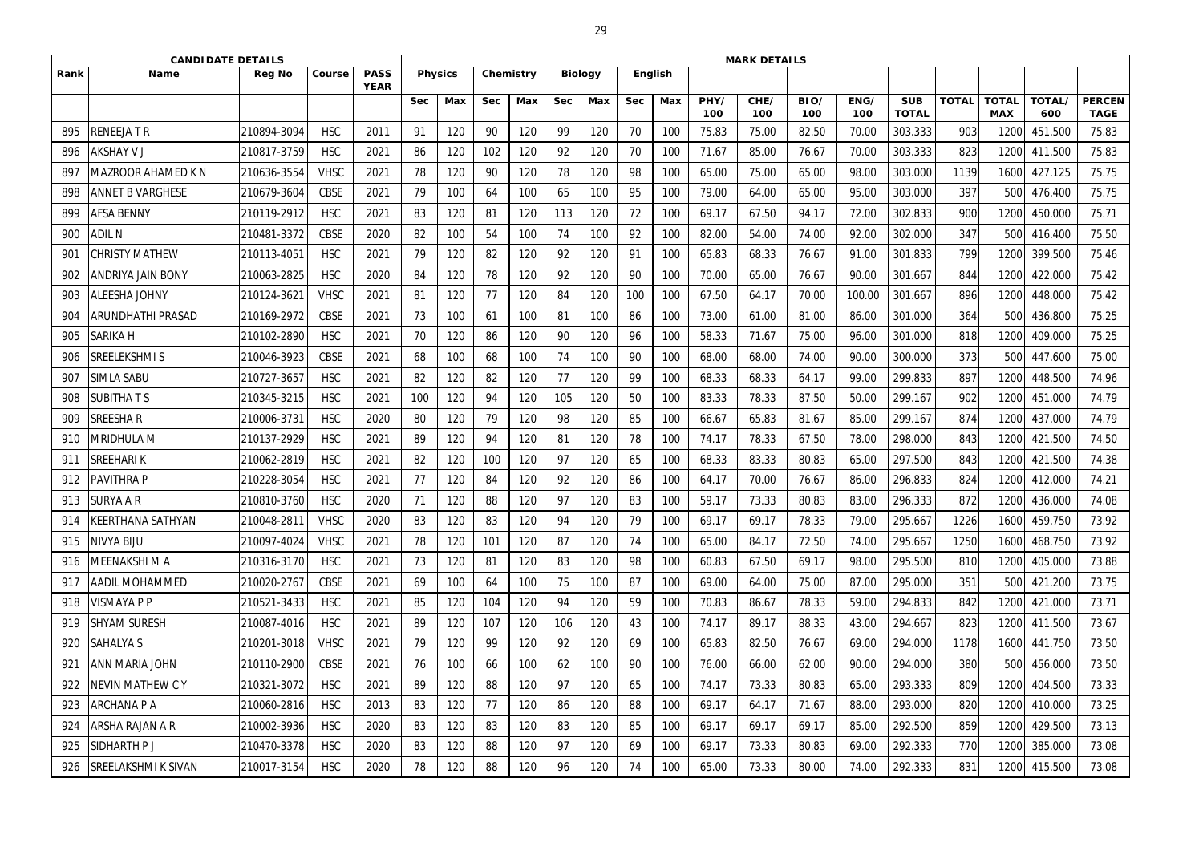| CANDIDATE DETAILS | | | | | MARK DETAILS | | | | | | | | | | | | | | | | | | |
|---|---|---|---|---|---|---|---|---|---|---|---|---|---|---|---|---|---|---|---|---|---|---|---|
| Rank | Name | Reg No | Course | PASS YEAR | Physics | | Chemistry | | Biology | | English | | | | | | | | | | | |
| | | | | | Sec | Max | Sec | Max | Sec | Max | Sec | Max | PHY/ 100 | CHE/ 100 | BIO/ 100 | ENG/ 100 | SUB TOTAL | TOTAL | TOTAL MAX | TOTAL/ 600 | PERCEN TAGE |
| 895 | RENEEJA T R | 210894-3094 | HSC | 2011 | 91 | 120 | 90 | 120 | 99 | 120 | 70 | 100 | 75.83 | 75.00 | 82.50 | 70.00 | 303.333 | 903 | 1200 | 451.500 | 75.83 |
| 896 | AKSHAY V J | 210817-3759 | HSC | 2021 | 86 | 120 | 102 | 120 | 92 | 120 | 70 | 100 | 71.67 | 85.00 | 76.67 | 70.00 | 303.333 | 823 | 1200 | 411.500 | 75.83 |
| 897 | MAZROOR AHAMED K N | 210636-3554 | VHSC | 2021 | 78 | 120 | 90 | 120 | 78 | 120 | 98 | 100 | 65.00 | 75.00 | 65.00 | 98.00 | 303.000 | 1139 | 1600 | 427.125 | 75.75 |
| 898 | ANNET B VARGHESE | 210679-3604 | CBSE | 2021 | 79 | 100 | 64 | 100 | 65 | 100 | 95 | 100 | 79.00 | 64.00 | 65.00 | 95.00 | 303.000 | 397 | 500 | 476.400 | 75.75 |
| 899 | AFSA BENNY | 210119-2912 | HSC | 2021 | 83 | 120 | 81 | 120 | 113 | 120 | 72 | 100 | 69.17 | 67.50 | 94.17 | 72.00 | 302.833 | 900 | 1200 | 450.000 | 75.71 |
| 900 | ADIL N | 210481-3372 | CBSE | 2020 | 82 | 100 | 54 | 100 | 74 | 100 | 92 | 100 | 82.00 | 54.00 | 74.00 | 92.00 | 302.000 | 347 | 500 | 416.400 | 75.50 |
| 901 | CHRISTY MATHEW | 210113-4051 | HSC | 2021 | 79 | 120 | 82 | 120 | 92 | 120 | 91 | 100 | 65.83 | 68.33 | 76.67 | 91.00 | 301.833 | 799 | 1200 | 399.500 | 75.46 |
| 902 | ANDRIYA JAIN BONY | 210063-2825 | HSC | 2020 | 84 | 120 | 78 | 120 | 92 | 120 | 90 | 100 | 70.00 | 65.00 | 76.67 | 90.00 | 301.667 | 844 | 1200 | 422.000 | 75.42 |
| 903 | ALEESHA JOHNY | 210124-3621 | VHSC | 2021 | 81 | 120 | 77 | 120 | 84 | 120 | 100 | 100 | 67.50 | 64.17 | 70.00 | 100.00 | 301.667 | 896 | 1200 | 448.000 | 75.42 |
| 904 | ARUNDHATHI PRASAD | 210169-2972 | CBSE | 2021 | 73 | 100 | 61 | 100 | 81 | 100 | 86 | 100 | 73.00 | 61.00 | 81.00 | 86.00 | 301.000 | 364 | 500 | 436.800 | 75.25 |
| 905 | SARIKA H | 210102-2890 | HSC | 2021 | 70 | 120 | 86 | 120 | 90 | 120 | 96 | 100 | 58.33 | 71.67 | 75.00 | 96.00 | 301.000 | 818 | 1200 | 409.000 | 75.25 |
| 906 | SREELEKSHMI S | 210046-3923 | CBSE | 2021 | 68 | 100 | 68 | 100 | 74 | 100 | 90 | 100 | 68.00 | 68.00 | 74.00 | 90.00 | 300.000 | 373 | 500 | 447.600 | 75.00 |
| 907 | SIMLA SABU | 210727-3657 | HSC | 2021 | 82 | 120 | 82 | 120 | 77 | 120 | 99 | 100 | 68.33 | 68.33 | 64.17 | 99.00 | 299.833 | 897 | 1200 | 448.500 | 74.96 |
| 908 | SUBITHA T S | 210345-3215 | HSC | 2021 | 100 | 120 | 94 | 120 | 105 | 120 | 50 | 100 | 83.33 | 78.33 | 87.50 | 50.00 | 299.167 | 902 | 1200 | 451.000 | 74.79 |
| 909 | SREESHA R | 210006-3731 | HSC | 2020 | 80 | 120 | 79 | 120 | 98 | 120 | 85 | 100 | 66.67 | 65.83 | 81.67 | 85.00 | 299.167 | 874 | 1200 | 437.000 | 74.79 |
| 910 | MRIDHULA M | 210137-2929 | HSC | 2021 | 89 | 120 | 94 | 120 | 81 | 120 | 78 | 100 | 74.17 | 78.33 | 67.50 | 78.00 | 298.000 | 843 | 1200 | 421.500 | 74.50 |
| 911 | SREEHARI K | 210062-2819 | HSC | 2021 | 82 | 120 | 100 | 120 | 97 | 120 | 65 | 100 | 68.33 | 83.33 | 80.83 | 65.00 | 297.500 | 843 | 1200 | 421.500 | 74.38 |
| 912 | PAVITHRA P | 210228-3054 | HSC | 2021 | 77 | 120 | 84 | 120 | 92 | 120 | 86 | 100 | 64.17 | 70.00 | 76.67 | 86.00 | 296.833 | 824 | 1200 | 412.000 | 74.21 |
| 913 | SURYA A R | 210810-3760 | HSC | 2020 | 71 | 120 | 88 | 120 | 97 | 120 | 83 | 100 | 59.17 | 73.33 | 80.83 | 83.00 | 296.333 | 872 | 1200 | 436.000 | 74.08 |
| 914 | KEERTHANA SATHYAN | 210048-2811 | VHSC | 2020 | 83 | 120 | 83 | 120 | 94 | 120 | 79 | 100 | 69.17 | 69.17 | 78.33 | 79.00 | 295.667 | 1226 | 1600 | 459.750 | 73.92 |
| 915 | NIVYA BIJU | 210097-4024 | VHSC | 2021 | 78 | 120 | 101 | 120 | 87 | 120 | 74 | 100 | 65.00 | 84.17 | 72.50 | 74.00 | 295.667 | 1250 | 1600 | 468.750 | 73.92 |
| 916 | MEENAKSHI M A | 210316-3170 | HSC | 2021 | 73 | 120 | 81 | 120 | 83 | 120 | 98 | 100 | 60.83 | 67.50 | 69.17 | 98.00 | 295.500 | 810 | 1200 | 405.000 | 73.88 |
| 917 | AADIL MOHAMMED | 210020-2767 | CBSE | 2021 | 69 | 100 | 64 | 100 | 75 | 100 | 87 | 100 | 69.00 | 64.00 | 75.00 | 87.00 | 295.000 | 351 | 500 | 421.200 | 73.75 |
| 918 | VISMAYA P P | 210521-3433 | HSC | 2021 | 85 | 120 | 104 | 120 | 94 | 120 | 59 | 100 | 70.83 | 86.67 | 78.33 | 59.00 | 294.833 | 842 | 1200 | 421.000 | 73.71 |
| 919 | SHYAM SURESH | 210087-4016 | HSC | 2021 | 89 | 120 | 107 | 120 | 106 | 120 | 43 | 100 | 74.17 | 89.17 | 88.33 | 43.00 | 294.667 | 823 | 1200 | 411.500 | 73.67 |
| 920 | SAHALYA S | 210201-3018 | VHSC | 2021 | 79 | 120 | 99 | 120 | 92 | 120 | 69 | 100 | 65.83 | 82.50 | 76.67 | 69.00 | 294.000 | 1178 | 1600 | 441.750 | 73.50 |
| 921 | ANN MARIA JOHN | 210110-2900 | CBSE | 2021 | 76 | 100 | 66 | 100 | 62 | 100 | 90 | 100 | 76.00 | 66.00 | 62.00 | 90.00 | 294.000 | 380 | 500 | 456.000 | 73.50 |
| 922 | NEVIN MATHEW C Y | 210321-3072 | HSC | 2021 | 89 | 120 | 88 | 120 | 97 | 120 | 65 | 100 | 74.17 | 73.33 | 80.83 | 65.00 | 293.333 | 809 | 1200 | 404.500 | 73.33 |
| 923 | ARCHANA P A | 210060-2816 | HSC | 2013 | 83 | 120 | 77 | 120 | 86 | 120 | 88 | 100 | 69.17 | 64.17 | 71.67 | 88.00 | 293.000 | 820 | 1200 | 410.000 | 73.25 |
| 924 | ARSHA RAJAN A R | 210002-3936 | HSC | 2020 | 83 | 120 | 83 | 120 | 83 | 120 | 85 | 100 | 69.17 | 69.17 | 69.17 | 85.00 | 292.500 | 859 | 1200 | 429.500 | 73.13 |
| 925 | SIDHARTH P J | 210470-3378 | HSC | 2020 | 83 | 120 | 88 | 120 | 97 | 120 | 69 | 100 | 69.17 | 73.33 | 80.83 | 69.00 | 292.333 | 770 | 1200 | 385.000 | 73.08 |
| 926 | SREELAKSHMI K SIVAN | 210017-3154 | HSC | 2020 | 78 | 120 | 88 | 120 | 96 | 120 | 74 | 100 | 65.00 | 73.33 | 80.00 | 74.00 | 292.333 | 831 | 1200 | 415.500 | 73.08 |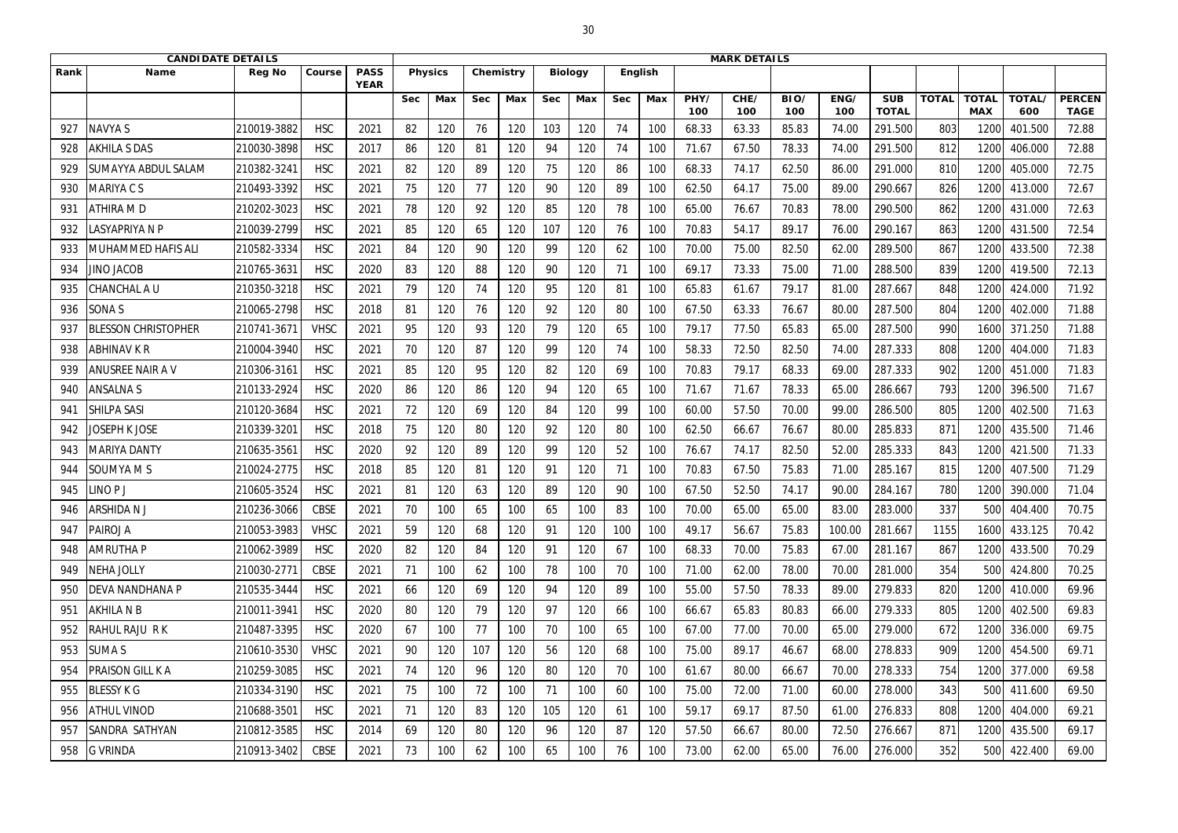| CANDIDATE DETAILS | | | | MARK DETAILS | | | | | | | | | | | | | | | | | | | |
|---|---|---|---|---|---|---|---|---|---|---|---|---|---|---|---|---|---|---|---|---|---|---|---|
| Rank | Name | Reg No | Course | PASS YEAR | Physics | | Chemistry | | Biology | | English | | | | | | | | | | | |
| | | | | | Sec | Max | Sec | Max | Sec | Max | Sec | Max | PHY/ 100 | CHE/ 100 | BIO/ 100 | ENG/ 100 | SUB TOTAL | TOTAL | TOTAL MAX | TOTAL/ 600 | PERCEN TAGE |
| 927 | NAVYA S | 210019-3882 | HSC | 2021 | 82 | 120 | 76 | 120 | 103 | 120 | 74 | 100 | 68.33 | 63.33 | 85.83 | 74.00 | 291.500 | 803 | 1200 | 401.500 | 72.88 |
| 928 | AKHILA S DAS | 210030-3898 | HSC | 2017 | 86 | 120 | 81 | 120 | 94 | 120 | 74 | 100 | 71.67 | 67.50 | 78.33 | 74.00 | 291.500 | 812 | 1200 | 406.000 | 72.88 |
| 929 | SUMAYYA ABDUL SALAM | 210382-3241 | HSC | 2021 | 82 | 120 | 89 | 120 | 75 | 120 | 86 | 100 | 68.33 | 74.17 | 62.50 | 86.00 | 291.000 | 810 | 1200 | 405.000 | 72.75 |
| 930 | MARIYA C S | 210493-3392 | HSC | 2021 | 75 | 120 | 77 | 120 | 90 | 120 | 89 | 100 | 62.50 | 64.17 | 75.00 | 89.00 | 290.667 | 826 | 1200 | 413.000 | 72.67 |
| 931 | ATHIRA M D | 210202-3023 | HSC | 2021 | 78 | 120 | 92 | 120 | 85 | 120 | 78 | 100 | 65.00 | 76.67 | 70.83 | 78.00 | 290.500 | 862 | 1200 | 431.000 | 72.63 |
| 932 | LASYAPRIYA N P | 210039-2799 | HSC | 2021 | 85 | 120 | 65 | 120 | 107 | 120 | 76 | 100 | 70.83 | 54.17 | 89.17 | 76.00 | 290.167 | 863 | 1200 | 431.500 | 72.54 |
| 933 | MUHAMMED HAFIS ALI | 210582-3334 | HSC | 2021 | 84 | 120 | 90 | 120 | 99 | 120 | 62 | 100 | 70.00 | 75.00 | 82.50 | 62.00 | 289.500 | 867 | 1200 | 433.500 | 72.38 |
| 934 | JINO JACOB | 210765-3631 | HSC | 2020 | 83 | 120 | 88 | 120 | 90 | 120 | 71 | 100 | 69.17 | 73.33 | 75.00 | 71.00 | 288.500 | 839 | 1200 | 419.500 | 72.13 |
| 935 | CHANCHAL A U | 210350-3218 | HSC | 2021 | 79 | 120 | 74 | 120 | 95 | 120 | 81 | 100 | 65.83 | 61.67 | 79.17 | 81.00 | 287.667 | 848 | 1200 | 424.000 | 71.92 |
| 936 | SONA S | 210065-2798 | HSC | 2018 | 81 | 120 | 76 | 120 | 92 | 120 | 80 | 100 | 67.50 | 63.33 | 76.67 | 80.00 | 287.500 | 804 | 1200 | 402.000 | 71.88 |
| 937 | BLESSON CHRISTOPHER | 210741-3671 | VHSC | 2021 | 95 | 120 | 93 | 120 | 79 | 120 | 65 | 100 | 79.17 | 77.50 | 65.83 | 65.00 | 287.500 | 990 | 1600 | 371.250 | 71.88 |
| 938 | ABHINAV K R | 210004-3940 | HSC | 2021 | 70 | 120 | 87 | 120 | 99 | 120 | 74 | 100 | 58.33 | 72.50 | 82.50 | 74.00 | 287.333 | 808 | 1200 | 404.000 | 71.83 |
| 939 | ANUSREE NAIR A V | 210306-3161 | HSC | 2021 | 85 | 120 | 95 | 120 | 82 | 120 | 69 | 100 | 70.83 | 79.17 | 68.33 | 69.00 | 287.333 | 902 | 1200 | 451.000 | 71.83 |
| 940 | ANSALNA S | 210133-2924 | HSC | 2020 | 86 | 120 | 86 | 120 | 94 | 120 | 65 | 100 | 71.67 | 71.67 | 78.33 | 65.00 | 286.667 | 793 | 1200 | 396.500 | 71.67 |
| 941 | SHILPA SASI | 210120-3684 | HSC | 2021 | 72 | 120 | 69 | 120 | 84 | 120 | 99 | 100 | 60.00 | 57.50 | 70.00 | 99.00 | 286.500 | 805 | 1200 | 402.500 | 71.63 |
| 942 | JOSEPH K JOSE | 210339-3201 | HSC | 2018 | 75 | 120 | 80 | 120 | 92 | 120 | 80 | 100 | 62.50 | 66.67 | 76.67 | 80.00 | 285.833 | 871 | 1200 | 435.500 | 71.46 |
| 943 | MARIYA DANTY | 210635-3561 | HSC | 2020 | 92 | 120 | 89 | 120 | 99 | 120 | 52 | 100 | 76.67 | 74.17 | 82.50 | 52.00 | 285.333 | 843 | 1200 | 421.500 | 71.33 |
| 944 | SOUMYA M S | 210024-2775 | HSC | 2018 | 85 | 120 | 81 | 120 | 91 | 120 | 71 | 100 | 70.83 | 67.50 | 75.83 | 71.00 | 285.167 | 815 | 1200 | 407.500 | 71.29 |
| 945 | LINO P J | 210605-3524 | HSC | 2021 | 81 | 120 | 63 | 120 | 89 | 120 | 90 | 100 | 67.50 | 52.50 | 74.17 | 90.00 | 284.167 | 780 | 1200 | 390.000 | 71.04 |
| 946 | ARSHIDA N J | 210236-3066 | CBSE | 2021 | 70 | 100 | 65 | 100 | 65 | 100 | 83 | 100 | 70.00 | 65.00 | 65.00 | 83.00 | 283.000 | 337 | 500 | 404.400 | 70.75 |
| 947 | PAIROJ A | 210053-3983 | VHSC | 2021 | 59 | 120 | 68 | 120 | 91 | 120 | 100 | 100 | 49.17 | 56.67 | 75.83 | 100.00 | 281.667 | 1155 | 1600 | 433.125 | 70.42 |
| 948 | AMRUTHA P | 210062-3989 | HSC | 2020 | 82 | 120 | 84 | 120 | 91 | 120 | 67 | 100 | 68.33 | 70.00 | 75.83 | 67.00 | 281.167 | 867 | 1200 | 433.500 | 70.29 |
| 949 | NEHA JOLLY | 210030-2771 | CBSE | 2021 | 71 | 100 | 62 | 100 | 78 | 100 | 70 | 100 | 71.00 | 62.00 | 78.00 | 70.00 | 281.000 | 354 | 500 | 424.800 | 70.25 |
| 950 | DEVA NANDHANA P | 210535-3444 | HSC | 2021 | 66 | 120 | 69 | 120 | 94 | 120 | 89 | 100 | 55.00 | 57.50 | 78.33 | 89.00 | 279.833 | 820 | 1200 | 410.000 | 69.96 |
| 951 | AKHILA N B | 210011-3941 | HSC | 2020 | 80 | 120 | 79 | 120 | 97 | 120 | 66 | 100 | 66.67 | 65.83 | 80.83 | 66.00 | 279.333 | 805 | 1200 | 402.500 | 69.83 |
| 952 | RAHUL RAJU R K | 210487-3395 | HSC | 2020 | 67 | 100 | 77 | 100 | 70 | 100 | 65 | 100 | 67.00 | 77.00 | 70.00 | 65.00 | 279.000 | 672 | 1200 | 336.000 | 69.75 |
| 953 | SUMA S | 210610-3530 | VHSC | 2021 | 90 | 120 | 107 | 120 | 56 | 120 | 68 | 100 | 75.00 | 89.17 | 46.67 | 68.00 | 278.833 | 909 | 1200 | 454.500 | 69.71 |
| 954 | PRAISON GILL K A | 210259-3085 | HSC | 2021 | 74 | 120 | 96 | 120 | 80 | 120 | 70 | 100 | 61.67 | 80.00 | 66.67 | 70.00 | 278.333 | 754 | 1200 | 377.000 | 69.58 |
| 955 | BLESSY K G | 210334-3190 | HSC | 2021 | 75 | 100 | 72 | 100 | 71 | 100 | 60 | 100 | 75.00 | 72.00 | 71.00 | 60.00 | 278.000 | 343 | 500 | 411.600 | 69.50 |
| 956 | ATHUL VINOD | 210688-3501 | HSC | 2021 | 71 | 120 | 83 | 120 | 105 | 120 | 61 | 100 | 59.17 | 69.17 | 87.50 | 61.00 | 276.833 | 808 | 1200 | 404.000 | 69.21 |
| 957 | SANDRA SATHYAN | 210812-3585 | HSC | 2014 | 69 | 120 | 80 | 120 | 96 | 120 | 87 | 120 | 57.50 | 66.67 | 80.00 | 72.50 | 276.667 | 871 | 1200 | 435.500 | 69.17 |
| 958 | G VRINDA | 210913-3402 | CBSE | 2021 | 73 | 100 | 62 | 100 | 65 | 100 | 76 | 100 | 73.00 | 62.00 | 65.00 | 76.00 | 276.000 | 352 | 500 | 422.400 | 69.00 |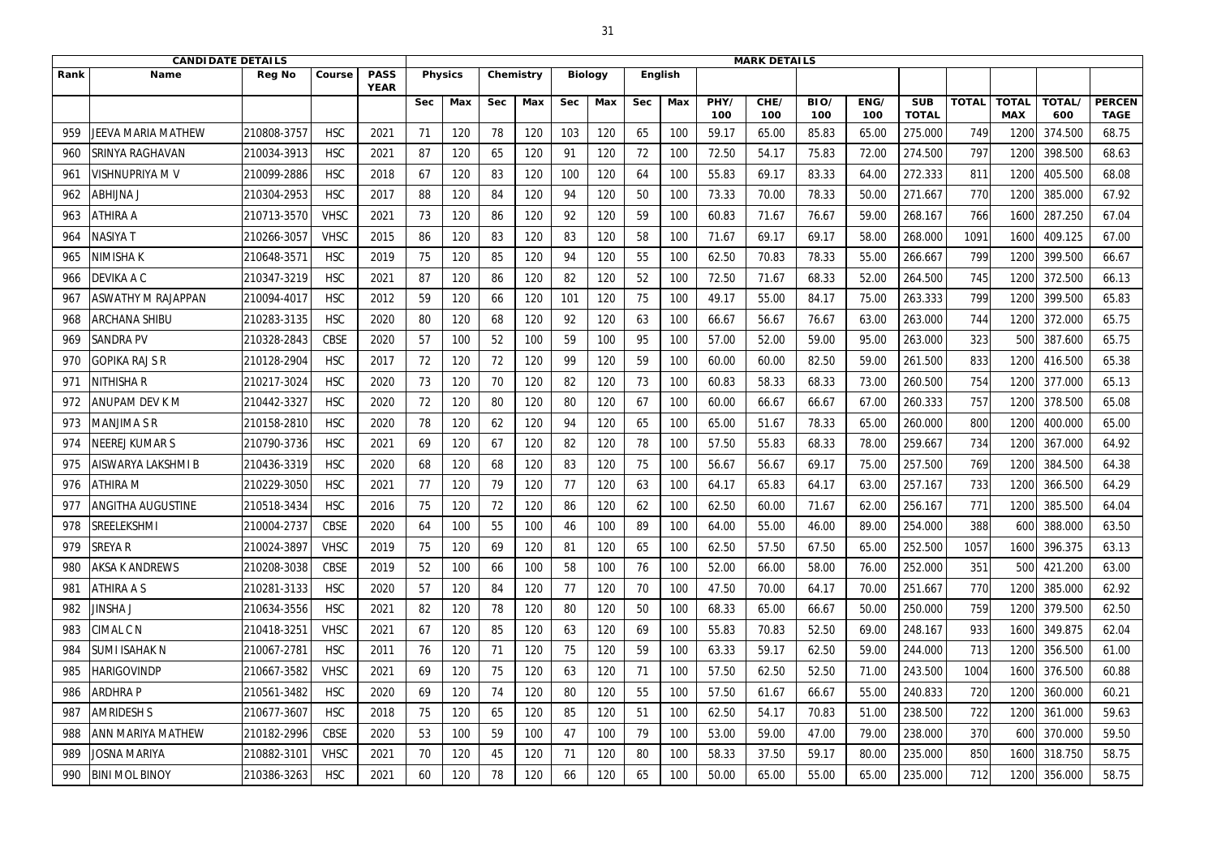| CANDIDATE DETAILS | | | | | MARK DETAILS | | | | | | | | | | | | | | | | | | |
|---|---|---|---|---|---|---|---|---|---|---|---|---|---|---|---|---|---|---|---|---|---|---|---|
| Rank | Name | Reg No | Course | PASS YEAR | Physics | | Chemistry | | Biology | | English | | | | | | | | | | |
| | | | | | Sec | Max | Sec | Max | Sec | Max | Sec | Max | PHY/ 100 | CHE/ 100 | BIO/ 100 | ENG/ 100 | SUB TOTAL | TOTAL | TOTAL MAX | TOTAL/ 600 | PERCENTAGE |
| 959 | JEEVA MARIA MATHEW | 210808-3757 | HSC | 2021 | 71 | 120 | 78 | 120 | 103 | 120 | 65 | 100 | 59.17 | 65.00 | 85.83 | 65.00 | 275.000 | 749 | 1200 | 374.500 | 68.75 |
| 960 | SRINYA RAGHAVAN | 210034-3913 | HSC | 2021 | 87 | 120 | 65 | 120 | 91 | 120 | 72 | 100 | 72.50 | 54.17 | 75.83 | 72.00 | 274.500 | 797 | 1200 | 398.500 | 68.63 |
| 961 | VISHNUPRIYA M V | 210099-2886 | HSC | 2018 | 67 | 120 | 83 | 120 | 100 | 120 | 64 | 100 | 55.83 | 69.17 | 83.33 | 64.00 | 272.333 | 811 | 1200 | 405.500 | 68.08 |
| 962 | ABHIJNA J | 210304-2953 | HSC | 2017 | 88 | 120 | 84 | 120 | 94 | 120 | 50 | 100 | 73.33 | 70.00 | 78.33 | 50.00 | 271.667 | 770 | 1200 | 385.000 | 67.92 |
| 963 | ATHIRA A | 210713-3570 | VHSC | 2021 | 73 | 120 | 86 | 120 | 92 | 120 | 59 | 100 | 60.83 | 71.67 | 76.67 | 59.00 | 268.167 | 766 | 1600 | 287.250 | 67.04 |
| 964 | NASIYA T | 210266-3057 | VHSC | 2015 | 86 | 120 | 83 | 120 | 83 | 120 | 58 | 100 | 71.67 | 69.17 | 69.17 | 58.00 | 268.000 | 1091 | 1600 | 409.125 | 67.00 |
| 965 | NIMISHA K | 210648-3571 | HSC | 2019 | 75 | 120 | 85 | 120 | 94 | 120 | 55 | 100 | 62.50 | 70.83 | 78.33 | 55.00 | 266.667 | 799 | 1200 | 399.500 | 66.67 |
| 966 | DEVIKA A C | 210347-3219 | HSC | 2021 | 87 | 120 | 86 | 120 | 82 | 120 | 52 | 100 | 72.50 | 71.67 | 68.33 | 52.00 | 264.500 | 745 | 1200 | 372.500 | 66.13 |
| 967 | ASWATHY M RAJAPPAN | 210094-4017 | HSC | 2012 | 59 | 120 | 66 | 120 | 101 | 120 | 75 | 100 | 49.17 | 55.00 | 84.17 | 75.00 | 263.333 | 799 | 1200 | 399.500 | 65.83 |
| 968 | ARCHANA SHIBU | 210283-3135 | HSC | 2020 | 80 | 120 | 68 | 120 | 92 | 120 | 63 | 100 | 66.67 | 56.67 | 76.67 | 63.00 | 263.000 | 744 | 1200 | 372.000 | 65.75 |
| 969 | SANDRA PV | 210328-2843 | CBSE | 2020 | 57 | 100 | 52 | 100 | 59 | 100 | 95 | 100 | 57.00 | 52.00 | 59.00 | 95.00 | 263.000 | 323 | 500 | 387.600 | 65.75 |
| 970 | GOPIKA RAJ S R | 210128-2904 | HSC | 2017 | 72 | 120 | 72 | 120 | 99 | 120 | 59 | 100 | 60.00 | 60.00 | 82.50 | 59.00 | 261.500 | 833 | 1200 | 416.500 | 65.38 |
| 971 | NITHISHA R | 210217-3024 | HSC | 2020 | 73 | 120 | 70 | 120 | 82 | 120 | 73 | 100 | 60.83 | 58.33 | 68.33 | 73.00 | 260.500 | 754 | 1200 | 377.000 | 65.13 |
| 972 | ANUPAM DEV K M | 210442-3327 | HSC | 2020 | 72 | 120 | 80 | 120 | 80 | 120 | 67 | 100 | 60.00 | 66.67 | 66.67 | 67.00 | 260.333 | 757 | 1200 | 378.500 | 65.08 |
| 973 | MANJIMA S R | 210158-2810 | HSC | 2020 | 78 | 120 | 62 | 120 | 94 | 120 | 65 | 100 | 65.00 | 51.67 | 78.33 | 65.00 | 260.000 | 800 | 1200 | 400.000 | 65.00 |
| 974 | NEEREJ KUMAR S | 210790-3736 | HSC | 2021 | 69 | 120 | 67 | 120 | 82 | 120 | 78 | 100 | 57.50 | 55.83 | 68.33 | 78.00 | 259.667 | 734 | 1200 | 367.000 | 64.92 |
| 975 | AISWARYA LAKSHMI B | 210436-3319 | HSC | 2020 | 68 | 120 | 68 | 120 | 83 | 120 | 75 | 100 | 56.67 | 56.67 | 69.17 | 75.00 | 257.500 | 769 | 1200 | 384.500 | 64.38 |
| 976 | ATHIRA M | 210229-3050 | HSC | 2021 | 77 | 120 | 79 | 120 | 77 | 120 | 63 | 100 | 64.17 | 65.83 | 64.17 | 63.00 | 257.167 | 733 | 1200 | 366.500 | 64.29 |
| 977 | ANGITHA AUGUSTINE | 210518-3434 | HSC | 2016 | 75 | 120 | 72 | 120 | 86 | 120 | 62 | 100 | 62.50 | 60.00 | 71.67 | 62.00 | 256.167 | 771 | 1200 | 385.500 | 64.04 |
| 978 | SREELEKSHMI | 210004-2737 | CBSE | 2020 | 64 | 100 | 55 | 100 | 46 | 100 | 89 | 100 | 64.00 | 55.00 | 46.00 | 89.00 | 254.000 | 388 | 600 | 388.000 | 63.50 |
| 979 | SREYA R | 210024-3897 | VHSC | 2019 | 75 | 120 | 69 | 120 | 81 | 120 | 65 | 100 | 62.50 | 57.50 | 67.50 | 65.00 | 252.500 | 1057 | 1600 | 396.375 | 63.13 |
| 980 | AKSA K ANDREWS | 210208-3038 | CBSE | 2019 | 52 | 100 | 66 | 100 | 58 | 100 | 76 | 100 | 52.00 | 66.00 | 58.00 | 76.00 | 252.000 | 351 | 500 | 421.200 | 63.00 |
| 981 | ATHIRA A S | 210281-3133 | HSC | 2020 | 57 | 120 | 84 | 120 | 77 | 120 | 70 | 100 | 47.50 | 70.00 | 64.17 | 70.00 | 251.667 | 770 | 1200 | 385.000 | 62.92 |
| 982 | JINSHA J | 210634-3556 | HSC | 2021 | 82 | 120 | 78 | 120 | 80 | 120 | 50 | 100 | 68.33 | 65.00 | 66.67 | 50.00 | 250.000 | 759 | 1200 | 379.500 | 62.50 |
| 983 | CIMAL C N | 210418-3251 | VHSC | 2021 | 67 | 120 | 85 | 120 | 63 | 120 | 69 | 100 | 55.83 | 70.83 | 52.50 | 69.00 | 248.167 | 933 | 1600 | 349.875 | 62.04 |
| 984 | SUMI ISAHAK N | 210067-2781 | HSC | 2011 | 76 | 120 | 71 | 120 | 75 | 120 | 59 | 100 | 63.33 | 59.17 | 62.50 | 59.00 | 244.000 | 713 | 1200 | 356.500 | 61.00 |
| 985 | HARIGOVINDP | 210667-3582 | VHSC | 2021 | 69 | 120 | 75 | 120 | 63 | 120 | 71 | 100 | 57.50 | 62.50 | 52.50 | 71.00 | 243.500 | 1004 | 1600 | 376.500 | 60.88 |
| 986 | ARDHRA P | 210561-3482 | HSC | 2020 | 69 | 120 | 74 | 120 | 80 | 120 | 55 | 100 | 57.50 | 61.67 | 66.67 | 55.00 | 240.833 | 720 | 1200 | 360.000 | 60.21 |
| 987 | AMRIDESH S | 210677-3607 | HSC | 2018 | 75 | 120 | 65 | 120 | 85 | 120 | 51 | 100 | 62.50 | 54.17 | 70.83 | 51.00 | 238.500 | 722 | 1200 | 361.000 | 59.63 |
| 988 | ANN MARIYA MATHEW | 210182-2996 | CBSE | 2020 | 53 | 100 | 59 | 100 | 47 | 100 | 79 | 100 | 53.00 | 59.00 | 47.00 | 79.00 | 238.000 | 370 | 600 | 370.000 | 59.50 |
| 989 | JOSNA MARIYA | 210882-3101 | VHSC | 2021 | 70 | 120 | 45 | 120 | 71 | 120 | 80 | 100 | 58.33 | 37.50 | 59.17 | 80.00 | 235.000 | 850 | 1600 | 318.750 | 58.75 |
| 990 | BINIMOL BINOY | 210386-3263 | HSC | 2021 | 60 | 120 | 78 | 120 | 66 | 120 | 65 | 100 | 50.00 | 65.00 | 55.00 | 65.00 | 235.000 | 712 | 1200 | 356.000 | 58.75 |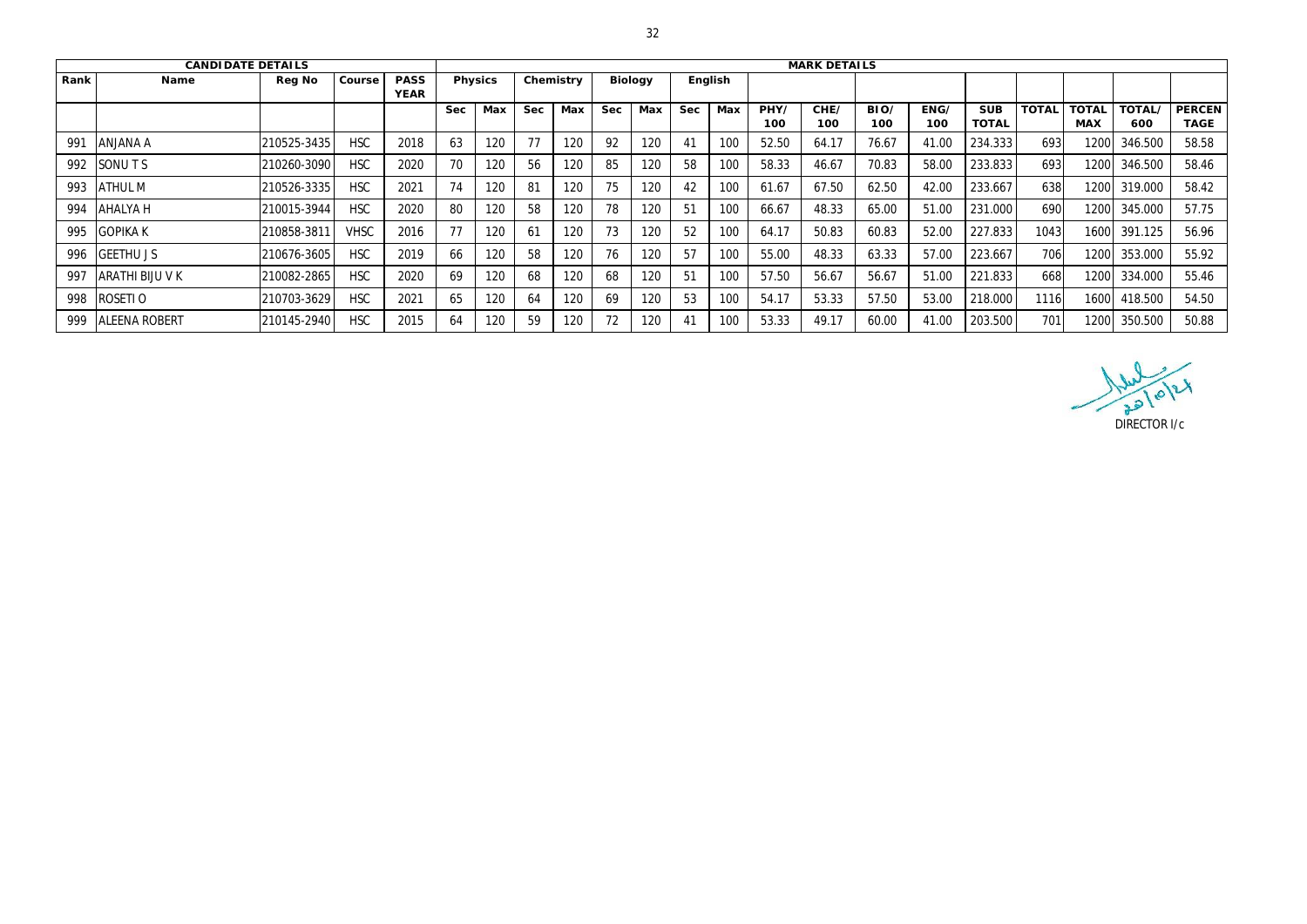| CANDIDATE DETAILS | | | | MARK DETAILS | | | | | | | | | | | | | | | | | |
|---|---|---|---|---|---|---|---|---|---|---|---|---|---|---|---|---|---|---|---|---|---|
| Rank | Name | Reg No | Course | PASS YEAR | Physics | | Chemistry | | Biology | | English | | | | | | | | | | |
| | | | | | Sec | Max | Sec | Max | Sec | Max | Sec | Max | PHY/ 100 | CHE/ 100 | BIO/ 100 | ENG/ 100 | SUB TOTAL | TOTAL | TOTAL MAX | TOTAL/ 600 | PERCENTAGE |
| 991 | ANJANA A | 210525-3435 | HSC | 2018 | 63 | 120 | 77 | 120 | 92 | 120 | 41 | 100 | 52.50 | 64.17 | 76.67 | 41.00 | 234.333 | 693 | 1200 | 346.500 | 58.58 |
| 992 | SONU T S | 210260-3090 | HSC | 2020 | 70 | 120 | 56 | 120 | 85 | 120 | 58 | 100 | 58.33 | 46.67 | 70.83 | 58.00 | 233.833 | 693 | 1200 | 346.500 | 58.46 |
| 993 | ATHUL M | 210526-3335 | HSC | 2021 | 74 | 120 | 81 | 120 | 75 | 120 | 42 | 100 | 61.67 | 67.50 | 62.50 | 42.00 | 233.667 | 638 | 1200 | 319.000 | 58.42 |
| 994 | AHALYA H | 210015-3944 | HSC | 2020 | 80 | 120 | 58 | 120 | 78 | 120 | 51 | 100 | 66.67 | 48.33 | 65.00 | 51.00 | 231.000 | 690 | 1200 | 345.000 | 57.75 |
| 995 | GOPIKA K | 210858-3811 | VHSC | 2016 | 77 | 120 | 61 | 120 | 73 | 120 | 52 | 100 | 64.17 | 50.83 | 60.83 | 52.00 | 227.833 | 1043 | 1600 | 391.125 | 56.96 |
| 996 | GEETHU J S | 210676-3605 | HSC | 2019 | 66 | 120 | 58 | 120 | 76 | 120 | 57 | 100 | 55.00 | 48.33 | 63.33 | 57.00 | 223.667 | 706 | 1200 | 353.000 | 55.92 |
| 997 | ARATHI BIJU V K | 210082-2865 | HSC | 2020 | 69 | 120 | 68 | 120 | 68 | 120 | 51 | 100 | 57.50 | 56.67 | 56.67 | 51.00 | 221.833 | 668 | 1200 | 334.000 | 55.46 |
| 998 | ROSETI O | 210703-3629 | HSC | 2021 | 65 | 120 | 64 | 120 | 69 | 120 | 53 | 100 | 54.17 | 53.33 | 57.50 | 53.00 | 218.000 | 1116 | 1600 | 418.500 | 54.50 |
| 999 | ALEENA ROBERT | 210145-2940 | HSC | 2015 | 64 | 120 | 59 | 120 | 72 | 120 | 41 | 100 | 53.33 | 49.17 | 60.00 | 41.00 | 203.500 | 701 | 1200 | 350.500 | 50.88 |

20/10/21

DIRECTOR I/c